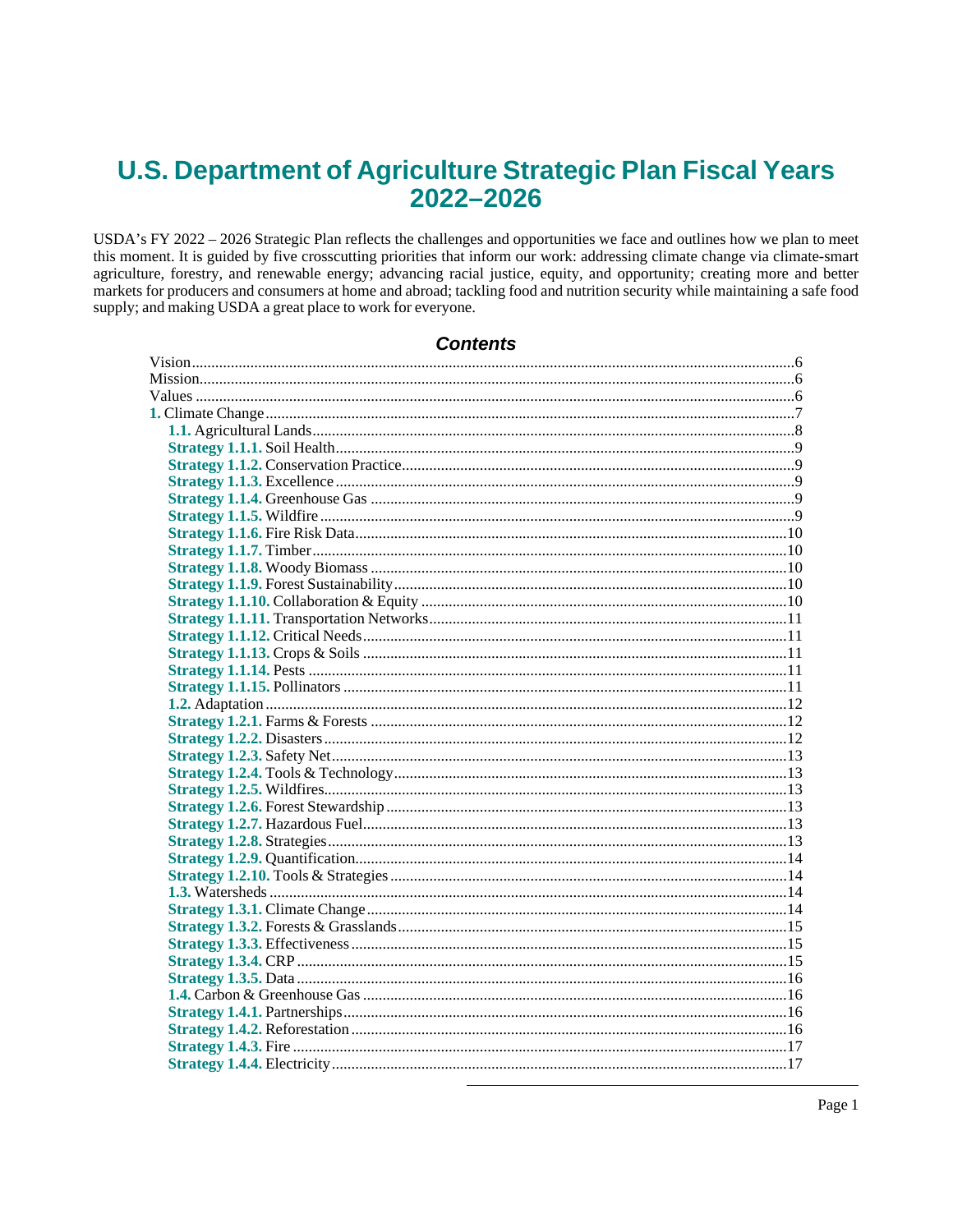# U.S. Department of Agriculture Strategic Plan Fiscal Years 2022–2026

USDA's FY 2022 – 2026 Strategic Plan reflects the challenges and opportunities we face and outlines how we plan to meet this moment. It is guided by five crosscutting priorities that inform our work: addressing climate change via climate-smart agriculture, forestry, and renewable energy; advancing racial justice, equity, and opportunity; creating more and better markets for producers and consumers at home and abroad; tackling food and nutrition security while maintaining a safe food supply; and making USDA a great place to work for everyone.

## Contents

- Vision ....... 6
- Mission ....... 6
- Values ....... 6
- **1.** Climate Change ....... 7
  - **1.1.** Agricultural Lands ....... 8
    - **Strategy 1.1.1.** Soil Health ....... 9
    - **Strategy 1.1.2.** Conservation Practice ....... 9
    - **Strategy 1.1.3.** Excellence ....... 9
    - **Strategy 1.1.4.** Greenhouse Gas ....... 9
    - **Strategy 1.1.5.** Wildfire ....... 9
    - **Strategy 1.1.6.** Fire Risk Data ....... 10
    - **Strategy 1.1.7.** Timber ....... 10
    - **Strategy 1.1.8.** Woody Biomass ....... 10
    - **Strategy 1.1.9.** Forest Sustainability ....... 10
    - **Strategy 1.1.10.** Collaboration & Equity ....... 10
    - **Strategy 1.1.11.** Transportation Networks ....... 11
    - **Strategy 1.1.12.** Critical Needs ....... 11
    - **Strategy 1.1.13.** Crops & Soils ....... 11
    - **Strategy 1.1.14.** Pests ....... 11
    - **Strategy 1.1.15.** Pollinators ....... 11
  - **1.2.** Adaptation ....... 12
    - **Strategy 1.2.1.** Farms & Forests ....... 12
    - **Strategy 1.2.2.** Disasters ....... 12
    - **Strategy 1.2.3.** Safety Net ....... 13
    - **Strategy 1.2.4.** Tools & Technology ....... 13
    - **Strategy 1.2.5.** Wildfires ....... 13
    - **Strategy 1.2.6.** Forest Stewardship ....... 13
    - **Strategy 1.2.7.** Hazardous Fuel ....... 13
    - **Strategy 1.2.8.** Strategies ....... 13
    - **Strategy 1.2.9.** Quantification ....... 14
    - **Strategy 1.2.10.** Tools & Strategies ....... 14
  - **1.3.** Watersheds ....... 14
    - **Strategy 1.3.1.** Climate Change ....... 14
    - **Strategy 1.3.2.** Forests & Grasslands ....... 15
    - **Strategy 1.3.3.** Effectiveness ....... 15
    - **Strategy 1.3.4.** CRP ....... 15
    - **Strategy 1.3.5.** Data ....... 16
  - **1.4.** Carbon & Greenhouse Gas ....... 16
    - **Strategy 1.4.1.** Partnerships ....... 16
    - **Strategy 1.4.2.** Reforestation ....... 16
    - **Strategy 1.4.3.** Fire ....... 17
    - **Strategy 1.4.4.** Electricity ....... 17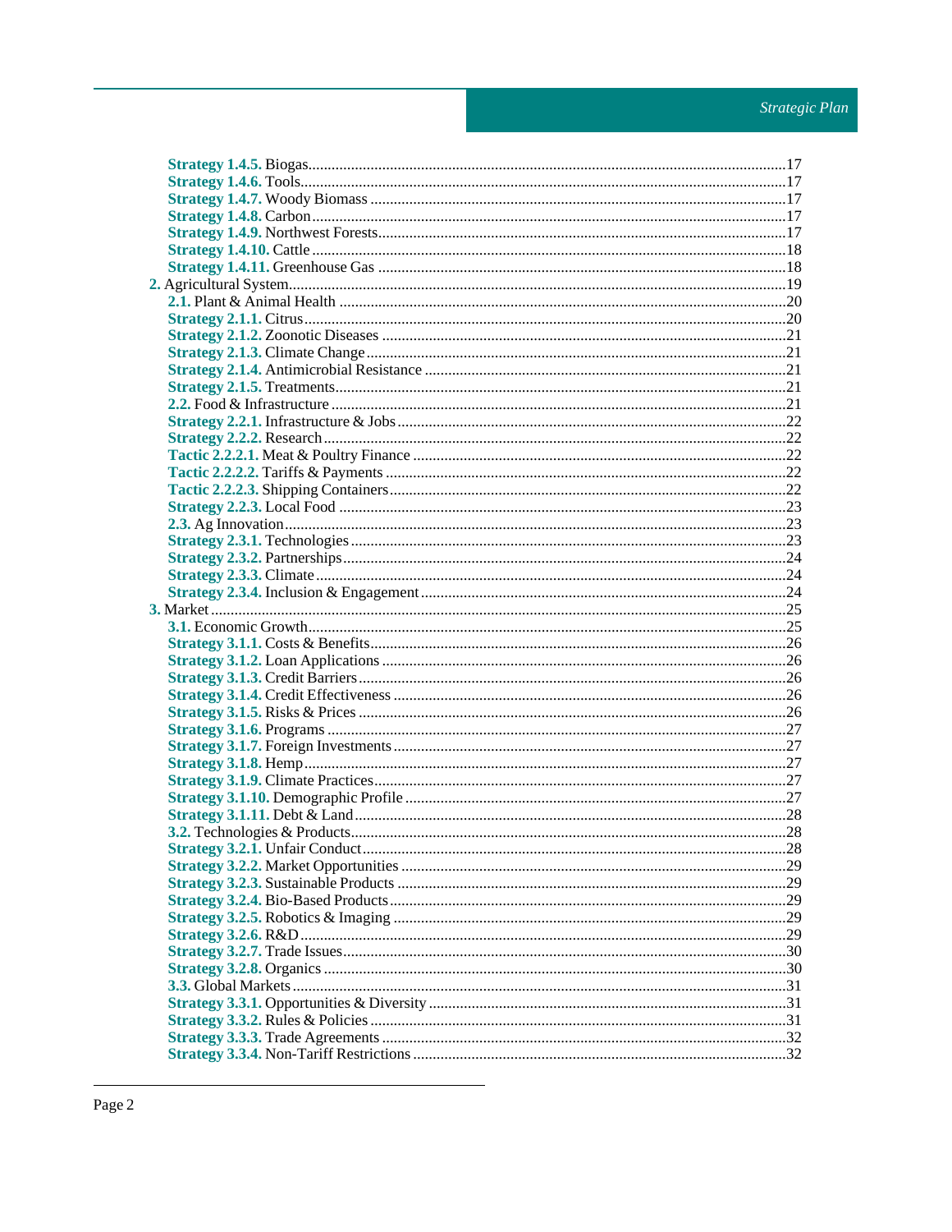**Strategy 1.4.5.** Biogas......17
**Strategy 1.4.6.** Tools......17
**Strategy 1.4.7.** Woody Biomass......17
**Strategy 1.4.8.** Carbon......17
**Strategy 1.4.9.** Northwest Forests......17
**Strategy 1.4.10.** Cattle......18
**Strategy 1.4.11.** Greenhouse Gas......18

**2.** Agricultural System......19

**2.1.** Plant & Animal Health......20
**Strategy 2.1.1.** Citrus......20
**Strategy 2.1.2.** Zoonotic Diseases......21
**Strategy 2.1.3.** Climate Change......21
**Strategy 2.1.4.** Antimicrobial Resistance......21
**Strategy 2.1.5.** Treatments......21

**2.2.** Food & Infrastructure......21
**Strategy 2.2.1.** Infrastructure & Jobs......22
**Strategy 2.2.2.** Research......22
**Tactic 2.2.2.1.** Meat & Poultry Finance......22
**Tactic 2.2.2.2.** Tariffs & Payments......22
**Tactic 2.2.2.3.** Shipping Containers......22
**Strategy 2.2.3.** Local Food......23

**2.3.** Ag Innovation......23
**Strategy 2.3.1.** Technologies......23
**Strategy 2.3.2.** Partnerships......24
**Strategy 2.3.3.** Climate......24
**Strategy 2.3.4.** Inclusion & Engagement......24

**3.** Market......25

**3.1.** Economic Growth......25
**Strategy 3.1.1.** Costs & Benefits......26
**Strategy 3.1.2.** Loan Applications......26
**Strategy 3.1.3.** Credit Barriers......26
**Strategy 3.1.4.** Credit Effectiveness......26
**Strategy 3.1.5.** Risks & Prices......26
**Strategy 3.1.6.** Programs......27
**Strategy 3.1.7.** Foreign Investments......27
**Strategy 3.1.8.** Hemp......27
**Strategy 3.1.9.** Climate Practices......27
**Strategy 3.1.10.** Demographic Profile......27
**Strategy 3.1.11.** Debt & Land......28

**3.2.** Technologies & Products......28
**Strategy 3.2.1.** Unfair Conduct......28
**Strategy 3.2.2.** Market Opportunities......29
**Strategy 3.2.3.** Sustainable Products......29
**Strategy 3.2.4.** Bio-Based Products......29
**Strategy 3.2.5.** Robotics & Imaging......29
**Strategy 3.2.6.** R&D......29
**Strategy 3.2.7.** Trade Issues......30
**Strategy 3.2.8.** Organics......30

**3.3.** Global Markets......31
**Strategy 3.3.1.** Opportunities & Diversity......31
**Strategy 3.3.2.** Rules & Policies......31
**Strategy 3.3.3.** Trade Agreements......32
**Strategy 3.3.4.** Non-Tariff Restrictions......32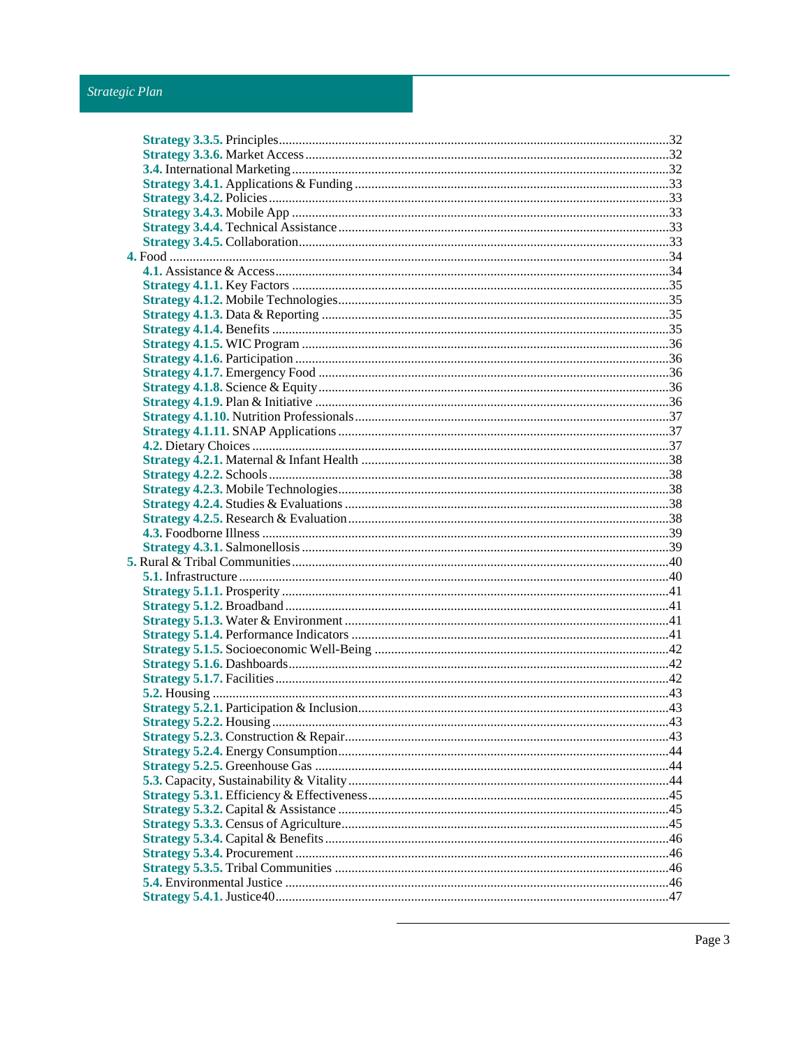- **Strategy 3.3.5.** Principles....................................................32
- **Strategy 3.3.6.** Market Access....................................................32
- **3.4.** International Marketing....................................................32
- **Strategy 3.4.1.** Applications & Funding....................................................33
- **Strategy 3.4.2.** Policies....................................................33
- **Strategy 3.4.3.** Mobile App....................................................33
- **Strategy 3.4.4.** Technical Assistance....................................................33
- **Strategy 3.4.5.** Collaboration....................................................33
- **4.** Food....................................................34
- **4.1.** Assistance & Access....................................................34
- **Strategy 4.1.1.** Key Factors....................................................35
- **Strategy 4.1.2.** Mobile Technologies....................................................35
- **Strategy 4.1.3.** Data & Reporting....................................................35
- **Strategy 4.1.4.** Benefits....................................................35
- **Strategy 4.1.5.** WIC Program....................................................36
- **Strategy 4.1.6.** Participation....................................................36
- **Strategy 4.1.7.** Emergency Food....................................................36
- **Strategy 4.1.8.** Science & Equity....................................................36
- **Strategy 4.1.9.** Plan & Initiative....................................................36
- **Strategy 4.1.10.** Nutrition Professionals....................................................37
- **Strategy 4.1.11.** SNAP Applications....................................................37
- **4.2.** Dietary Choices....................................................37
- **Strategy 4.2.1.** Maternal & Infant Health....................................................38
- **Strategy 4.2.2.** Schools....................................................38
- **Strategy 4.2.3.** Mobile Technologies....................................................38
- **Strategy 4.2.4.** Studies & Evaluations....................................................38
- **Strategy 4.2.5.** Research & Evaluation....................................................38
- **4.3.** Foodborne Illness....................................................39
- **Strategy 4.3.1.** Salmonellosis....................................................39
- **5.** Rural & Tribal Communities....................................................40
- **5.1.** Infrastructure....................................................40
- **Strategy 5.1.1.** Prosperity....................................................41
- **Strategy 5.1.2.** Broadband....................................................41
- **Strategy 5.1.3.** Water & Environment....................................................41
- **Strategy 5.1.4.** Performance Indicators....................................................41
- **Strategy 5.1.5.** Socioeconomic Well-Being....................................................42
- **Strategy 5.1.6.** Dashboards....................................................42
- **Strategy 5.1.7.** Facilities....................................................42
- **5.2.** Housing....................................................43
- **Strategy 5.2.1.** Participation & Inclusion....................................................43
- **Strategy 5.2.2.** Housing....................................................43
- **Strategy 5.2.3.** Construction & Repair....................................................43
- **Strategy 5.2.4.** Energy Consumption....................................................44
- **Strategy 5.2.5.** Greenhouse Gas....................................................44
- **5.3.** Capacity, Sustainability & Vitality....................................................44
- **Strategy 5.3.1.** Efficiency & Effectiveness....................................................45
- **Strategy 5.3.2.** Capital & Assistance....................................................45
- **Strategy 5.3.3.** Census of Agriculture....................................................45
- **Strategy 5.3.4.** Capital & Benefits....................................................46
- **Strategy 5.3.4.** Procurement....................................................46
- **Strategy 5.3.5.** Tribal Communities....................................................46
- **5.4.** Environmental Justice....................................................46
- **Strategy 5.4.1.** Justice40....................................................47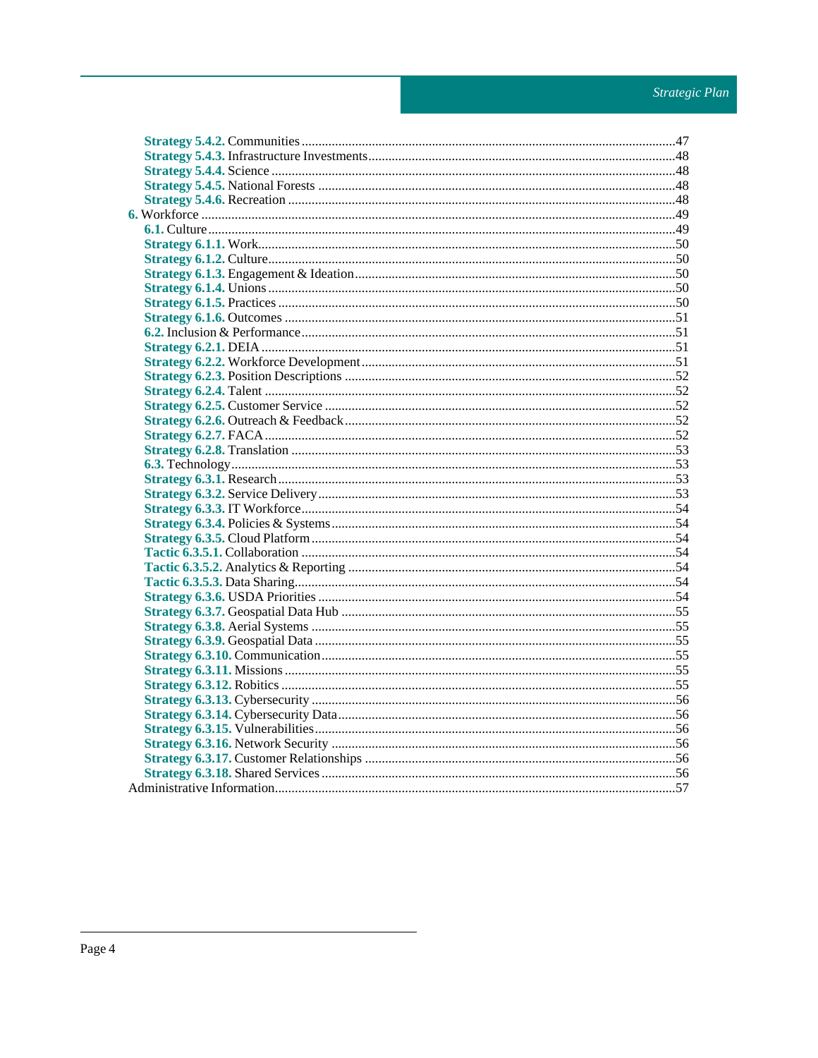- **Strategy 5.4.2.** Communities .....47
- **Strategy 5.4.3.** Infrastructure Investments .....48
- **Strategy 5.4.4.** Science .....48
- **Strategy 5.4.5.** National Forests .....48
- **Strategy 5.4.6.** Recreation .....48

**6.** Workforce .....49

- **6.1.** Culture .....49
- **Strategy 6.1.1.** Work .....50
- **Strategy 6.1.2.** Culture .....50
- **Strategy 6.1.3.** Engagement & Ideation .....50
- **Strategy 6.1.4.** Unions .....50
- **Strategy 6.1.5.** Practices .....50
- **Strategy 6.1.6.** Outcomes .....51
- **6.2.** Inclusion & Performance .....51
- **Strategy 6.2.1.** DEIA .....51
- **Strategy 6.2.2.** Workforce Development .....51
- **Strategy 6.2.3.** Position Descriptions .....52
- **Strategy 6.2.4.** Talent .....52
- **Strategy 6.2.5.** Customer Service .....52
- **Strategy 6.2.6.** Outreach & Feedback .....52
- **Strategy 6.2.7.** FACA .....52
- **Strategy 6.2.8.** Translation .....53
- **6.3.** Technology .....53
- **Strategy 6.3.1.** Research .....53
- **Strategy 6.3.2.** Service Delivery .....53
- **Strategy 6.3.3.** IT Workforce .....54
- **Strategy 6.3.4.** Policies & Systems .....54
- **Strategy 6.3.5.** Cloud Platform .....54
- **Tactic 6.3.5.1.** Collaboration .....54
- **Tactic 6.3.5.2.** Analytics & Reporting .....54
- **Tactic 6.3.5.3.** Data Sharing .....54
- **Strategy 6.3.6.** USDA Priorities .....54
- **Strategy 6.3.7.** Geospatial Data Hub .....55
- **Strategy 6.3.8.** Aerial Systems .....55
- **Strategy 6.3.9.** Geospatial Data .....55
- **Strategy 6.3.10.** Communication .....55
- **Strategy 6.3.11.** Missions .....55
- **Strategy 6.3.12.** Robitics .....55
- **Strategy 6.3.13.** Cybersecurity .....56
- **Strategy 6.3.14.** Cybersecurity Data .....56
- **Strategy 6.3.15.** Vulnerabilities .....56
- **Strategy 6.3.16.** Network Security .....56
- **Strategy 6.3.17.** Customer Relationships .....56
- **Strategy 6.3.18.** Shared Services .....56

Administrative Information .....57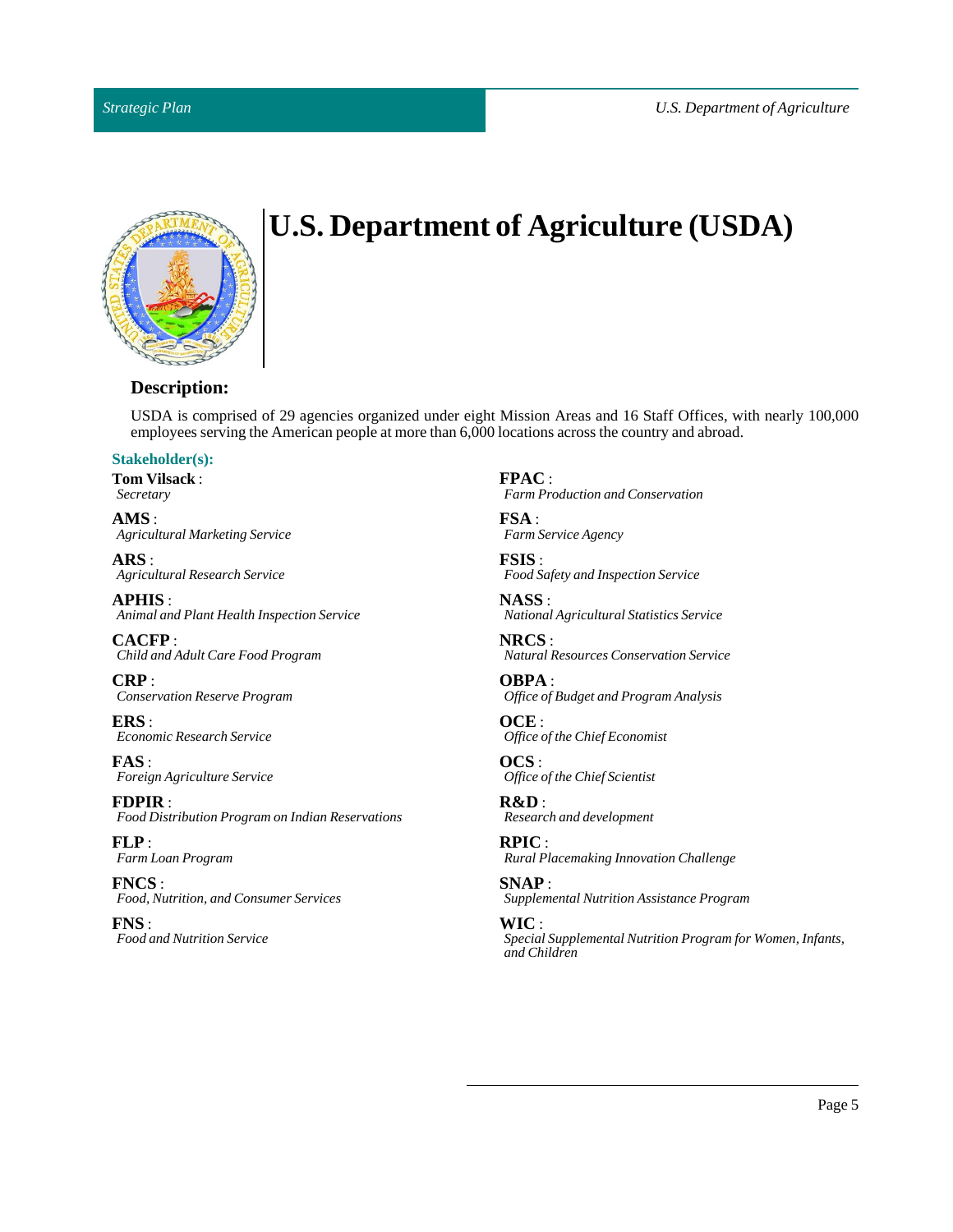# U.S. Department of Agriculture (USDA)

### Description:

USDA is comprised of 29 agencies organized under eight Mission Areas and 16 Staff Offices, with nearly 100,000 employees serving the American people at more than 6,000 locations across the country and abroad.

#### Stakeholder(s):

**Tom Vilsack** :
*Secretary*

**AMS** :
*Agricultural Marketing Service*

**ARS** :
*Agricultural Research Service*

**APHIS** :
*Animal and Plant Health Inspection Service*

**CACFP** :
*Child and Adult Care Food Program*

**CRP** :
*Conservation Reserve Program*

**ERS** :
*Economic Research Service*

**FAS** :
*Foreign Agriculture Service*

**FDPIR** :
*Food Distribution Program on Indian Reservations*

**FLP** :
*Farm Loan Program*

**FNCS** :
*Food, Nutrition, and Consumer Services*

**FNS** :
*Food and Nutrition Service*

**FPAC** :
*Farm Production and Conservation*

**FSA** :
*Farm Service Agency*

**FSIS** :
*Food Safety and Inspection Service*

**NASS** :
*National Agricultural Statistics Service*

**NRCS** :
*Natural Resources Conservation Service*

**OBPA** :
*Office of Budget and Program Analysis*

**OCE** :
*Office of the Chief Economist*

**OCS** :
*Office of the Chief Scientist*

**R&D** :
*Research and development*

**RPIC** :
*Rural Placemaking Innovation Challenge*

**SNAP** :
*Supplemental Nutrition Assistance Program*

**WIC** :
*Special Supplemental Nutrition Program for Women, Infants, and Children*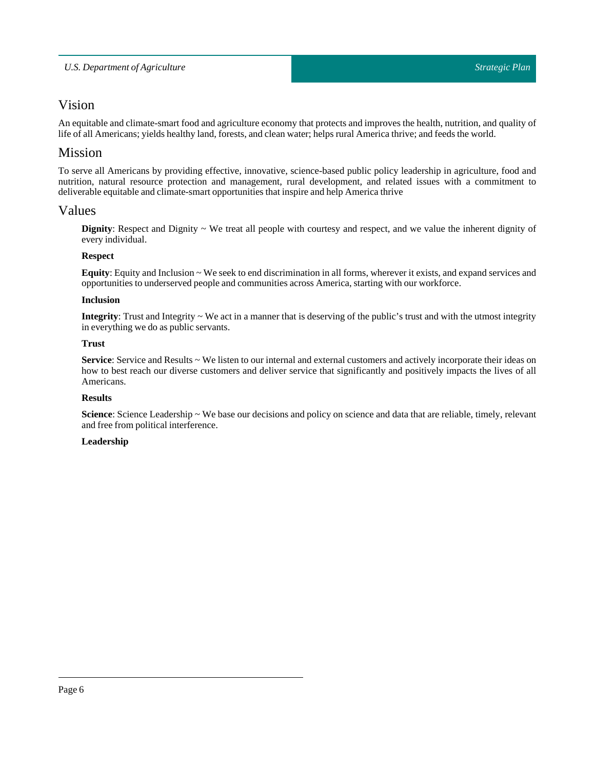## Vision

An equitable and climate-smart food and agriculture economy that protects and improves the health, nutrition, and quality of life of all Americans; yields healthy land, forests, and clean water; helps rural America thrive; and feeds the world.

## Mission

To serve all Americans by providing effective, innovative, science-based public policy leadership in agriculture, food and nutrition, natural resource protection and management, rural development, and related issues with a commitment to deliverable equitable and climate-smart opportunities that inspire and help America thrive

## Values

**Dignity**: Respect and Dignity ~ We treat all people with courtesy and respect, and we value the inherent dignity of every individual.

**Respect**

**Equity**: Equity and Inclusion ~ We seek to end discrimination in all forms, wherever it exists, and expand services and opportunities to underserved people and communities across America, starting with our workforce.

**Inclusion**

**Integrity**: Trust and Integrity ~ We act in a manner that is deserving of the public's trust and with the utmost integrity in everything we do as public servants.

**Trust**

**Service**: Service and Results ~ We listen to our internal and external customers and actively incorporate their ideas on how to best reach our diverse customers and deliver service that significantly and positively impacts the lives of all Americans.

**Results**

**Science**: Science Leadership ~ We base our decisions and policy on science and data that are reliable, timely, relevant and free from political interference.

**Leadership**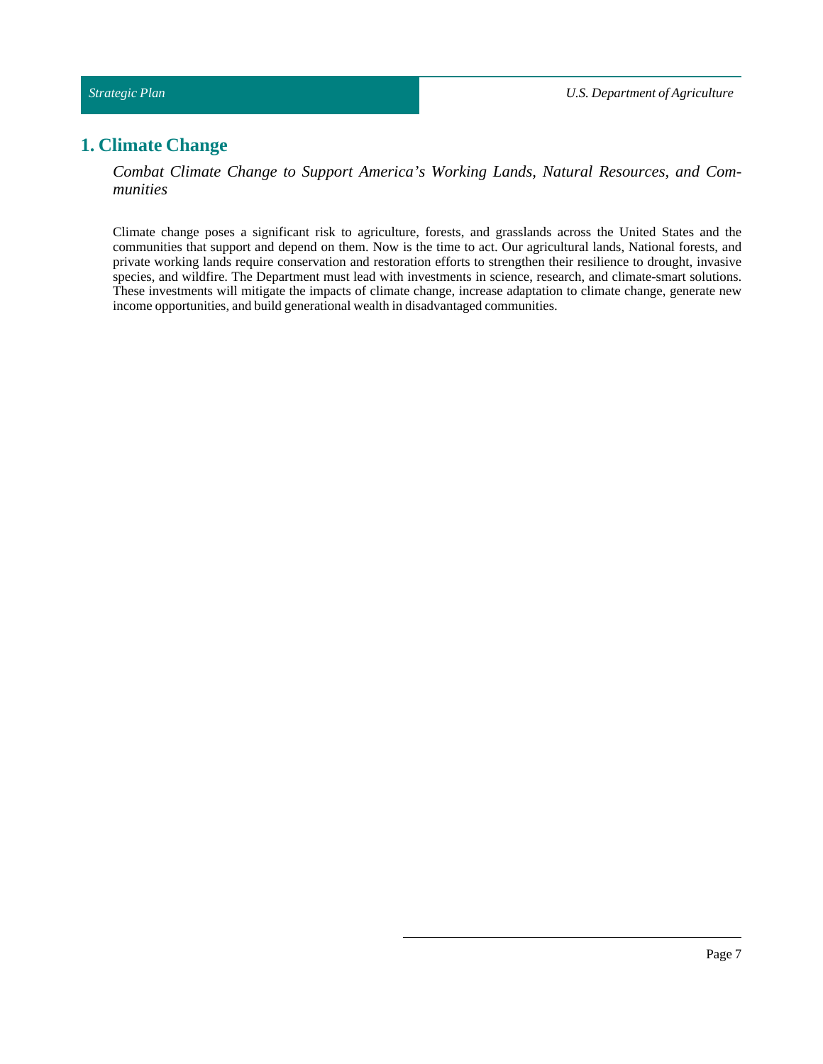# 1. Climate Change

*Combat Climate Change to Support America's Working Lands, Natural Resources, and Communities*

Climate change poses a significant risk to agriculture, forests, and grasslands across the United States and the communities that support and depend on them. Now is the time to act. Our agricultural lands, National forests, and private working lands require conservation and restoration efforts to strengthen their resilience to drought, invasive species, and wildfire. The Department must lead with investments in science, research, and climate-smart solutions. These investments will mitigate the impacts of climate change, increase adaptation to climate change, generate new income opportunities, and build generational wealth in disadvantaged communities.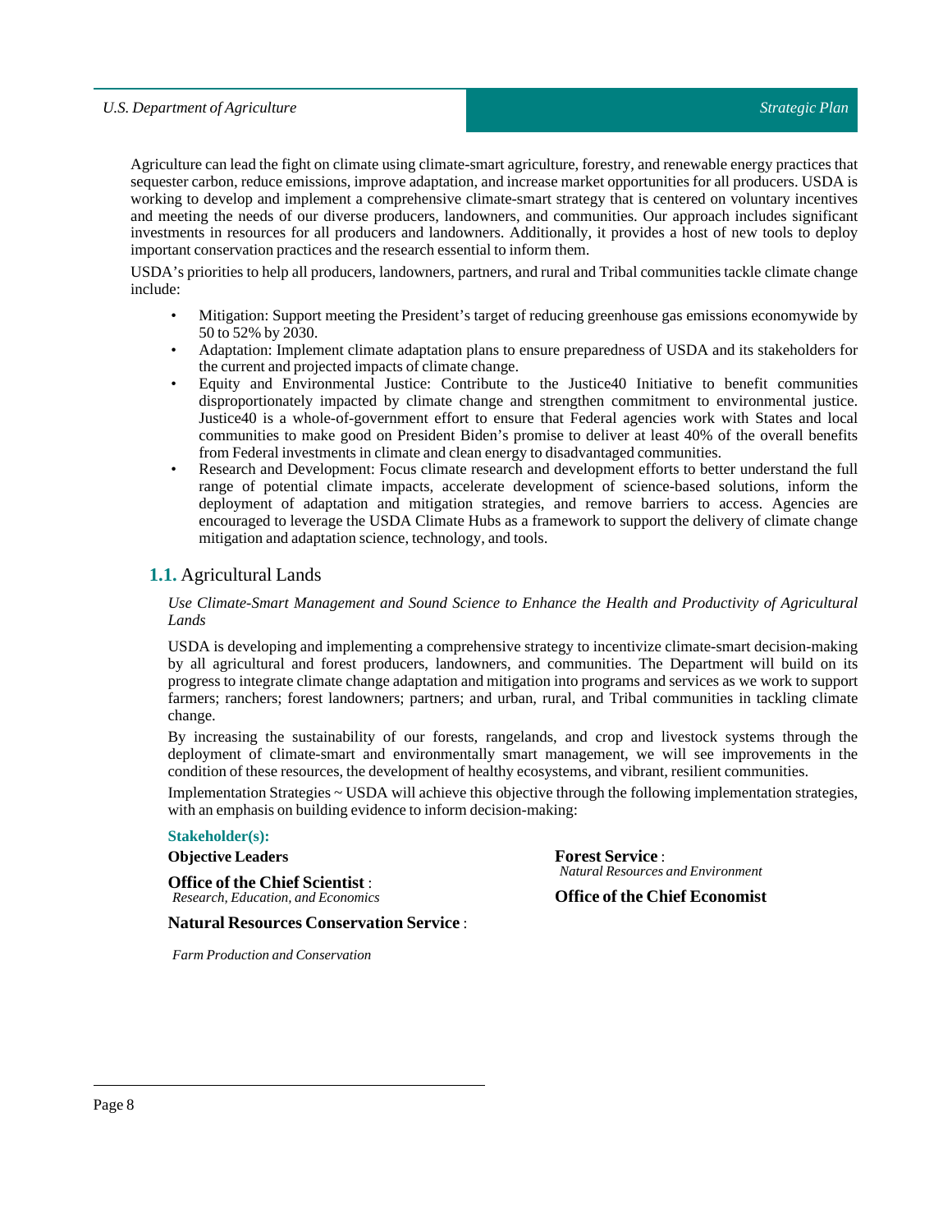Agriculture can lead the fight on climate using climate-smart agriculture, forestry, and renewable energy practices that sequester carbon, reduce emissions, improve adaptation, and increase market opportunities for all producers. USDA is working to develop and implement a comprehensive climate-smart strategy that is centered on voluntary incentives and meeting the needs of our diverse producers, landowners, and communities. Our approach includes significant investments in resources for all producers and landowners. Additionally, it provides a host of new tools to deploy important conservation practices and the research essential to inform them.

USDA's priorities to help all producers, landowners, partners, and rural and Tribal communities tackle climate change include:

- Mitigation: Support meeting the President's target of reducing greenhouse gas emissions economywide by 50 to 52% by 2030.
- Adaptation: Implement climate adaptation plans to ensure preparedness of USDA and its stakeholders for the current and projected impacts of climate change.
- Equity and Environmental Justice: Contribute to the Justice40 Initiative to benefit communities disproportionately impacted by climate change and strengthen commitment to environmental justice. Justice40 is a whole-of-government effort to ensure that Federal agencies work with States and local communities to make good on President Biden's promise to deliver at least 40% of the overall benefits from Federal investments in climate and clean energy to disadvantaged communities.
- Research and Development: Focus climate research and development efforts to better understand the full range of potential climate impacts, accelerate development of science-based solutions, inform the deployment of adaptation and mitigation strategies, and remove barriers to access. Agencies are encouraged to leverage the USDA Climate Hubs as a framework to support the delivery of climate change mitigation and adaptation science, technology, and tools.

## 1.1. Agricultural Lands

*Use Climate-Smart Management and Sound Science to Enhance the Health and Productivity of Agricultural Lands*

USDA is developing and implementing a comprehensive strategy to incentivize climate-smart decision-making by all agricultural and forest producers, landowners, and communities. The Department will build on its progress to integrate climate change adaptation and mitigation into programs and services as we work to support farmers; ranchers; forest landowners; partners; and urban, rural, and Tribal communities in tackling climate change.

By increasing the sustainability of our forests, rangelands, and crop and livestock systems through the deployment of climate-smart and environmentally smart management, we will see improvements in the condition of these resources, the development of healthy ecosystems, and vibrant, resilient communities.

Implementation Strategies ~ USDA will achieve this objective through the following implementation strategies, with an emphasis on building evidence to inform decision-making:

**Stakeholder(s):**

**Objective Leaders**

**Office of the Chief Scientist** :
*Research, Education, and Economics*

**Natural Resources Conservation Service** :
*Farm Production and Conservation*

**Forest Service** :
*Natural Resources and Environment*

**Office of the Chief Economist**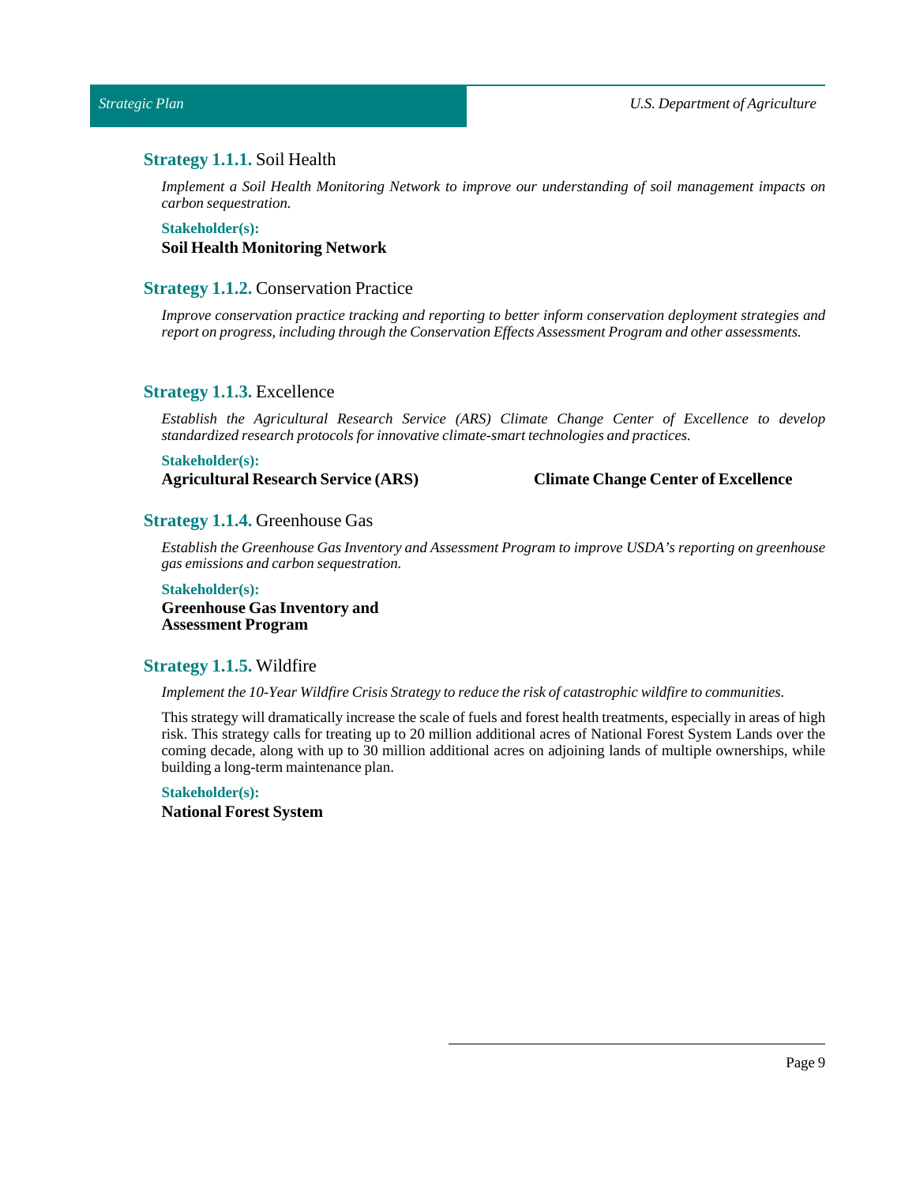### **Strategy 1.1.1.** Soil Health

*Implement a Soil Health Monitoring Network to improve our understanding of soil management impacts on carbon sequestration.*

**Stakeholder(s):**

**Soil Health Monitoring Network**

### **Strategy 1.1.2.** Conservation Practice

*Improve conservation practice tracking and reporting to better inform conservation deployment strategies and report on progress, including through the Conservation Effects Assessment Program and other assessments.*

### **Strategy 1.1.3.** Excellence

*Establish the Agricultural Research Service (ARS) Climate Change Center of Excellence to develop standardized research protocols for innovative climate-smart technologies and practices.*

**Stakeholder(s):**

**Agricultural Research Service (ARS)**

**Climate Change Center of Excellence**

### **Strategy 1.1.4.** Greenhouse Gas

*Establish the Greenhouse Gas Inventory and Assessment Program to improve USDA's reporting on greenhouse gas emissions and carbon sequestration.*

**Stakeholder(s):**

**Greenhouse Gas Inventory and Assessment Program**

### **Strategy 1.1.5.** Wildfire

*Implement the 10-Year Wildfire Crisis Strategy to reduce the risk of catastrophic wildfire to communities.*

This strategy will dramatically increase the scale of fuels and forest health treatments, especially in areas of high risk. This strategy calls for treating up to 20 million additional acres of National Forest System Lands over the coming decade, along with up to 30 million additional acres on adjoining lands of multiple ownerships, while building a long-term maintenance plan.

**Stakeholder(s):**

**National Forest System**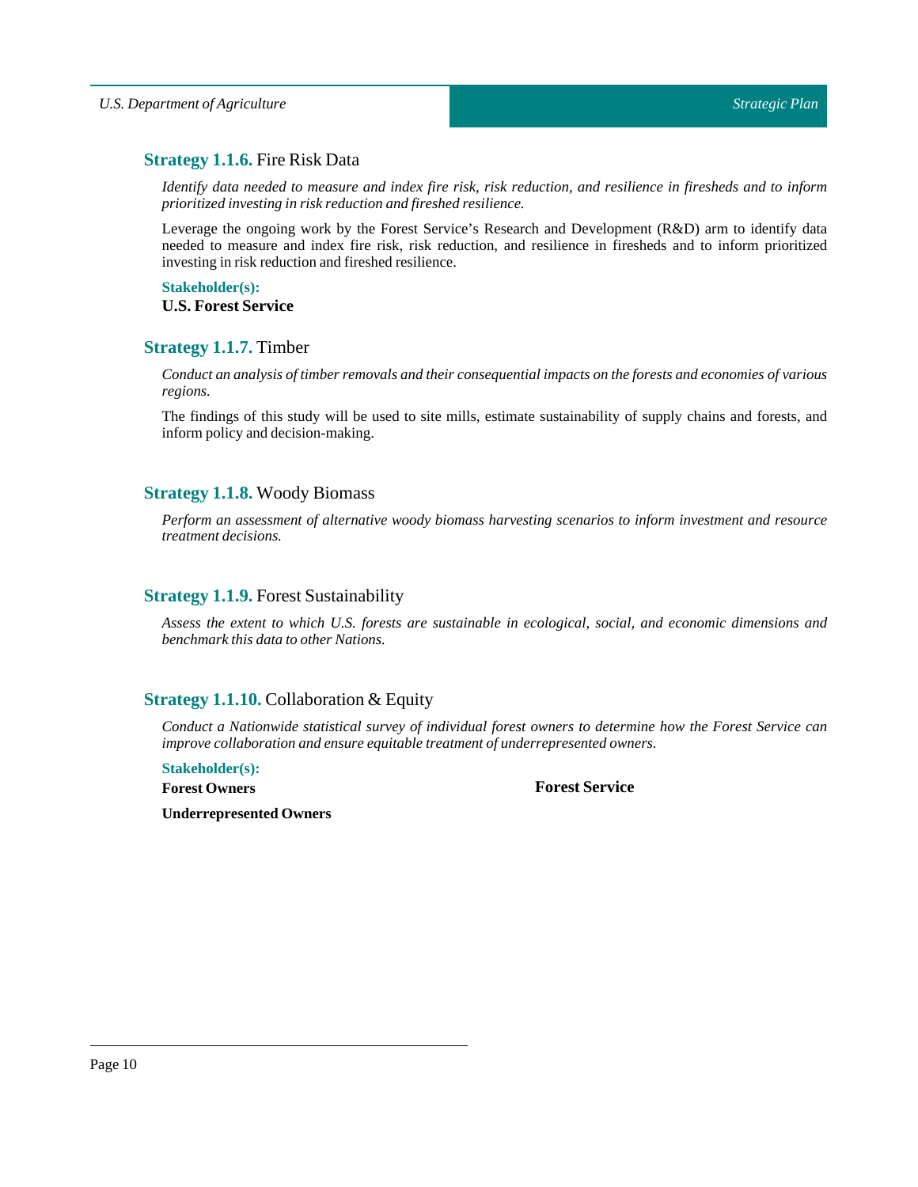### **Strategy 1.1.6.** Fire Risk Data

*Identify data needed to measure and index fire risk, risk reduction, and resilience in firesheds and to inform prioritized investing in risk reduction and fireshed resilience.*

Leverage the ongoing work by the Forest Service's Research and Development (R&D) arm to identify data needed to measure and index fire risk, risk reduction, and resilience in firesheds and to inform prioritized investing in risk reduction and fireshed resilience.

**Stakeholder(s):**

**U.S. Forest Service**

### **Strategy 1.1.7.** Timber

*Conduct an analysis of timber removals and their consequential impacts on the forests and economies of various regions.*

The findings of this study will be used to site mills, estimate sustainability of supply chains and forests, and inform policy and decision-making.

### **Strategy 1.1.8.** Woody Biomass

*Perform an assessment of alternative woody biomass harvesting scenarios to inform investment and resource treatment decisions.*

### **Strategy 1.1.9.** Forest Sustainability

*Assess the extent to which U.S. forests are sustainable in ecological, social, and economic dimensions and benchmark this data to other Nations.*

### **Strategy 1.1.10.** Collaboration & Equity

*Conduct a Nationwide statistical survey of individual forest owners to determine how the Forest Service can improve collaboration and ensure equitable treatment of underrepresented owners.*

**Stakeholder(s):**

**Forest Owners**

**Forest Service**

**Underrepresented Owners**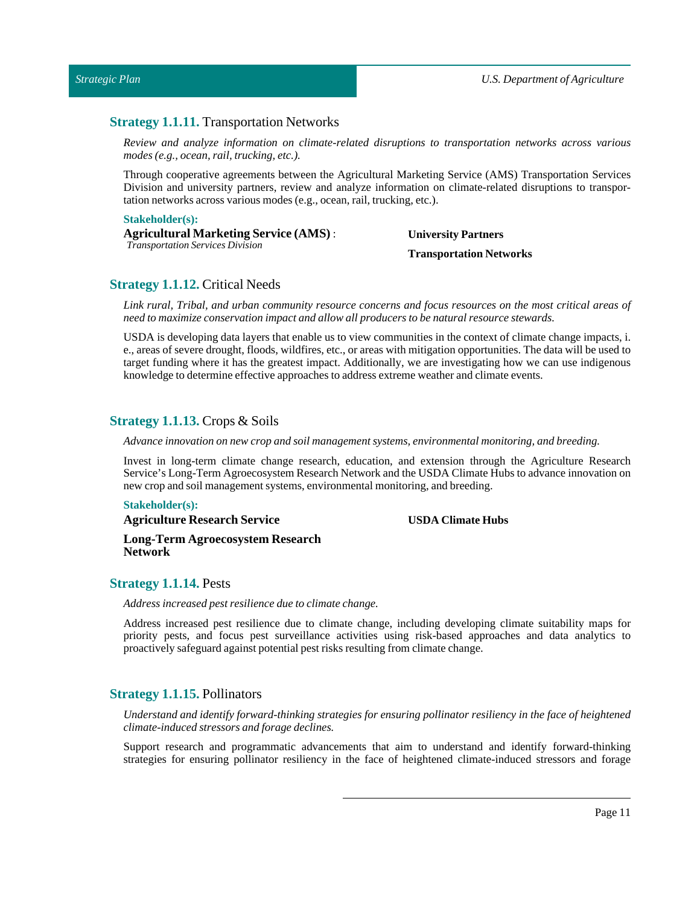### **Strategy 1.1.11.** Transportation Networks

*Review and analyze information on climate-related disruptions to transportation networks across various modes (e.g., ocean, rail, trucking, etc.).*

Through cooperative agreements between the Agricultural Marketing Service (AMS) Transportation Services Division and university partners, review and analyze information on climate-related disruptions to transportation networks across various modes (e.g., ocean, rail, trucking, etc.).

**Stakeholder(s):**

**Agricultural Marketing Service (AMS)** :
*Transportation Services Division*

**University Partners**

**Transportation Networks**

### **Strategy 1.1.12.** Critical Needs

*Link rural, Tribal, and urban community resource concerns and focus resources on the most critical areas of need to maximize conservation impact and allow all producers to be natural resource stewards.*

USDA is developing data layers that enable us to view communities in the context of climate change impacts, i.e., areas of severe drought, floods, wildfires, etc., or areas with mitigation opportunities. The data will be used to target funding where it has the greatest impact. Additionally, we are investigating how we can use indigenous knowledge to determine effective approaches to address extreme weather and climate events.

### **Strategy 1.1.13.** Crops & Soils

*Advance innovation on new crop and soil management systems, environmental monitoring, and breeding.*

Invest in long-term climate change research, education, and extension through the Agriculture Research Service's Long-Term Agroecosystem Research Network and the USDA Climate Hubs to advance innovation on new crop and soil management systems, environmental monitoring, and breeding.

**Stakeholder(s):**

**Agriculture Research Service**

**Long-Term Agroecosystem Research Network**

**USDA Climate Hubs**

### **Strategy 1.1.14.** Pests

*Address increased pest resilience due to climate change.*

Address increased pest resilience due to climate change, including developing climate suitability maps for priority pests, and focus pest surveillance activities using risk-based approaches and data analytics to proactively safeguard against potential pest risks resulting from climate change.

### **Strategy 1.1.15.** Pollinators

*Understand and identify forward-thinking strategies for ensuring pollinator resiliency in the face of heightened climate-induced stressors and forage declines.*

Support research and programmatic advancements that aim to understand and identify forward-thinking strategies for ensuring pollinator resiliency in the face of heightened climate-induced stressors and forage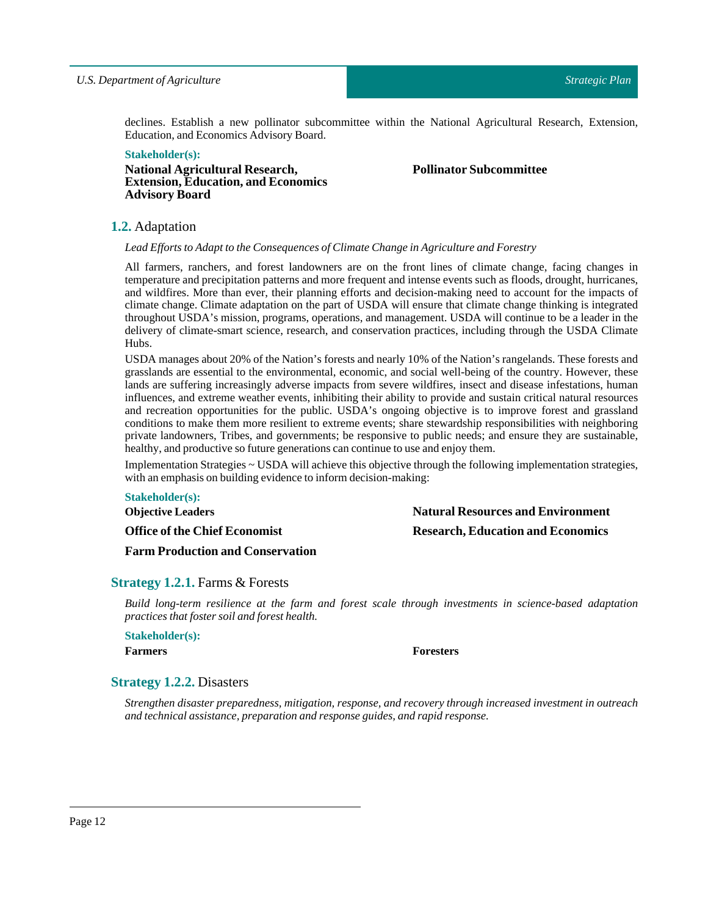declines. Establish a new pollinator subcommittee within the National Agricultural Research, Extension, Education, and Economics Advisory Board.

**Stakeholder(s):**

**National Agricultural Research, Extension, Education, and Economics Advisory Board**

**Pollinator Subcommittee**

## 1.2. Adaptation

*Lead Efforts to Adapt to the Consequences of Climate Change in Agriculture and Forestry*

All farmers, ranchers, and forest landowners are on the front lines of climate change, facing changes in temperature and precipitation patterns and more frequent and intense events such as floods, drought, hurricanes, and wildfires. More than ever, their planning efforts and decision-making need to account for the impacts of climate change. Climate adaptation on the part of USDA will ensure that climate change thinking is integrated throughout USDA's mission, programs, operations, and management. USDA will continue to be a leader in the delivery of climate-smart science, research, and conservation practices, including through the USDA Climate Hubs.

USDA manages about 20% of the Nation's forests and nearly 10% of the Nation's rangelands. These forests and grasslands are essential to the environmental, economic, and social well-being of the country. However, these lands are suffering increasingly adverse impacts from severe wildfires, insect and disease infestations, human influences, and extreme weather events, inhibiting their ability to provide and sustain critical natural resources and recreation opportunities for the public. USDA's ongoing objective is to improve forest and grassland conditions to make them more resilient to extreme events; share stewardship responsibilities with neighboring private landowners, Tribes, and governments; be responsive to public needs; and ensure they are sustainable, healthy, and productive so future generations can continue to use and enjoy them.

Implementation Strategies ~ USDA will achieve this objective through the following implementation strategies, with an emphasis on building evidence to inform decision-making:

**Stakeholder(s):**

**Objective Leaders**

**Natural Resources and Environment**

**Office of the Chief Economist**

**Research, Education and Economics**

**Farm Production and Conservation**

### Strategy 1.2.1. Farms & Forests

*Build long-term resilience at the farm and forest scale through investments in science-based adaptation practices that foster soil and forest health.*

**Stakeholder(s):**

**Farmers**

**Foresters**

### Strategy 1.2.2. Disasters

*Strengthen disaster preparedness, mitigation, response, and recovery through increased investment in outreach and technical assistance, preparation and response guides, and rapid response.*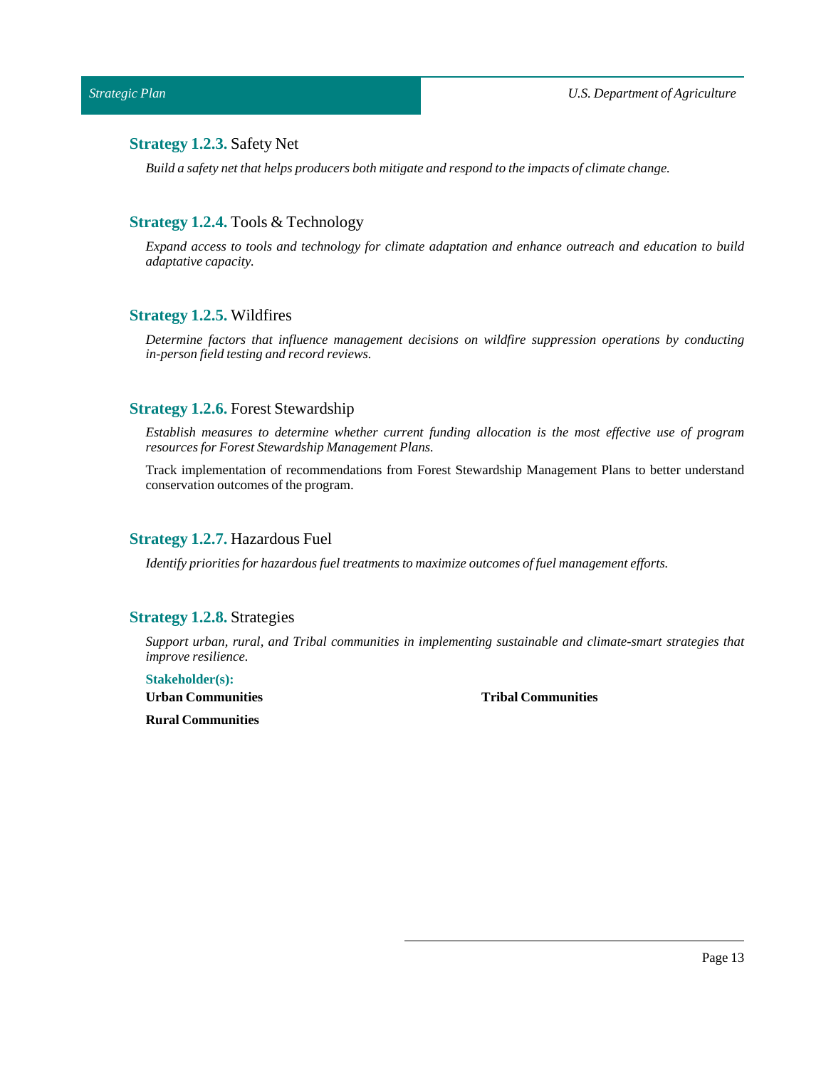### **Strategy 1.2.3.** Safety Net

*Build a safety net that helps producers both mitigate and respond to the impacts of climate change.*

### **Strategy 1.2.4.** Tools & Technology

*Expand access to tools and technology for climate adaptation and enhance outreach and education to build adaptative capacity.*

### **Strategy 1.2.5.** Wildfires

*Determine factors that influence management decisions on wildfire suppression operations by conducting in-person field testing and record reviews.*

### **Strategy 1.2.6.** Forest Stewardship

*Establish measures to determine whether current funding allocation is the most effective use of program resources for Forest Stewardship Management Plans.*

Track implementation of recommendations from Forest Stewardship Management Plans to better understand conservation outcomes of the program.

### **Strategy 1.2.7.** Hazardous Fuel

*Identify priorities for hazardous fuel treatments to maximize outcomes of fuel management efforts.*

### **Strategy 1.2.8.** Strategies

*Support urban, rural, and Tribal communities in implementing sustainable and climate-smart strategies that improve resilience.*

**Stakeholder(s):**

**Urban Communities**

**Tribal Communities**

**Rural Communities**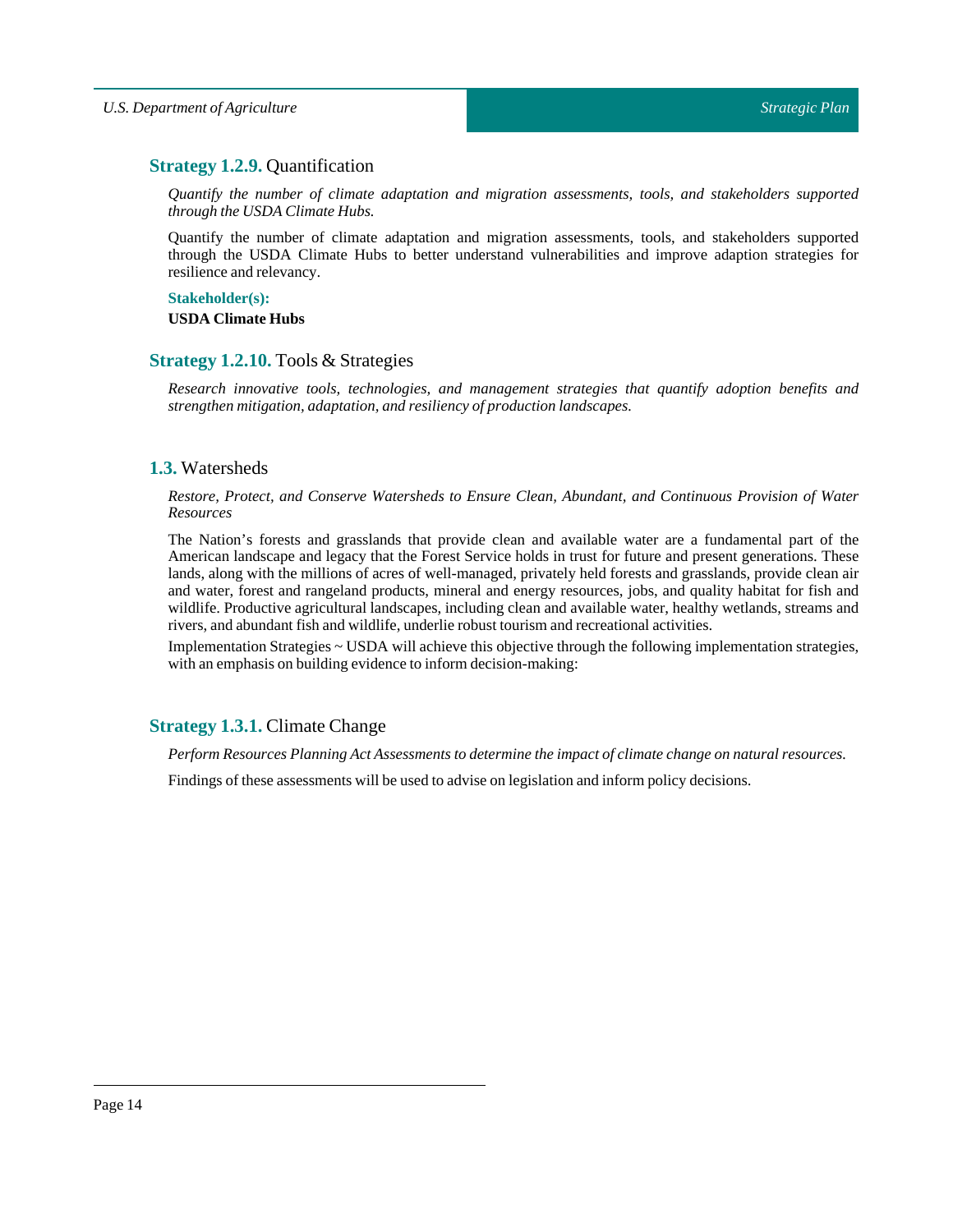### **Strategy 1.2.9.** Quantification

*Quantify the number of climate adaptation and migration assessments, tools, and stakeholders supported through the USDA Climate Hubs.*

Quantify the number of climate adaptation and migration assessments, tools, and stakeholders supported through the USDA Climate Hubs to better understand vulnerabilities and improve adaption strategies for resilience and relevancy.

**Stakeholder(s):**

**USDA Climate Hubs**

### **Strategy 1.2.10.** Tools & Strategies

*Research innovative tools, technologies, and management strategies that quantify adoption benefits and strengthen mitigation, adaptation, and resiliency of production landscapes.*

## **1.3.** Watersheds

*Restore, Protect, and Conserve Watersheds to Ensure Clean, Abundant, and Continuous Provision of Water Resources*

The Nation's forests and grasslands that provide clean and available water are a fundamental part of the American landscape and legacy that the Forest Service holds in trust for future and present generations. These lands, along with the millions of acres of well-managed, privately held forests and grasslands, provide clean air and water, forest and rangeland products, mineral and energy resources, jobs, and quality habitat for fish and wildlife. Productive agricultural landscapes, including clean and available water, healthy wetlands, streams and rivers, and abundant fish and wildlife, underlie robust tourism and recreational activities.

Implementation Strategies ~ USDA will achieve this objective through the following implementation strategies, with an emphasis on building evidence to inform decision-making:

### **Strategy 1.3.1.** Climate Change

*Perform Resources Planning Act Assessments to determine the impact of climate change on natural resources.*

Findings of these assessments will be used to advise on legislation and inform policy decisions.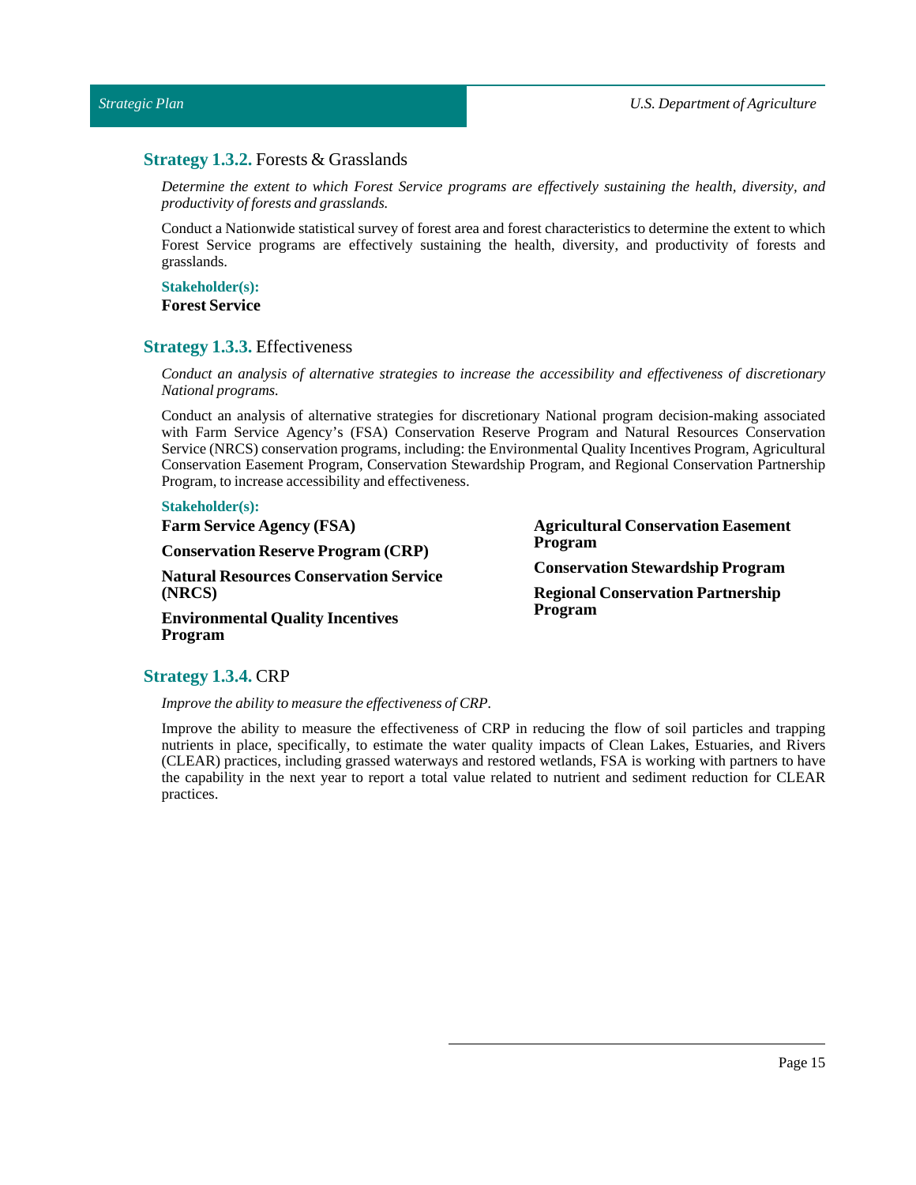### **Strategy 1.3.2.** Forests & Grasslands

*Determine the extent to which Forest Service programs are effectively sustaining the health, diversity, and productivity of forests and grasslands.*

Conduct a Nationwide statistical survey of forest area and forest characteristics to determine the extent to which Forest Service programs are effectively sustaining the health, diversity, and productivity of forests and grasslands.

**Stakeholder(s):**

**Forest Service**

### **Strategy 1.3.3.** Effectiveness

*Conduct an analysis of alternative strategies to increase the accessibility and effectiveness of discretionary National programs.*

Conduct an analysis of alternative strategies for discretionary National program decision-making associated with Farm Service Agency's (FSA) Conservation Reserve Program and Natural Resources Conservation Service (NRCS) conservation programs, including: the Environmental Quality Incentives Program, Agricultural Conservation Easement Program, Conservation Stewardship Program, and Regional Conservation Partnership Program, to increase accessibility and effectiveness.

**Stakeholder(s):**

**Farm Service Agency (FSA)**

**Conservation Reserve Program (CRP)**

**Natural Resources Conservation Service (NRCS)**

**Environmental Quality Incentives Program**

**Agricultural Conservation Easement Program**

**Conservation Stewardship Program**

**Regional Conservation Partnership Program**

### **Strategy 1.3.4.** CRP

*Improve the ability to measure the effectiveness of CRP.*

Improve the ability to measure the effectiveness of CRP in reducing the flow of soil particles and trapping nutrients in place, specifically, to estimate the water quality impacts of Clean Lakes, Estuaries, and Rivers (CLEAR) practices, including grassed waterways and restored wetlands, FSA is working with partners to have the capability in the next year to report a total value related to nutrient and sediment reduction for CLEAR practices.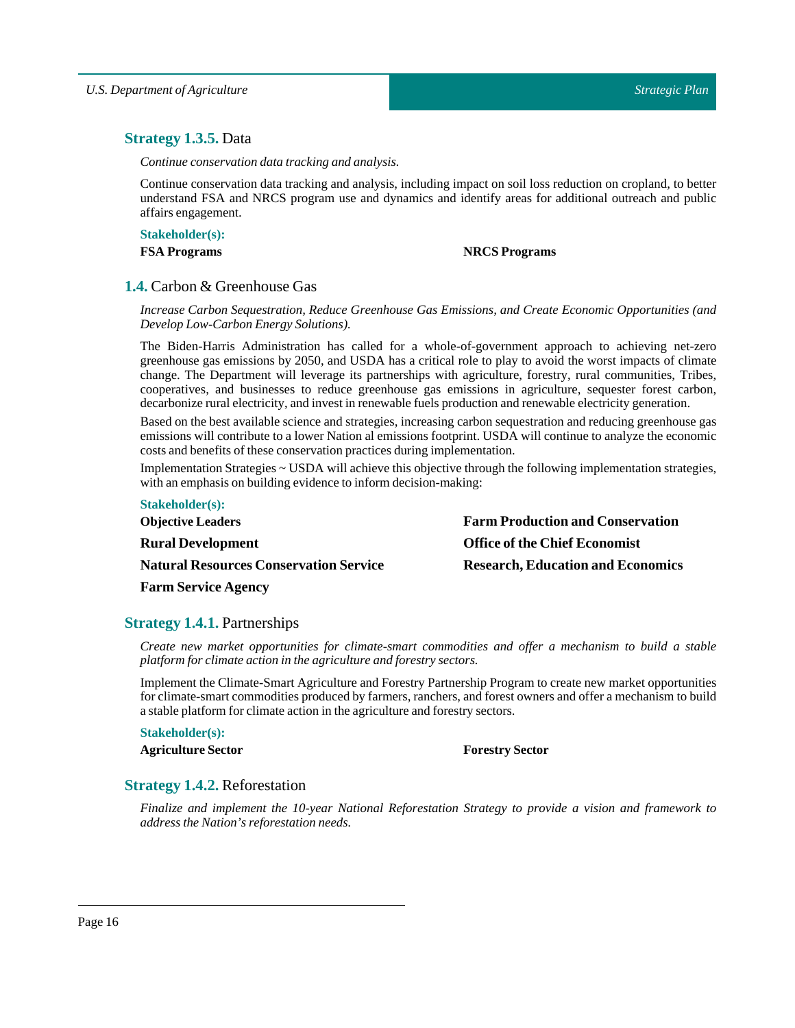### Strategy 1.3.5. Data

*Continue conservation data tracking and analysis.*

Continue conservation data tracking and analysis, including impact on soil loss reduction on cropland, to better understand FSA and NRCS program use and dynamics and identify areas for additional outreach and public affairs engagement.

**Stakeholder(s):**

**FSA Programs**

**NRCS Programs**

## 1.4. Carbon & Greenhouse Gas

*Increase Carbon Sequestration, Reduce Greenhouse Gas Emissions, and Create Economic Opportunities (and Develop Low-Carbon Energy Solutions).*

The Biden-Harris Administration has called for a whole-of-government approach to achieving net-zero greenhouse gas emissions by 2050, and USDA has a critical role to play to avoid the worst impacts of climate change. The Department will leverage its partnerships with agriculture, forestry, rural communities, Tribes, cooperatives, and businesses to reduce greenhouse gas emissions in agriculture, sequester forest carbon, decarbonize rural electricity, and invest in renewable fuels production and renewable electricity generation.

Based on the best available science and strategies, increasing carbon sequestration and reducing greenhouse gas emissions will contribute to a lower Nation al emissions footprint. USDA will continue to analyze the economic costs and benefits of these conservation practices during implementation.

Implementation Strategies ~ USDA will achieve this objective through the following implementation strategies, with an emphasis on building evidence to inform decision-making:

**Stakeholder(s):**

**Objective Leaders**

**Rural Development**

**Natural Resources Conservation Service**

**Farm Service Agency**

**Farm Production and Conservation**

**Office of the Chief Economist**

**Research, Education and Economics**

### Strategy 1.4.1. Partnerships

*Create new market opportunities for climate-smart commodities and offer a mechanism to build a stable platform for climate action in the agriculture and forestry sectors.*

Implement the Climate-Smart Agriculture and Forestry Partnership Program to create new market opportunities for climate-smart commodities produced by farmers, ranchers, and forest owners and offer a mechanism to build a stable platform for climate action in the agriculture and forestry sectors.

**Stakeholder(s):**

**Agriculture Sector**

**Forestry Sector**

### Strategy 1.4.2. Reforestation

*Finalize and implement the 10-year National Reforestation Strategy to provide a vision and framework to address the Nation's reforestation needs.*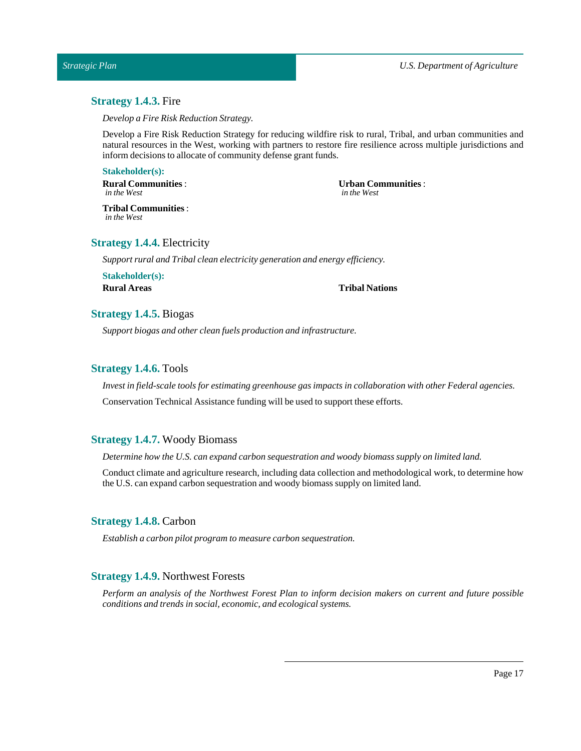### **Strategy 1.4.3.** Fire

*Develop a Fire Risk Reduction Strategy.*

Develop a Fire Risk Reduction Strategy for reducing wildfire risk to rural, Tribal, and urban communities and natural resources in the West, working with partners to restore fire resilience across multiple jurisdictions and inform decisions to allocate of community defense grant funds.

**Stakeholder(s):**

**Rural Communities** :
*in the West*

**Urban Communities** :
*in the West*

**Tribal Communities** :
*in the West*

### **Strategy 1.4.4.** Electricity

*Support rural and Tribal clean electricity generation and energy efficiency.*

**Stakeholder(s):**

**Rural Areas**

**Tribal Nations**

### **Strategy 1.4.5.** Biogas

*Support biogas and other clean fuels production and infrastructure.*

### **Strategy 1.4.6.** Tools

*Invest in field-scale tools for estimating greenhouse gas impacts in collaboration with other Federal agencies.*

Conservation Technical Assistance funding will be used to support these efforts.

### **Strategy 1.4.7.** Woody Biomass

*Determine how the U.S. can expand carbon sequestration and woody biomass supply on limited land.*

Conduct climate and agriculture research, including data collection and methodological work, to determine how the U.S. can expand carbon sequestration and woody biomass supply on limited land.

### **Strategy 1.4.8.** Carbon

*Establish a carbon pilot program to measure carbon sequestration.*

### **Strategy 1.4.9.** Northwest Forests

*Perform an analysis of the Northwest Forest Plan to inform decision makers on current and future possible conditions and trends in social, economic, and ecological systems.*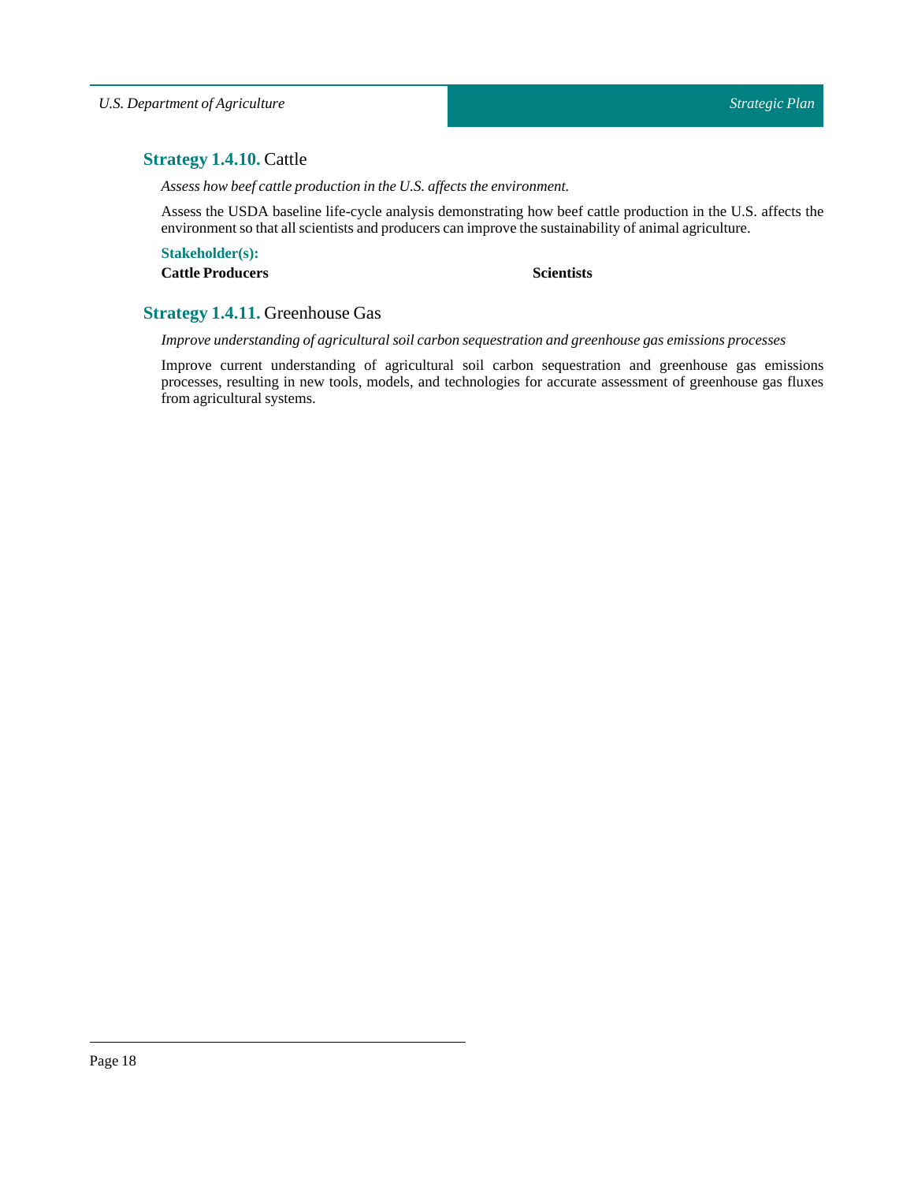### **Strategy 1.4.10.** Cattle

*Assess how beef cattle production in the U.S. affects the environment.*

Assess the USDA baseline life-cycle analysis demonstrating how beef cattle production in the U.S. affects the environment so that all scientists and producers can improve the sustainability of animal agriculture.

**Stakeholder(s):**

**Cattle Producers**

**Scientists**

### **Strategy 1.4.11.** Greenhouse Gas

*Improve understanding of agricultural soil carbon sequestration and greenhouse gas emissions processes*

Improve current understanding of agricultural soil carbon sequestration and greenhouse gas emissions processes, resulting in new tools, models, and technologies for accurate assessment of greenhouse gas fluxes from agricultural systems.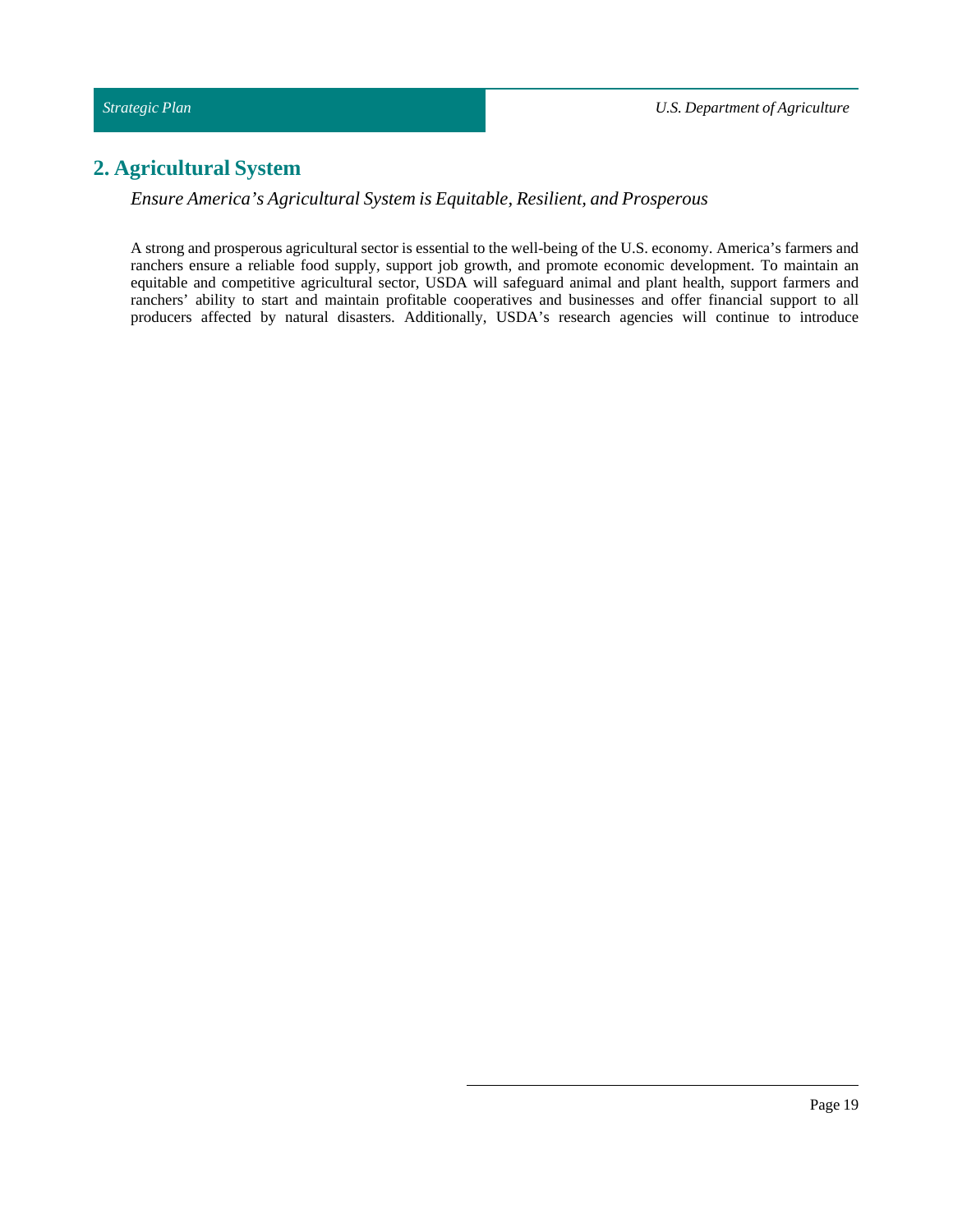## 2. Agricultural System

*Ensure America's Agricultural System is Equitable, Resilient, and Prosperous*

A strong and prosperous agricultural sector is essential to the well-being of the U.S. economy. America's farmers and ranchers ensure a reliable food supply, support job growth, and promote economic development. To maintain an equitable and competitive agricultural sector, USDA will safeguard animal and plant health, support farmers and ranchers' ability to start and maintain profitable cooperatives and businesses and offer financial support to all producers affected by natural disasters. Additionally, USDA's research agencies will continue to introduce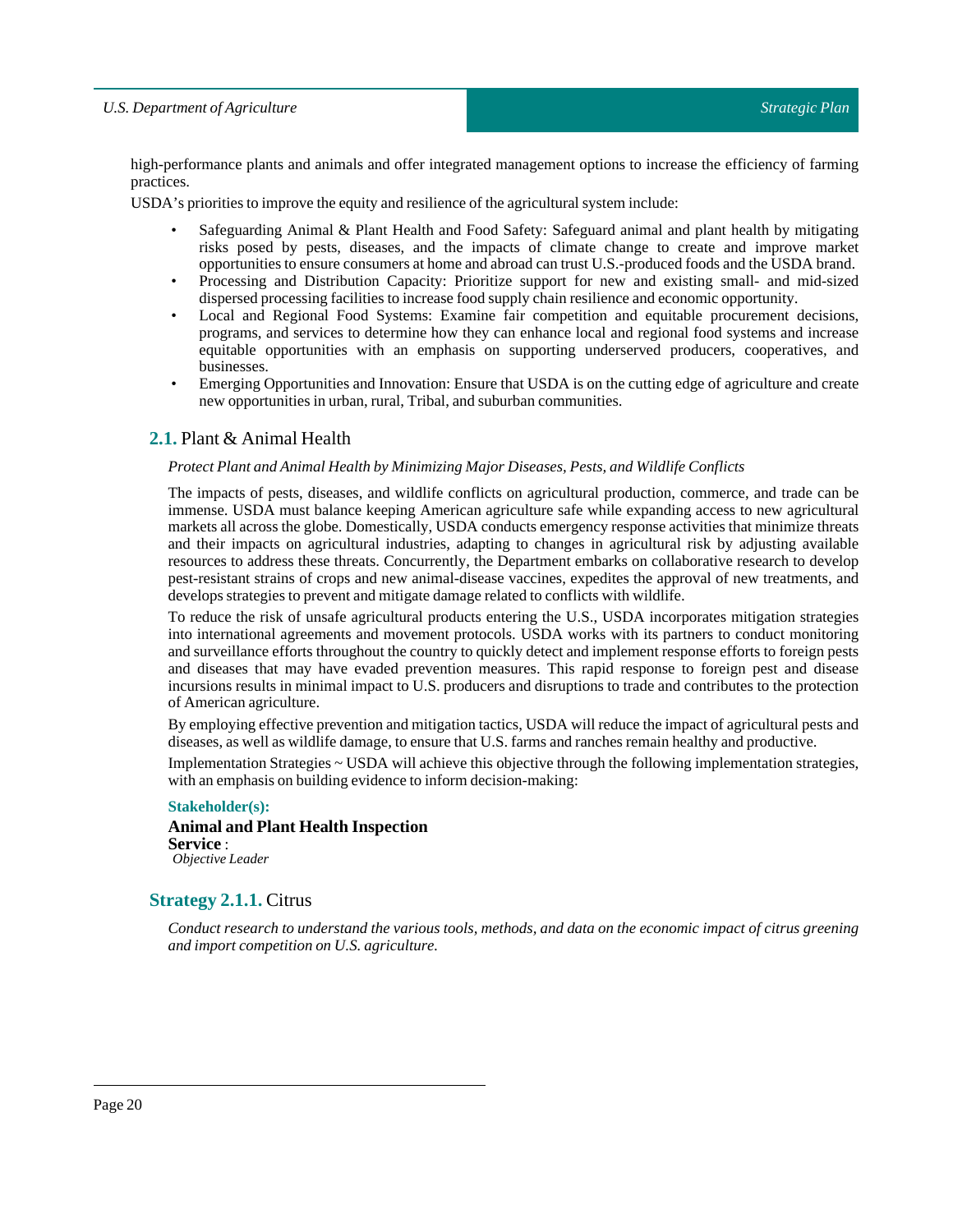high-performance plants and animals and offer integrated management options to increase the efficiency of farming practices.

USDA's priorities to improve the equity and resilience of the agricultural system include:

- Safeguarding Animal & Plant Health and Food Safety: Safeguard animal and plant health by mitigating risks posed by pests, diseases, and the impacts of climate change to create and improve market opportunities to ensure consumers at home and abroad can trust U.S.-produced foods and the USDA brand.
- Processing and Distribution Capacity: Prioritize support for new and existing small- and mid-sized dispersed processing facilities to increase food supply chain resilience and economic opportunity.
- Local and Regional Food Systems: Examine fair competition and equitable procurement decisions, programs, and services to determine how they can enhance local and regional food systems and increase equitable opportunities with an emphasis on supporting underserved producers, cooperatives, and businesses.
- Emerging Opportunities and Innovation: Ensure that USDA is on the cutting edge of agriculture and create new opportunities in urban, rural, Tribal, and suburban communities.

## 2.1. Plant & Animal Health

*Protect Plant and Animal Health by Minimizing Major Diseases, Pests, and Wildlife Conflicts*

The impacts of pests, diseases, and wildlife conflicts on agricultural production, commerce, and trade can be immense. USDA must balance keeping American agriculture safe while expanding access to new agricultural markets all across the globe. Domestically, USDA conducts emergency response activities that minimize threats and their impacts on agricultural industries, adapting to changes in agricultural risk by adjusting available resources to address these threats. Concurrently, the Department embarks on collaborative research to develop pest-resistant strains of crops and new animal-disease vaccines, expedites the approval of new treatments, and develops strategies to prevent and mitigate damage related to conflicts with wildlife.

To reduce the risk of unsafe agricultural products entering the U.S., USDA incorporates mitigation strategies into international agreements and movement protocols. USDA works with its partners to conduct monitoring and surveillance efforts throughout the country to quickly detect and implement response efforts to foreign pests and diseases that may have evaded prevention measures. This rapid response to foreign pest and disease incursions results in minimal impact to U.S. producers and disruptions to trade and contributes to the protection of American agriculture.

By employing effective prevention and mitigation tactics, USDA will reduce the impact of agricultural pests and diseases, as well as wildlife damage, to ensure that U.S. farms and ranches remain healthy and productive.

Implementation Strategies ~ USDA will achieve this objective through the following implementation strategies, with an emphasis on building evidence to inform decision-making:

**Stakeholder(s):**

**Animal and Plant Health Inspection Service** :
*Objective Leader*

## Strategy 2.1.1. Citrus

*Conduct research to understand the various tools, methods, and data on the economic impact of citrus greening and import competition on U.S. agriculture.*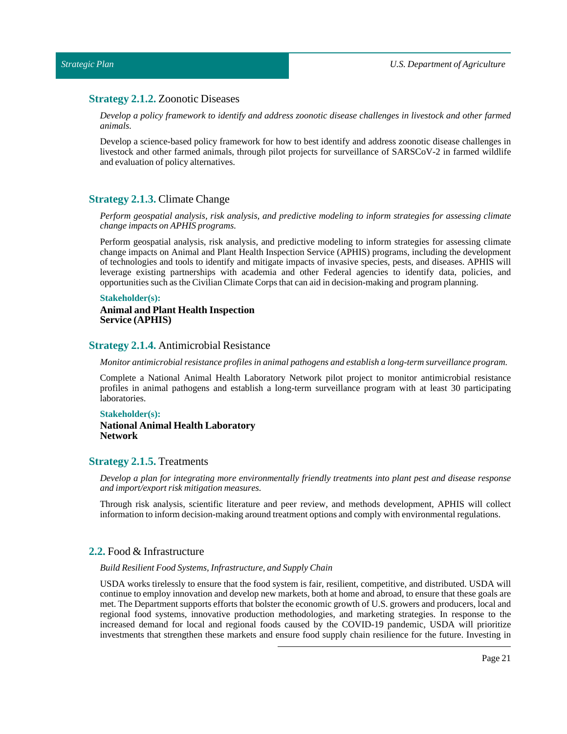### **Strategy 2.1.2.** Zoonotic Diseases

*Develop a policy framework to identify and address zoonotic disease challenges in livestock and other farmed animals.*

Develop a science-based policy framework for how to best identify and address zoonotic disease challenges in livestock and other farmed animals, through pilot projects for surveillance of SARSCoV-2 in farmed wildlife and evaluation of policy alternatives.

### **Strategy 2.1.3.** Climate Change

*Perform geospatial analysis, risk analysis, and predictive modeling to inform strategies for assessing climate change impacts on APHIS programs.*

Perform geospatial analysis, risk analysis, and predictive modeling to inform strategies for assessing climate change impacts on Animal and Plant Health Inspection Service (APHIS) programs, including the development of technologies and tools to identify and mitigate impacts of invasive species, pests, and diseases. APHIS will leverage existing partnerships with academia and other Federal agencies to identify data, policies, and opportunities such as the Civilian Climate Corps that can aid in decision-making and program planning.

**Stakeholder(s):**

**Animal and Plant Health Inspection Service (APHIS)**

### **Strategy 2.1.4.** Antimicrobial Resistance

*Monitor antimicrobial resistance profiles in animal pathogens and establish a long-term surveillance program.*

Complete a National Animal Health Laboratory Network pilot project to monitor antimicrobial resistance profiles in animal pathogens and establish a long-term surveillance program with at least 30 participating laboratories.

**Stakeholder(s):**

**National Animal Health Laboratory Network**

### **Strategy 2.1.5.** Treatments

*Develop a plan for integrating more environmentally friendly treatments into plant pest and disease response and import/export risk mitigation measures.*

Through risk analysis, scientific literature and peer review, and methods development, APHIS will collect information to inform decision-making around treatment options and comply with environmental regulations.

## **2.2.** Food & Infrastructure

*Build Resilient Food Systems, Infrastructure, and Supply Chain*

USDA works tirelessly to ensure that the food system is fair, resilient, competitive, and distributed. USDA will continue to employ innovation and develop new markets, both at home and abroad, to ensure that these goals are met. The Department supports efforts that bolster the economic growth of U.S. growers and producers, local and regional food systems, innovative production methodologies, and marketing strategies. In response to the increased demand for local and regional foods caused by the COVID-19 pandemic, USDA will prioritize investments that strengthen these markets and ensure food supply chain resilience for the future. Investing in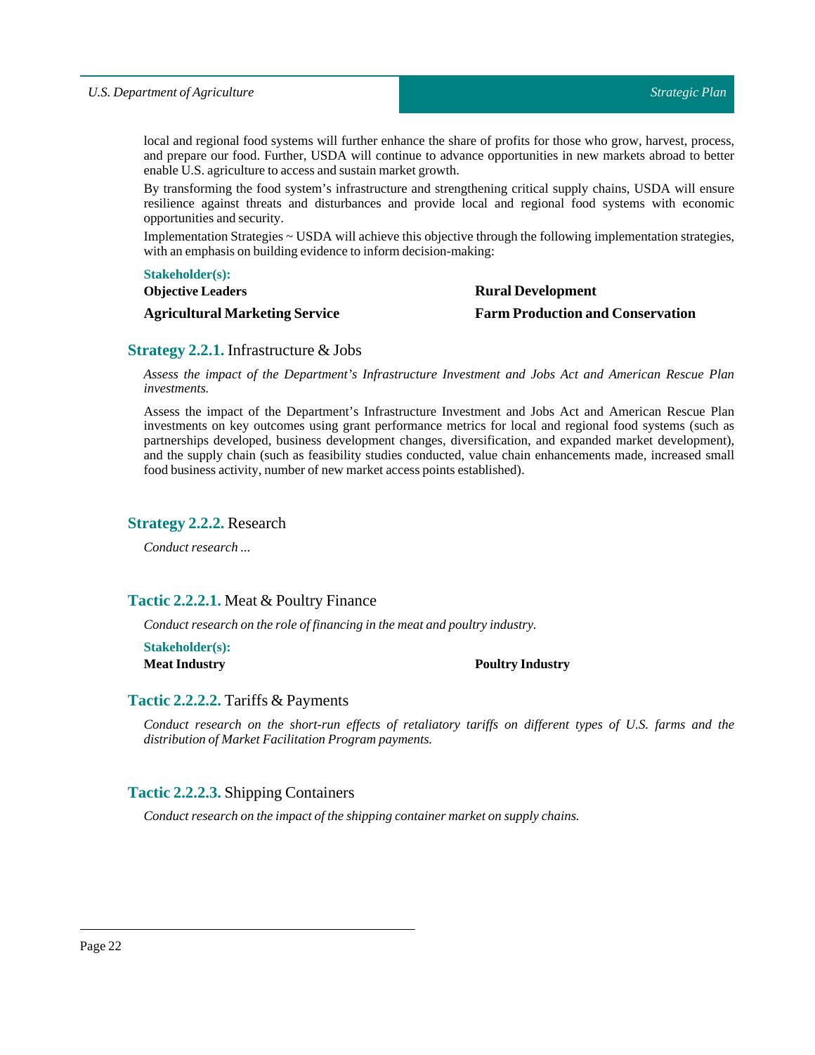local and regional food systems will further enhance the share of profits for those who grow, harvest, process, and prepare our food. Further, USDA will continue to advance opportunities in new markets abroad to better enable U.S. agriculture to access and sustain market growth.

By transforming the food system's infrastructure and strengthening critical supply chains, USDA will ensure resilience against threats and disturbances and provide local and regional food systems with economic opportunities and security.

Implementation Strategies ~ USDA will achieve this objective through the following implementation strategies, with an emphasis on building evidence to inform decision-making:

**Stakeholder(s):**

**Objective Leaders**

**Rural Development**

**Agricultural Marketing Service**

**Farm Production and Conservation**

### **Strategy 2.2.1.** Infrastructure & Jobs

*Assess the impact of the Department's Infrastructure Investment and Jobs Act and American Rescue Plan investments.*

Assess the impact of the Department's Infrastructure Investment and Jobs Act and American Rescue Plan investments on key outcomes using grant performance metrics for local and regional food systems (such as partnerships developed, business development changes, diversification, and expanded market development), and the supply chain (such as feasibility studies conducted, value chain enhancements made, increased small food business activity, number of new market access points established).

### **Strategy 2.2.2.** Research

*Conduct research ...*

### **Tactic 2.2.2.1.** Meat & Poultry Finance

*Conduct research on the role of financing in the meat and poultry industry.*

**Stakeholder(s):**

**Meat Industry**

**Poultry Industry**

### **Tactic 2.2.2.2.** Tariffs & Payments

*Conduct research on the short-run effects of retaliatory tariffs on different types of U.S. farms and the distribution of Market Facilitation Program payments.*

### **Tactic 2.2.2.3.** Shipping Containers

*Conduct research on the impact of the shipping container market on supply chains.*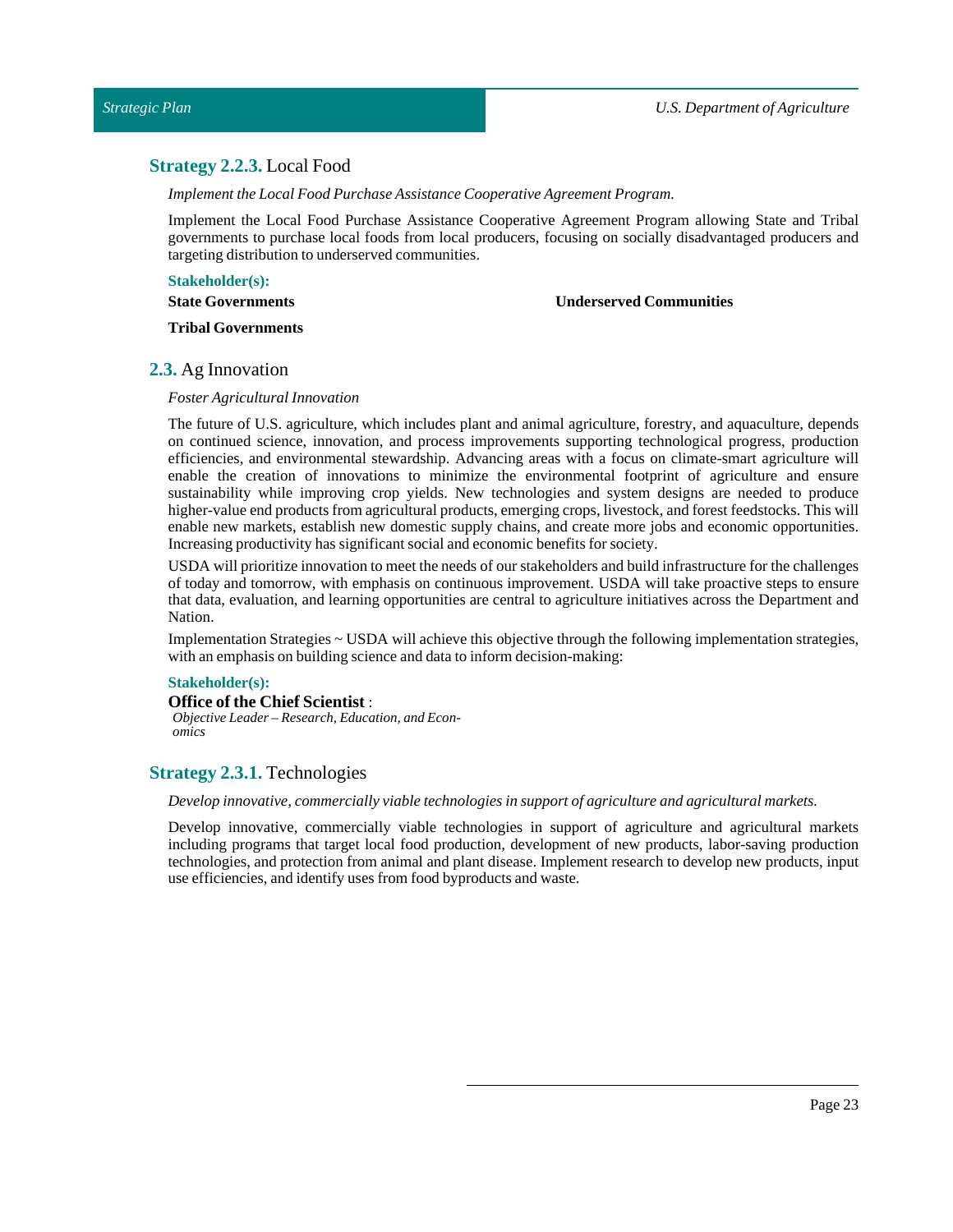### **Strategy 2.2.3.** Local Food

*Implement the Local Food Purchase Assistance Cooperative Agreement Program.*

Implement the Local Food Purchase Assistance Cooperative Agreement Program allowing State and Tribal governments to purchase local foods from local producers, focusing on socially disadvantaged producers and targeting distribution to underserved communities.

**Stakeholder(s):**

**State Governments**

**Underserved Communities**

**Tribal Governments**

## **2.3.** Ag Innovation

*Foster Agricultural Innovation*

The future of U.S. agriculture, which includes plant and animal agriculture, forestry, and aquaculture, depends on continued science, innovation, and process improvements supporting technological progress, production efficiencies, and environmental stewardship. Advancing areas with a focus on climate-smart agriculture will enable the creation of innovations to minimize the environmental footprint of agriculture and ensure sustainability while improving crop yields. New technologies and system designs are needed to produce higher-value end products from agricultural products, emerging crops, livestock, and forest feedstocks. This will enable new markets, establish new domestic supply chains, and create more jobs and economic opportunities. Increasing productivity has significant social and economic benefits for society.

USDA will prioritize innovation to meet the needs of our stakeholders and build infrastructure for the challenges of today and tomorrow, with emphasis on continuous improvement. USDA will take proactive steps to ensure that data, evaluation, and learning opportunities are central to agriculture initiatives across the Department and Nation.

Implementation Strategies ~ USDA will achieve this objective through the following implementation strategies, with an emphasis on building science and data to inform decision-making:

**Stakeholder(s):**

**Office of the Chief Scientist** :
*Objective Leader – Research, Education, and Economics*

### **Strategy 2.3.1.** Technologies

*Develop innovative, commercially viable technologies in support of agriculture and agricultural markets.*

Develop innovative, commercially viable technologies in support of agriculture and agricultural markets including programs that target local food production, development of new products, labor-saving production technologies, and protection from animal and plant disease. Implement research to develop new products, input use efficiencies, and identify uses from food byproducts and waste.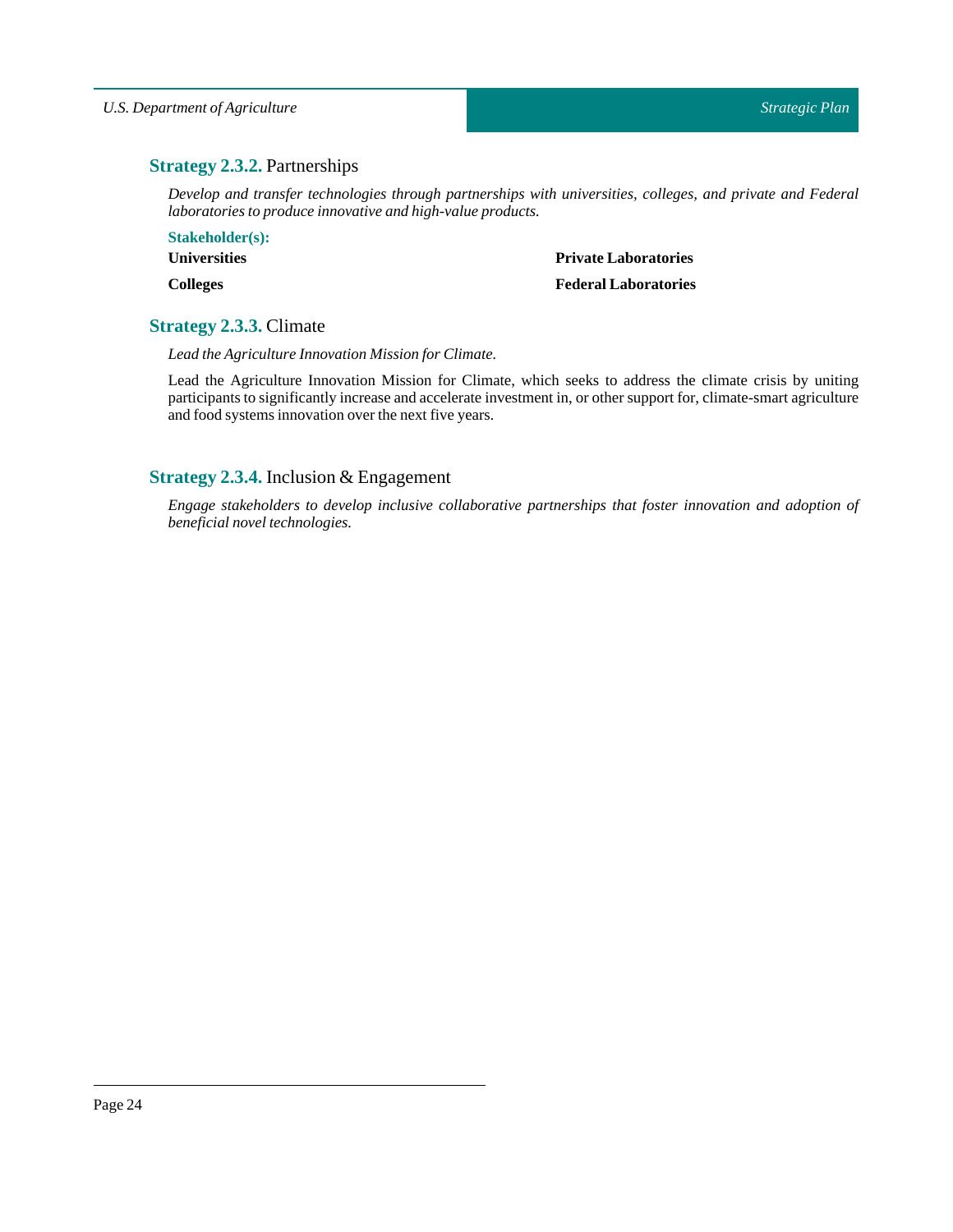### **Strategy 2.3.2.** Partnerships

*Develop and transfer technologies through partnerships with universities, colleges, and private and Federal laboratories to produce innovative and high-value products.*

**Stakeholder(s):**

**Universities**

**Colleges**

**Private Laboratories**

**Federal Laboratories**

### **Strategy 2.3.3.** Climate

*Lead the Agriculture Innovation Mission for Climate.*

Lead the Agriculture Innovation Mission for Climate, which seeks to address the climate crisis by uniting participants to significantly increase and accelerate investment in, or other support for, climate-smart agriculture and food systems innovation over the next five years.

### **Strategy 2.3.4.** Inclusion & Engagement

*Engage stakeholders to develop inclusive collaborative partnerships that foster innovation and adoption of beneficial novel technologies.*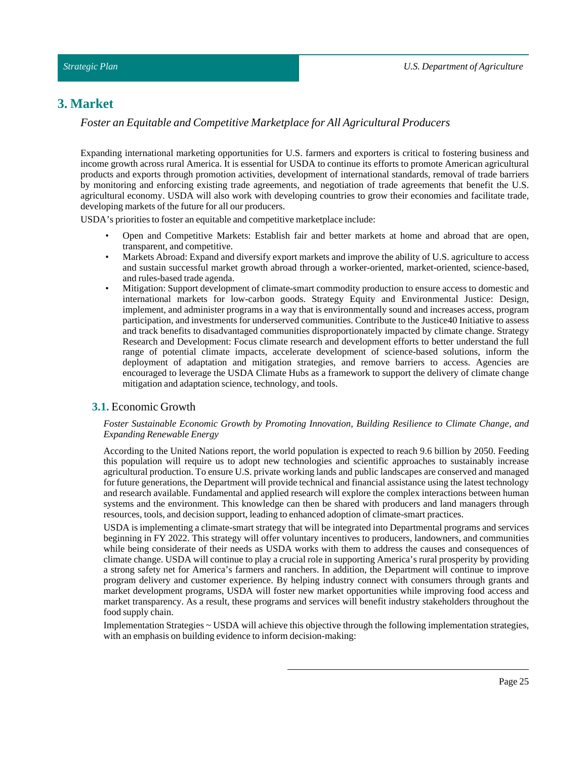# 3. Market

*Foster an Equitable and Competitive Marketplace for All Agricultural Producers*

Expanding international marketing opportunities for U.S. farmers and exporters is critical to fostering business and income growth across rural America. It is essential for USDA to continue its efforts to promote American agricultural products and exports through promotion activities, development of international standards, removal of trade barriers by monitoring and enforcing existing trade agreements, and negotiation of trade agreements that benefit the U.S. agricultural economy. USDA will also work with developing countries to grow their economies and facilitate trade, developing markets of the future for all our producers.

USDA's priorities to foster an equitable and competitive marketplace include:

- Open and Competitive Markets: Establish fair and better markets at home and abroad that are open, transparent, and competitive.
- Markets Abroad: Expand and diversify export markets and improve the ability of U.S. agriculture to access and sustain successful market growth abroad through a worker-oriented, market-oriented, science-based, and rules-based trade agenda.
- Mitigation: Support development of climate-smart commodity production to ensure access to domestic and international markets for low-carbon goods. Strategy Equity and Environmental Justice: Design, implement, and administer programs in a way that is environmentally sound and increases access, program participation, and investments for underserved communities. Contribute to the Justice40 Initiative to assess and track benefits to disadvantaged communities disproportionately impacted by climate change. Strategy Research and Development: Focus climate research and development efforts to better understand the full range of potential climate impacts, accelerate development of science-based solutions, inform the deployment of adaptation and mitigation strategies, and remove barriers to access. Agencies are encouraged to leverage the USDA Climate Hubs as a framework to support the delivery of climate change mitigation and adaptation science, technology, and tools.

## 3.1. Economic Growth

*Foster Sustainable Economic Growth by Promoting Innovation, Building Resilience to Climate Change, and Expanding Renewable Energy*

According to the United Nations report, the world population is expected to reach 9.6 billion by 2050. Feeding this population will require us to adopt new technologies and scientific approaches to sustainably increase agricultural production. To ensure U.S. private working lands and public landscapes are conserved and managed for future generations, the Department will provide technical and financial assistance using the latest technology and research available. Fundamental and applied research will explore the complex interactions between human systems and the environment. This knowledge can then be shared with producers and land managers through resources, tools, and decision support, leading to enhanced adoption of climate-smart practices.

USDA is implementing a climate-smart strategy that will be integrated into Departmental programs and services beginning in FY 2022. This strategy will offer voluntary incentives to producers, landowners, and communities while being considerate of their needs as USDA works with them to address the causes and consequences of climate change. USDA will continue to play a crucial role in supporting America's rural prosperity by providing a strong safety net for America's farmers and ranchers. In addition, the Department will continue to improve program delivery and customer experience. By helping industry connect with consumers through grants and market development programs, USDA will foster new market opportunities while improving food access and market transparency. As a result, these programs and services will benefit industry stakeholders throughout the food supply chain.

Implementation Strategies ~ USDA will achieve this objective through the following implementation strategies, with an emphasis on building evidence to inform decision-making: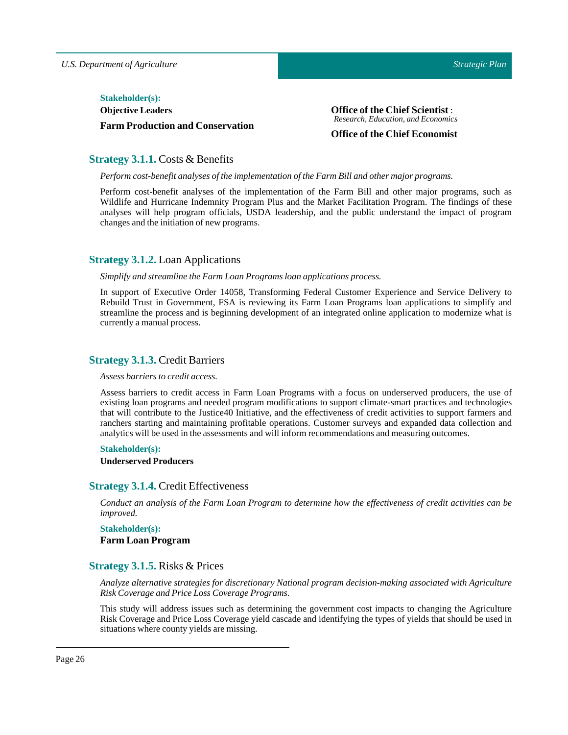**Stakeholder(s):**

**Objective Leaders**

**Farm Production and Conservation**

**Office of the Chief Scientist** : *Research, Education, and Economics*

**Office of the Chief Economist**

### Strategy 3.1.1. Costs & Benefits

*Perform cost-benefit analyses of the implementation of the Farm Bill and other major programs.*

Perform cost-benefit analyses of the implementation of the Farm Bill and other major programs, such as Wildlife and Hurricane Indemnity Program Plus and the Market Facilitation Program. The findings of these analyses will help program officials, USDA leadership, and the public understand the impact of program changes and the initiation of new programs.

### Strategy 3.1.2. Loan Applications

*Simplify and streamline the Farm Loan Programs loan applications process.*

In support of Executive Order 14058, Transforming Federal Customer Experience and Service Delivery to Rebuild Trust in Government, FSA is reviewing its Farm Loan Programs loan applications to simplify and streamline the process and is beginning development of an integrated online application to modernize what is currently a manual process.

### Strategy 3.1.3. Credit Barriers

*Assess barriers to credit access.*

Assess barriers to credit access in Farm Loan Programs with a focus on underserved producers, the use of existing loan programs and needed program modifications to support climate-smart practices and technologies that will contribute to the Justice40 Initiative, and the effectiveness of credit activities to support farmers and ranchers starting and maintaining profitable operations. Customer surveys and expanded data collection and analytics will be used in the assessments and will inform recommendations and measuring outcomes.

**Stakeholder(s):**

**Underserved Producers**

### Strategy 3.1.4. Credit Effectiveness

*Conduct an analysis of the Farm Loan Program to determine how the effectiveness of credit activities can be improved.*

**Stakeholder(s):**

**Farm Loan Program**

### Strategy 3.1.5. Risks & Prices

*Analyze alternative strategies for discretionary National program decision-making associated with Agriculture Risk Coverage and Price Loss Coverage Programs.*

This study will address issues such as determining the government cost impacts to changing the Agriculture Risk Coverage and Price Loss Coverage yield cascade and identifying the types of yields that should be used in situations where county yields are missing.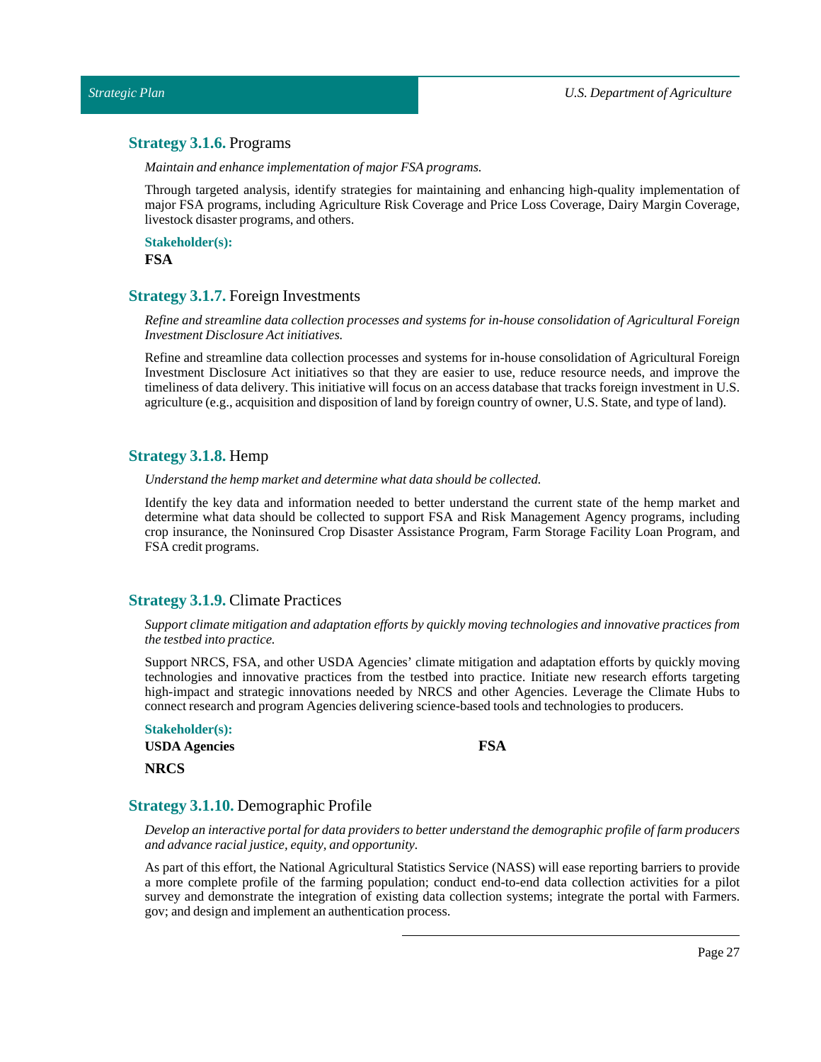### **Strategy 3.1.6.** Programs

*Maintain and enhance implementation of major FSA programs.*

Through targeted analysis, identify strategies for maintaining and enhancing high-quality implementation of major FSA programs, including Agriculture Risk Coverage and Price Loss Coverage, Dairy Margin Coverage, livestock disaster programs, and others.

**Stakeholder(s):**

**FSA**

### **Strategy 3.1.7.** Foreign Investments

*Refine and streamline data collection processes and systems for in-house consolidation of Agricultural Foreign Investment Disclosure Act initiatives.*

Refine and streamline data collection processes and systems for in-house consolidation of Agricultural Foreign Investment Disclosure Act initiatives so that they are easier to use, reduce resource needs, and improve the timeliness of data delivery. This initiative will focus on an access database that tracks foreign investment in U.S. agriculture (e.g., acquisition and disposition of land by foreign country of owner, U.S. State, and type of land).

### **Strategy 3.1.8.** Hemp

*Understand the hemp market and determine what data should be collected.*

Identify the key data and information needed to better understand the current state of the hemp market and determine what data should be collected to support FSA and Risk Management Agency programs, including crop insurance, the Noninsured Crop Disaster Assistance Program, Farm Storage Facility Loan Program, and FSA credit programs.

### **Strategy 3.1.9.** Climate Practices

*Support climate mitigation and adaptation efforts by quickly moving technologies and innovative practices from the testbed into practice.*

Support NRCS, FSA, and other USDA Agencies' climate mitigation and adaptation efforts by quickly moving technologies and innovative practices from the testbed into practice. Initiate new research efforts targeting high-impact and strategic innovations needed by NRCS and other Agencies. Leverage the Climate Hubs to connect research and program Agencies delivering science-based tools and technologies to producers.

**Stakeholder(s):**

**USDA Agencies**

**FSA**

**NRCS**

### **Strategy 3.1.10.** Demographic Profile

*Develop an interactive portal for data providers to better understand the demographic profile of farm producers and advance racial justice, equity, and opportunity.*

As part of this effort, the National Agricultural Statistics Service (NASS) will ease reporting barriers to provide a more complete profile of the farming population; conduct end-to-end data collection activities for a pilot survey and demonstrate the integration of existing data collection systems; integrate the portal with Farmers.gov; and design and implement an authentication process.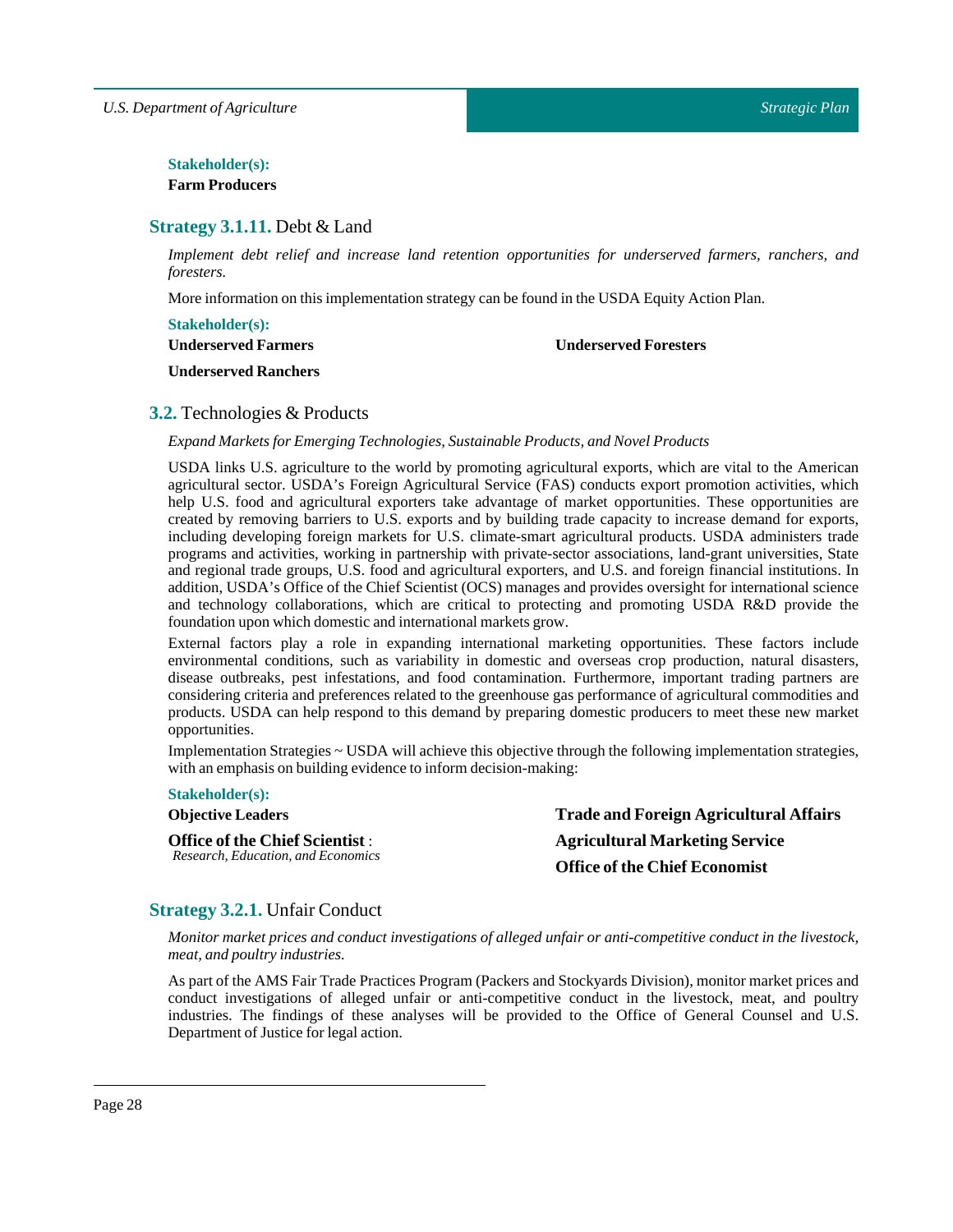**Stakeholder(s):**

**Farm Producers**

### **Strategy 3.1.11.** Debt & Land

*Implement debt relief and increase land retention opportunities for underserved farmers, ranchers, and foresters.*

More information on this implementation strategy can be found in the USDA Equity Action Plan.

**Stakeholder(s):**

**Underserved Farmers**

**Underserved Ranchers**

**Underserved Foresters**

## **3.2.** Technologies & Products

*Expand Markets for Emerging Technologies, Sustainable Products, and Novel Products*

USDA links U.S. agriculture to the world by promoting agricultural exports, which are vital to the American agricultural sector. USDA's Foreign Agricultural Service (FAS) conducts export promotion activities, which help U.S. food and agricultural exporters take advantage of market opportunities. These opportunities are created by removing barriers to U.S. exports and by building trade capacity to increase demand for exports, including developing foreign markets for U.S. climate-smart agricultural products. USDA administers trade programs and activities, working in partnership with private-sector associations, land-grant universities, State and regional trade groups, U.S. food and agricultural exporters, and U.S. and foreign financial institutions. In addition, USDA's Office of the Chief Scientist (OCS) manages and provides oversight for international science and technology collaborations, which are critical to protecting and promoting USDA R&D provide the foundation upon which domestic and international markets grow.

External factors play a role in expanding international marketing opportunities. These factors include environmental conditions, such as variability in domestic and overseas crop production, natural disasters, disease outbreaks, pest infestations, and food contamination. Furthermore, important trading partners are considering criteria and preferences related to the greenhouse gas performance of agricultural commodities and products. USDA can help respond to this demand by preparing domestic producers to meet these new market opportunities.

Implementation Strategies ~ USDA will achieve this objective through the following implementation strategies, with an emphasis on building evidence to inform decision-making:

**Stakeholder(s):**

**Objective Leaders**

**Office of the Chief Scientist** :
*Research, Education, and Economics*

**Trade and Foreign Agricultural Affairs**

**Agricultural Marketing Service**

**Office of the Chief Economist**

### **Strategy 3.2.1.** Unfair Conduct

*Monitor market prices and conduct investigations of alleged unfair or anti-competitive conduct in the livestock, meat, and poultry industries.*

As part of the AMS Fair Trade Practices Program (Packers and Stockyards Division), monitor market prices and conduct investigations of alleged unfair or anti-competitive conduct in the livestock, meat, and poultry industries. The findings of these analyses will be provided to the Office of General Counsel and U.S. Department of Justice for legal action.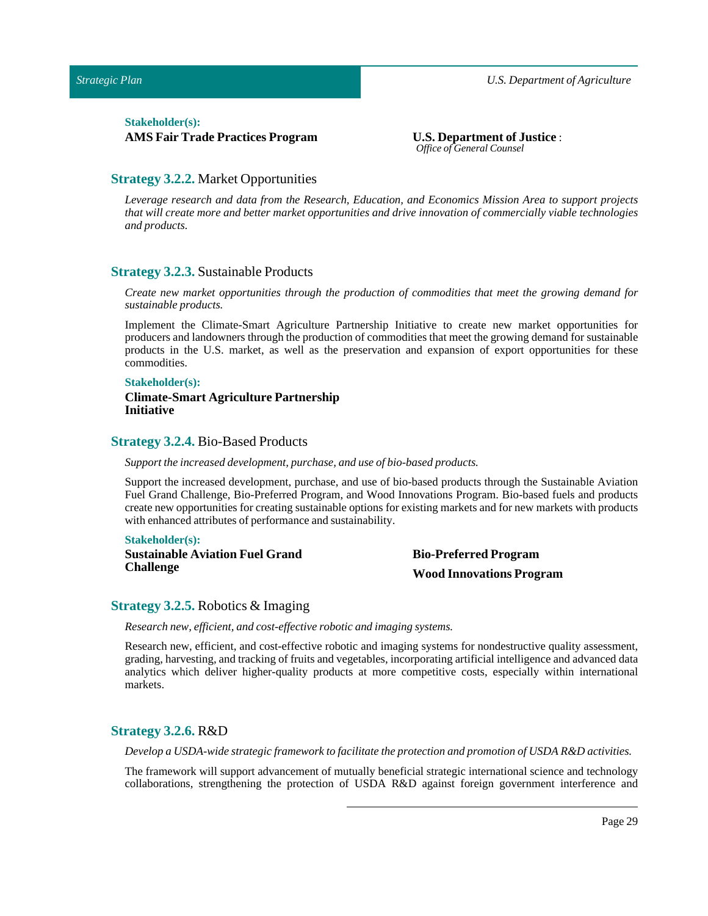**Stakeholder(s):**

**AMS Fair Trade Practices Program**

**U.S. Department of Justice** : *Office of General Counsel*

### **Strategy 3.2.2.** Market Opportunities

*Leverage research and data from the Research, Education, and Economics Mission Area to support projects that will create more and better market opportunities and drive innovation of commercially viable technologies and products.*

### **Strategy 3.2.3.** Sustainable Products

*Create new market opportunities through the production of commodities that meet the growing demand for sustainable products.*

Implement the Climate-Smart Agriculture Partnership Initiative to create new market opportunities for producers and landowners through the production of commodities that meet the growing demand for sustainable products in the U.S. market, as well as the preservation and expansion of export opportunities for these commodities.

**Stakeholder(s):**

**Climate-Smart Agriculture Partnership Initiative**

### **Strategy 3.2.4.** Bio-Based Products

*Support the increased development, purchase, and use of bio-based products.*

Support the increased development, purchase, and use of bio-based products through the Sustainable Aviation Fuel Grand Challenge, Bio-Preferred Program, and Wood Innovations Program. Bio-based fuels and products create new opportunities for creating sustainable options for existing markets and for new markets with products with enhanced attributes of performance and sustainability.

**Stakeholder(s):**

**Sustainable Aviation Fuel Grand Challenge**

**Bio-Preferred Program**

**Wood Innovations Program**

### **Strategy 3.2.5.** Robotics & Imaging

*Research new, efficient, and cost-effective robotic and imaging systems.*

Research new, efficient, and cost-effective robotic and imaging systems for nondestructive quality assessment, grading, harvesting, and tracking of fruits and vegetables, incorporating artificial intelligence and advanced data analytics which deliver higher-quality products at more competitive costs, especially within international markets.

### **Strategy 3.2.6.** R&D

*Develop a USDA-wide strategic framework to facilitate the protection and promotion of USDA R&D activities.*

The framework will support advancement of mutually beneficial strategic international science and technology collaborations, strengthening the protection of USDA R&D against foreign government interference and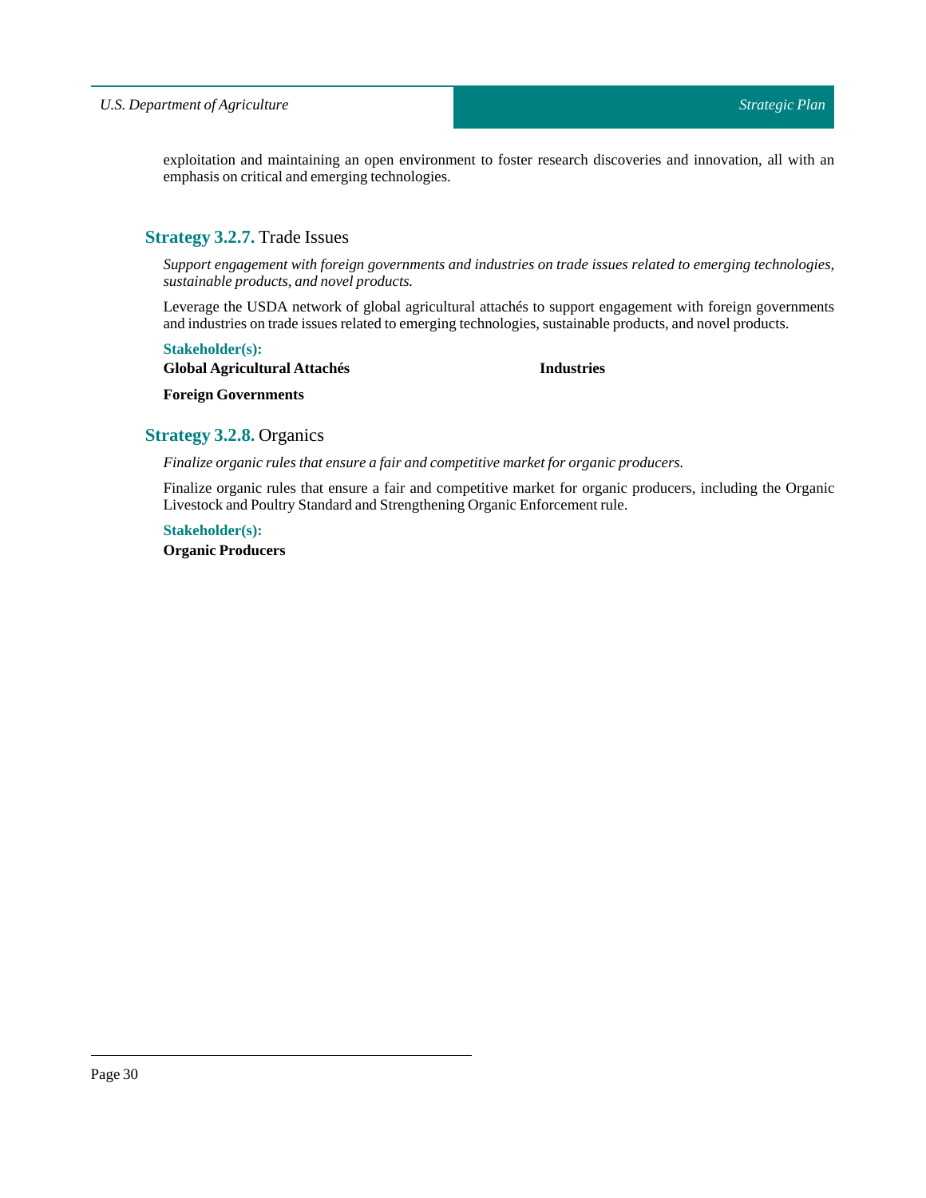exploitation and maintaining an open environment to foster research discoveries and innovation, all with an emphasis on critical and emerging technologies.

### **Strategy 3.2.7.** Trade Issues

*Support engagement with foreign governments and industries on trade issues related to emerging technologies, sustainable products, and novel products.*

Leverage the USDA network of global agricultural attachés to support engagement with foreign governments and industries on trade issues related to emerging technologies, sustainable products, and novel products.

**Stakeholder(s):**

**Global Agricultural Attachés**

**Industries**

**Foreign Governments**

### **Strategy 3.2.8.** Organics

*Finalize organic rules that ensure a fair and competitive market for organic producers.*

Finalize organic rules that ensure a fair and competitive market for organic producers, including the Organic Livestock and Poultry Standard and Strengthening Organic Enforcement rule.

**Stakeholder(s):**

**Organic Producers**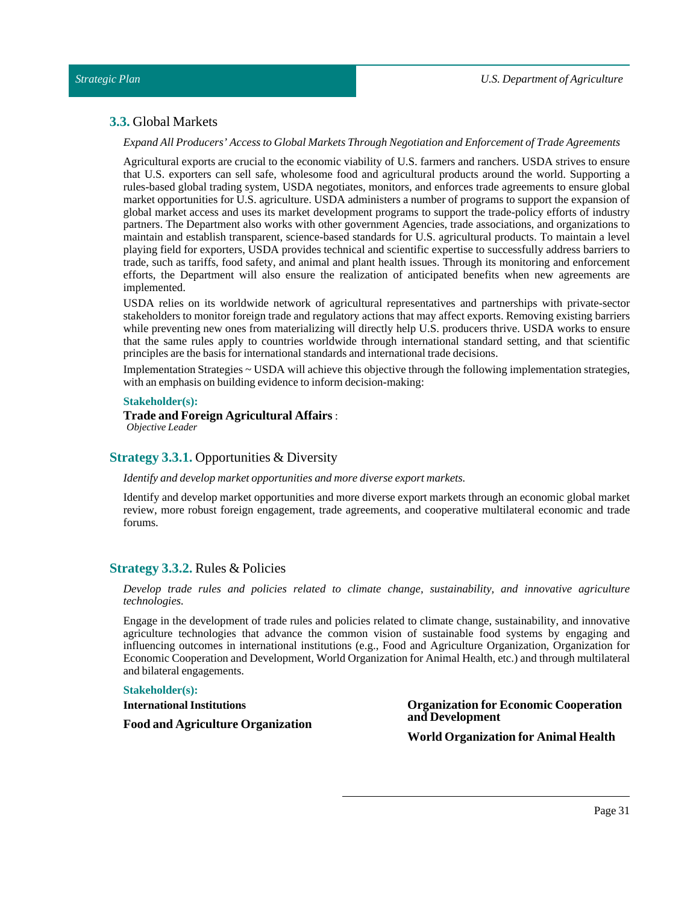## **3.3.** Global Markets

*Expand All Producers' Access to Global Markets Through Negotiation and Enforcement of Trade Agreements*

Agricultural exports are crucial to the economic viability of U.S. farmers and ranchers. USDA strives to ensure that U.S. exporters can sell safe, wholesome food and agricultural products around the world. Supporting a rules-based global trading system, USDA negotiates, monitors, and enforces trade agreements to ensure global market opportunities for U.S. agriculture. USDA administers a number of programs to support the expansion of global market access and uses its market development programs to support the trade-policy efforts of industry partners. The Department also works with other government Agencies, trade associations, and organizations to maintain and establish transparent, science-based standards for U.S. agricultural products. To maintain a level playing field for exporters, USDA provides technical and scientific expertise to successfully address barriers to trade, such as tariffs, food safety, and animal and plant health issues. Through its monitoring and enforcement efforts, the Department will also ensure the realization of anticipated benefits when new agreements are implemented.

USDA relies on its worldwide network of agricultural representatives and partnerships with private-sector stakeholders to monitor foreign trade and regulatory actions that may affect exports. Removing existing barriers while preventing new ones from materializing will directly help U.S. producers thrive. USDA works to ensure that the same rules apply to countries worldwide through international standard setting, and that scientific principles are the basis for international standards and international trade decisions.

Implementation Strategies ~ USDA will achieve this objective through the following implementation strategies, with an emphasis on building evidence to inform decision-making:

**Stakeholder(s):**

**Trade and Foreign Agricultural Affairs** :
*Objective Leader*

### **Strategy 3.3.1.** Opportunities & Diversity

*Identify and develop market opportunities and more diverse export markets.*

Identify and develop market opportunities and more diverse export markets through an economic global market review, more robust foreign engagement, trade agreements, and cooperative multilateral economic and trade forums.

### **Strategy 3.3.2.** Rules & Policies

*Develop trade rules and policies related to climate change, sustainability, and innovative agriculture technologies.*

Engage in the development of trade rules and policies related to climate change, sustainability, and innovative agriculture technologies that advance the common vision of sustainable food systems by engaging and influencing outcomes in international institutions (e.g., Food and Agriculture Organization, Organization for Economic Cooperation and Development, World Organization for Animal Health, etc.) and through multilateral and bilateral engagements.

**Stakeholder(s):**

**International Institutions**

**Food and Agriculture Organization**

**Organization for Economic Cooperation and Development**

**World Organization for Animal Health**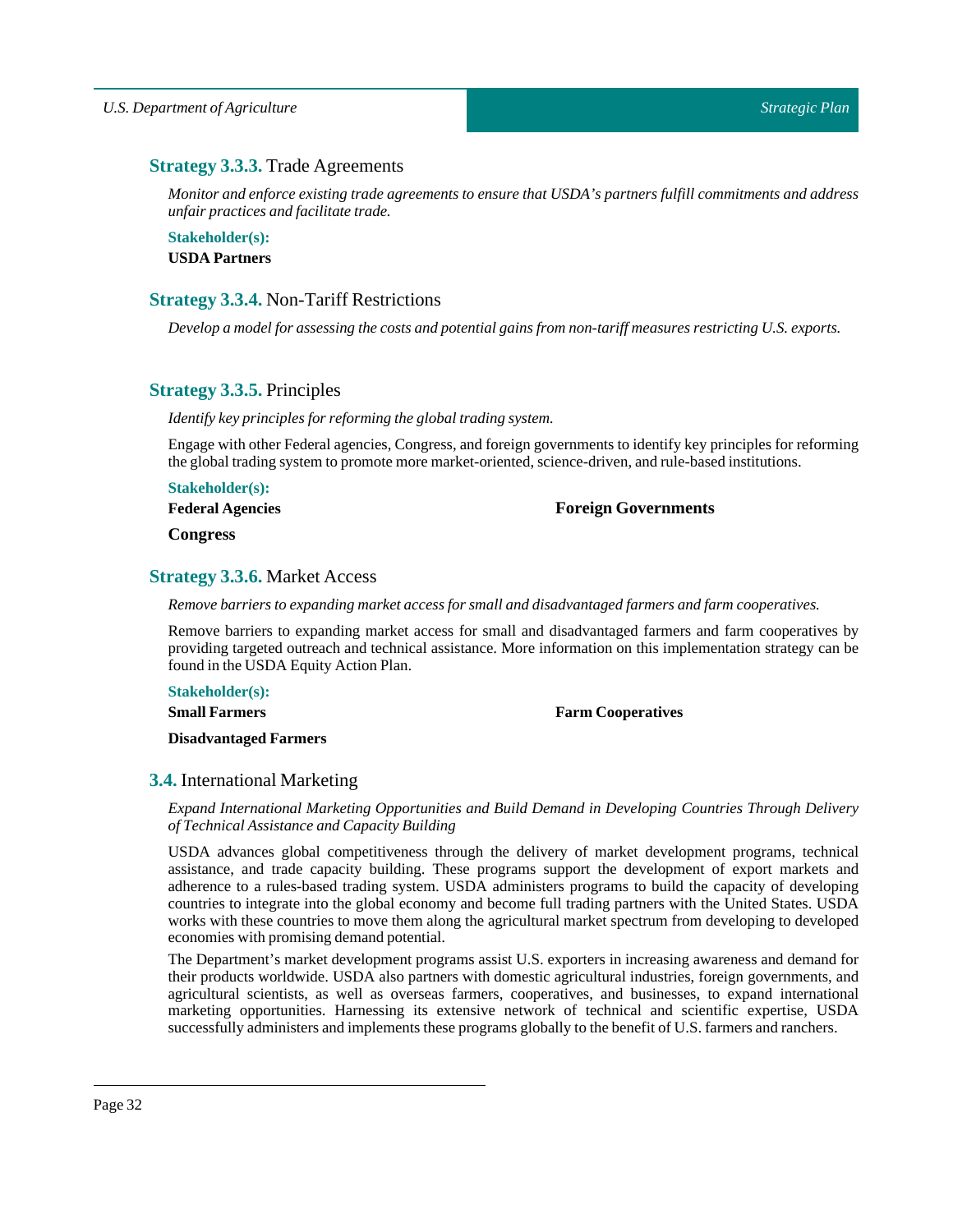### **Strategy 3.3.3.** Trade Agreements

*Monitor and enforce existing trade agreements to ensure that USDA's partners fulfill commitments and address unfair practices and facilitate trade.*

**Stakeholder(s):**

**USDA Partners**

### **Strategy 3.3.4.** Non-Tariff Restrictions

*Develop a model for assessing the costs and potential gains from non-tariff measures restricting U.S. exports.*

### **Strategy 3.3.5.** Principles

*Identify key principles for reforming the global trading system.*

Engage with other Federal agencies, Congress, and foreign governments to identify key principles for reforming the global trading system to promote more market-oriented, science-driven, and rule-based institutions.

**Stakeholder(s):**

**Federal Agencies**

**Congress**

**Foreign Governments**

### **Strategy 3.3.6.** Market Access

*Remove barriers to expanding market access for small and disadvantaged farmers and farm cooperatives.*

Remove barriers to expanding market access for small and disadvantaged farmers and farm cooperatives by providing targeted outreach and technical assistance. More information on this implementation strategy can be found in the USDA Equity Action Plan.

**Stakeholder(s):**

**Small Farmers**

**Disadvantaged Farmers**

**Farm Cooperatives**

## **3.4.** International Marketing

*Expand International Marketing Opportunities and Build Demand in Developing Countries Through Delivery of Technical Assistance and Capacity Building*

USDA advances global competitiveness through the delivery of market development programs, technical assistance, and trade capacity building. These programs support the development of export markets and adherence to a rules-based trading system. USDA administers programs to build the capacity of developing countries to integrate into the global economy and become full trading partners with the United States. USDA works with these countries to move them along the agricultural market spectrum from developing to developed economies with promising demand potential.

The Department's market development programs assist U.S. exporters in increasing awareness and demand for their products worldwide. USDA also partners with domestic agricultural industries, foreign governments, and agricultural scientists, as well as overseas farmers, cooperatives, and businesses, to expand international marketing opportunities. Harnessing its extensive network of technical and scientific expertise, USDA successfully administers and implements these programs globally to the benefit of U.S. farmers and ranchers.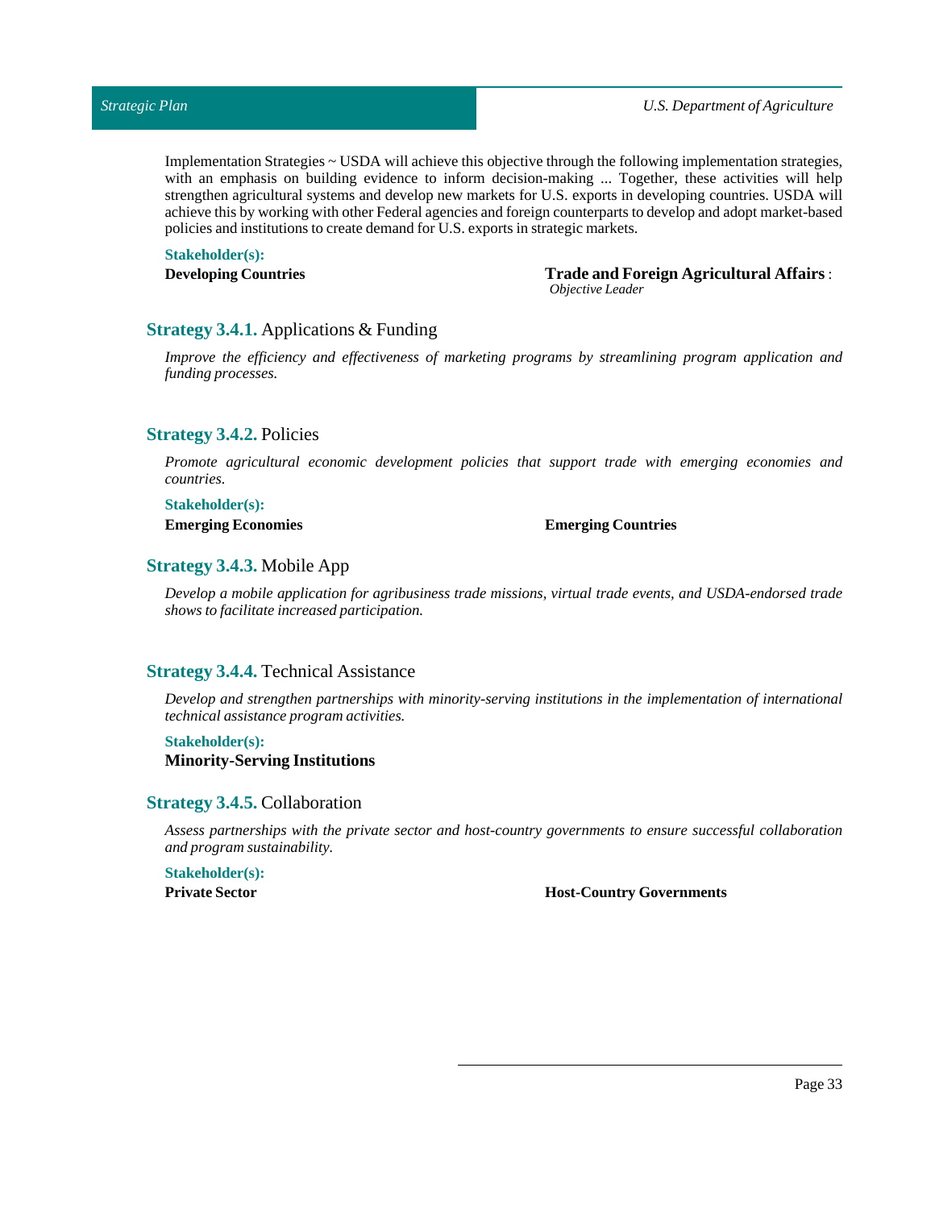Implementation Strategies ~ USDA will achieve this objective through the following implementation strategies, with an emphasis on building evidence to inform decision-making ... Together, these activities will help strengthen agricultural systems and develop new markets for U.S. exports in developing countries. USDA will achieve this by working with other Federal agencies and foreign counterparts to develop and adopt market-based policies and institutions to create demand for U.S. exports in strategic markets.

**Stakeholder(s):**

**Developing Countries**

**Trade and Foreign Agricultural Affairs** : *Objective Leader*

### **Strategy 3.4.1.** Applications & Funding

*Improve the efficiency and effectiveness of marketing programs by streamlining program application and funding processes.*

### **Strategy 3.4.2.** Policies

*Promote agricultural economic development policies that support trade with emerging economies and countries.*

**Stakeholder(s):**

**Emerging Economies**

**Emerging Countries**

### **Strategy 3.4.3.** Mobile App

*Develop a mobile application for agribusiness trade missions, virtual trade events, and USDA-endorsed trade shows to facilitate increased participation.*

### **Strategy 3.4.4.** Technical Assistance

*Develop and strengthen partnerships with minority-serving institutions in the implementation of international technical assistance program activities.*

**Stakeholder(s):**

**Minority-Serving Institutions**

### **Strategy 3.4.5.** Collaboration

*Assess partnerships with the private sector and host-country governments to ensure successful collaboration and program sustainability.*

**Stakeholder(s):**

**Private Sector**

**Host-Country Governments**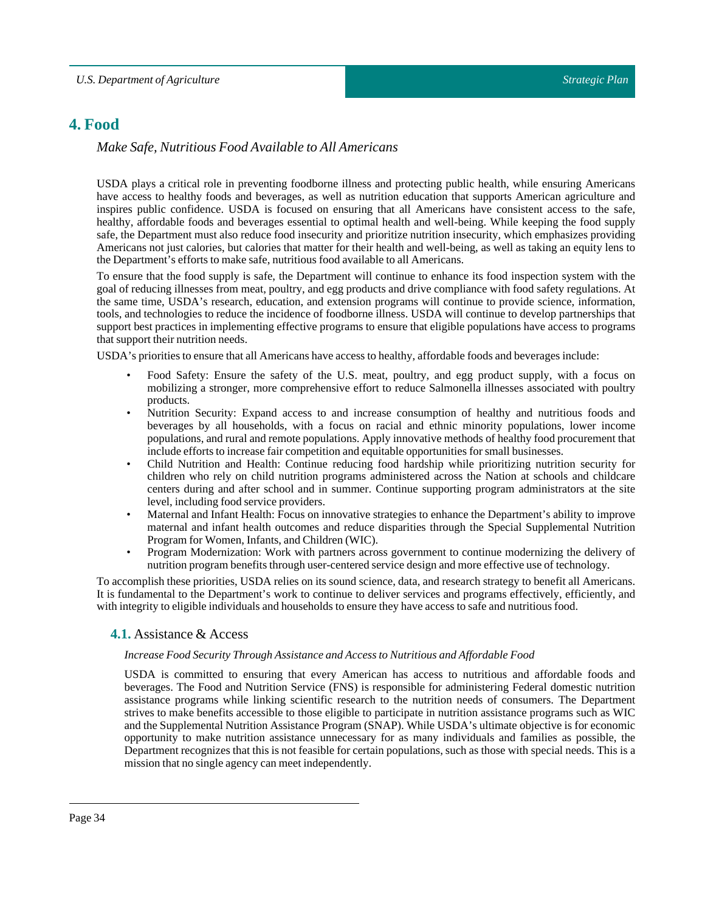# 4. Food

*Make Safe, Nutritious Food Available to All Americans*

USDA plays a critical role in preventing foodborne illness and protecting public health, while ensuring Americans have access to healthy foods and beverages, as well as nutrition education that supports American agriculture and inspires public confidence. USDA is focused on ensuring that all Americans have consistent access to the safe, healthy, affordable foods and beverages essential to optimal health and well-being. While keeping the food supply safe, the Department must also reduce food insecurity and prioritize nutrition insecurity, which emphasizes providing Americans not just calories, but calories that matter for their health and well-being, as well as taking an equity lens to the Department's efforts to make safe, nutritious food available to all Americans.

To ensure that the food supply is safe, the Department will continue to enhance its food inspection system with the goal of reducing illnesses from meat, poultry, and egg products and drive compliance with food safety regulations. At the same time, USDA's research, education, and extension programs will continue to provide science, information, tools, and technologies to reduce the incidence of foodborne illness. USDA will continue to develop partnerships that support best practices in implementing effective programs to ensure that eligible populations have access to programs that support their nutrition needs.

USDA's priorities to ensure that all Americans have access to healthy, affordable foods and beverages include:

- Food Safety: Ensure the safety of the U.S. meat, poultry, and egg product supply, with a focus on mobilizing a stronger, more comprehensive effort to reduce Salmonella illnesses associated with poultry products.
- Nutrition Security: Expand access to and increase consumption of healthy and nutritious foods and beverages by all households, with a focus on racial and ethnic minority populations, lower income populations, and rural and remote populations. Apply innovative methods of healthy food procurement that include efforts to increase fair competition and equitable opportunities for small businesses.
- Child Nutrition and Health: Continue reducing food hardship while prioritizing nutrition security for children who rely on child nutrition programs administered across the Nation at schools and childcare centers during and after school and in summer. Continue supporting program administrators at the site level, including food service providers.
- Maternal and Infant Health: Focus on innovative strategies to enhance the Department's ability to improve maternal and infant health outcomes and reduce disparities through the Special Supplemental Nutrition Program for Women, Infants, and Children (WIC).
- Program Modernization: Work with partners across government to continue modernizing the delivery of nutrition program benefits through user-centered service design and more effective use of technology.

To accomplish these priorities, USDA relies on its sound science, data, and research strategy to benefit all Americans. It is fundamental to the Department's work to continue to deliver services and programs effectively, efficiently, and with integrity to eligible individuals and households to ensure they have access to safe and nutritious food.

## 4.1. Assistance & Access

*Increase Food Security Through Assistance and Access to Nutritious and Affordable Food*

USDA is committed to ensuring that every American has access to nutritious and affordable foods and beverages. The Food and Nutrition Service (FNS) is responsible for administering Federal domestic nutrition assistance programs while linking scientific research to the nutrition needs of consumers. The Department strives to make benefits accessible to those eligible to participate in nutrition assistance programs such as WIC and the Supplemental Nutrition Assistance Program (SNAP). While USDA's ultimate objective is for economic opportunity to make nutrition assistance unnecessary for as many individuals and families as possible, the Department recognizes that this is not feasible for certain populations, such as those with special needs. This is a mission that no single agency can meet independently.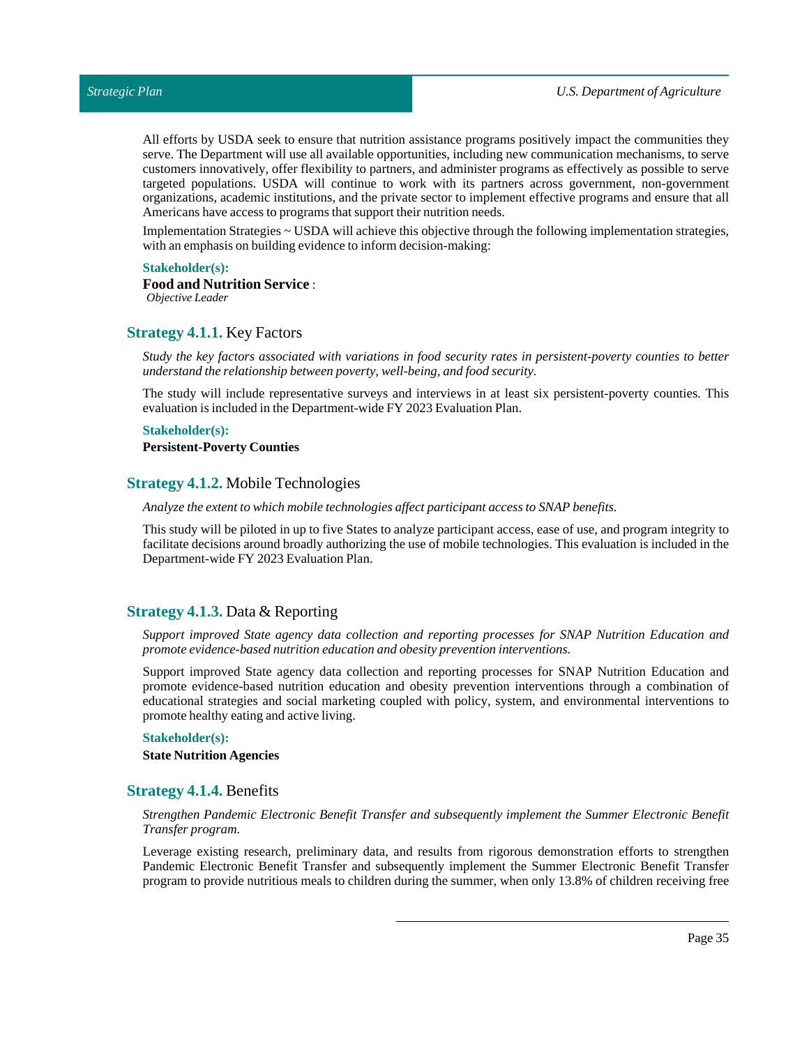All efforts by USDA seek to ensure that nutrition assistance programs positively impact the communities they serve. The Department will use all available opportunities, including new communication mechanisms, to serve customers innovatively, offer flexibility to partners, and administer programs as effectively as possible to serve targeted populations. USDA will continue to work with its partners across government, non-government organizations, academic institutions, and the private sector to implement effective programs and ensure that all Americans have access to programs that support their nutrition needs.

Implementation Strategies ~ USDA will achieve this objective through the following implementation strategies, with an emphasis on building evidence to inform decision-making:

**Stakeholder(s):**

**Food and Nutrition Service** :
*Objective Leader*

### **Strategy 4.1.1.** Key Factors

*Study the key factors associated with variations in food security rates in persistent-poverty counties to better understand the relationship between poverty, well-being, and food security.*

The study will include representative surveys and interviews in at least six persistent-poverty counties. This evaluation is included in the Department-wide FY 2023 Evaluation Plan.

**Stakeholder(s):**

**Persistent-Poverty Counties**

### **Strategy 4.1.2.** Mobile Technologies

*Analyze the extent to which mobile technologies affect participant access to SNAP benefits.*

This study will be piloted in up to five States to analyze participant access, ease of use, and program integrity to facilitate decisions around broadly authorizing the use of mobile technologies. This evaluation is included in the Department-wide FY 2023 Evaluation Plan.

### **Strategy 4.1.3.** Data & Reporting

*Support improved State agency data collection and reporting processes for SNAP Nutrition Education and promote evidence-based nutrition education and obesity prevention interventions.*

Support improved State agency data collection and reporting processes for SNAP Nutrition Education and promote evidence-based nutrition education and obesity prevention interventions through a combination of educational strategies and social marketing coupled with policy, system, and environmental interventions to promote healthy eating and active living.

**Stakeholder(s):**

**State Nutrition Agencies**

### **Strategy 4.1.4.** Benefits

*Strengthen Pandemic Electronic Benefit Transfer and subsequently implement the Summer Electronic Benefit Transfer program.*

Leverage existing research, preliminary data, and results from rigorous demonstration efforts to strengthen Pandemic Electronic Benefit Transfer and subsequently implement the Summer Electronic Benefit Transfer program to provide nutritious meals to children during the summer, when only 13.8% of children receiving free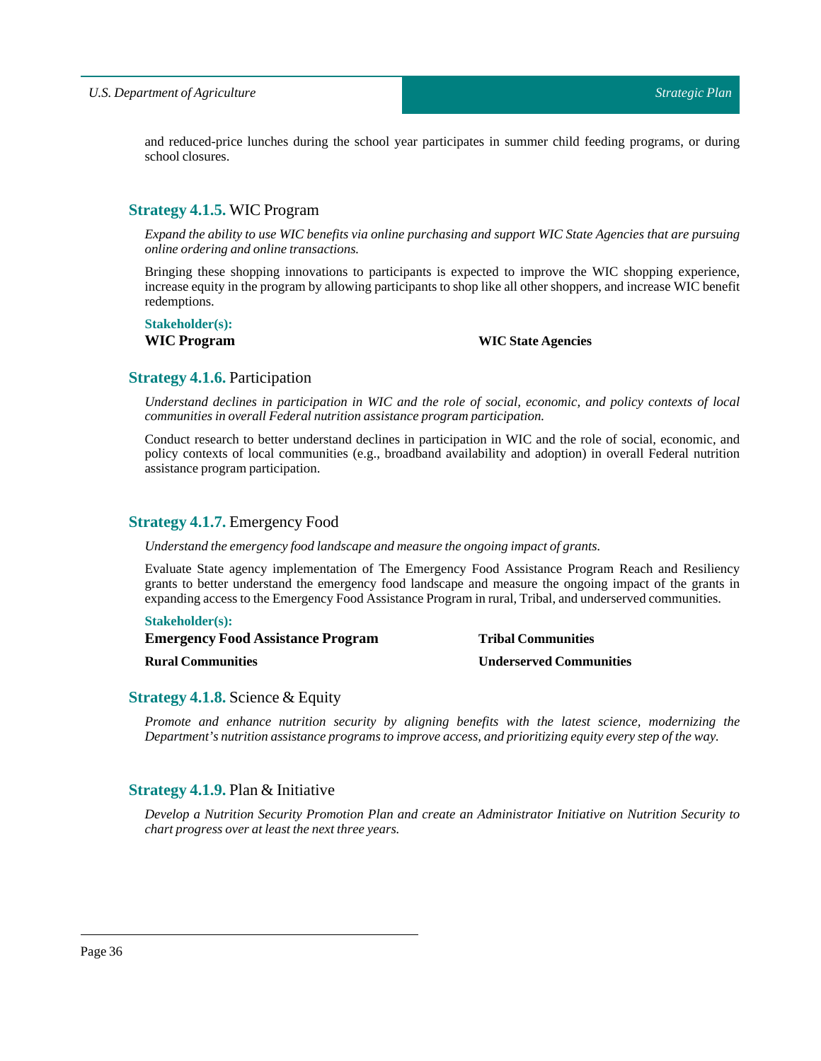and reduced-price lunches during the school year participates in summer child feeding programs, or during school closures.

### **Strategy 4.1.5.** WIC Program

*Expand the ability to use WIC benefits via online purchasing and support WIC State Agencies that are pursuing online ordering and online transactions.*

Bringing these shopping innovations to participants is expected to improve the WIC shopping experience, increase equity in the program by allowing participants to shop like all other shoppers, and increase WIC benefit redemptions.

**Stakeholder(s):**

**WIC Program**

**WIC State Agencies**

### **Strategy 4.1.6.** Participation

*Understand declines in participation in WIC and the role of social, economic, and policy contexts of local communities in overall Federal nutrition assistance program participation.*

Conduct research to better understand declines in participation in WIC and the role of social, economic, and policy contexts of local communities (e.g., broadband availability and adoption) in overall Federal nutrition assistance program participation.

### **Strategy 4.1.7.** Emergency Food

*Understand the emergency food landscape and measure the ongoing impact of grants.*

Evaluate State agency implementation of The Emergency Food Assistance Program Reach and Resiliency grants to better understand the emergency food landscape and measure the ongoing impact of the grants in expanding access to the Emergency Food Assistance Program in rural, Tribal, and underserved communities.

**Stakeholder(s):**

**Emergency Food Assistance Program**

**Tribal Communities**

**Rural Communities**

**Underserved Communities**

### **Strategy 4.1.8.** Science & Equity

*Promote and enhance nutrition security by aligning benefits with the latest science, modernizing the Department's nutrition assistance programs to improve access, and prioritizing equity every step of the way.*

### **Strategy 4.1.9.** Plan & Initiative

*Develop a Nutrition Security Promotion Plan and create an Administrator Initiative on Nutrition Security to chart progress over at least the next three years.*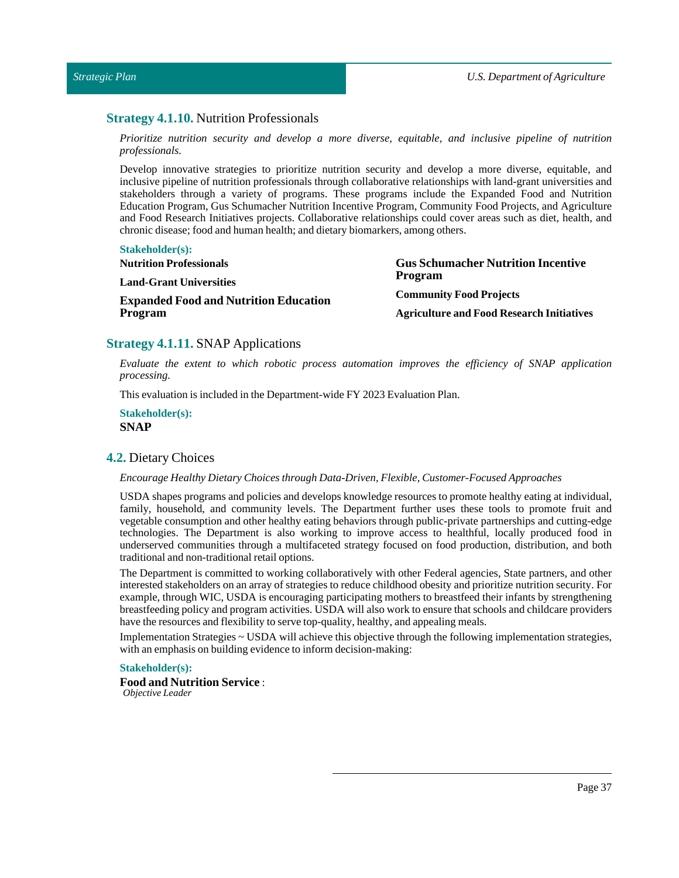### **Strategy 4.1.10.** Nutrition Professionals

*Prioritize nutrition security and develop a more diverse, equitable, and inclusive pipeline of nutrition professionals.*

Develop innovative strategies to prioritize nutrition security and develop a more diverse, equitable, and inclusive pipeline of nutrition professionals through collaborative relationships with land-grant universities and stakeholders through a variety of programs. These programs include the Expanded Food and Nutrition Education Program, Gus Schumacher Nutrition Incentive Program, Community Food Projects, and Agriculture and Food Research Initiatives projects. Collaborative relationships could cover areas such as diet, health, and chronic disease; food and human health; and dietary biomarkers, among others.

**Stakeholder(s):**

**Nutrition Professionals**

**Land-Grant Universities**

**Expanded Food and Nutrition Education Program**

**Gus Schumacher Nutrition Incentive Program**

**Community Food Projects**

**Agriculture and Food Research Initiatives**

### **Strategy 4.1.11.** SNAP Applications

*Evaluate the extent to which robotic process automation improves the efficiency of SNAP application processing.*

This evaluation is included in the Department-wide FY 2023 Evaluation Plan.

**Stakeholder(s):**

**SNAP**

## **4.2.** Dietary Choices

*Encourage Healthy Dietary Choices through Data-Driven, Flexible, Customer-Focused Approaches*

USDA shapes programs and policies and develops knowledge resources to promote healthy eating at individual, family, household, and community levels. The Department further uses these tools to promote fruit and vegetable consumption and other healthy eating behaviors through public-private partnerships and cutting-edge technologies. The Department is also working to improve access to healthful, locally produced food in underserved communities through a multifaceted strategy focused on food production, distribution, and both traditional and non-traditional retail options.

The Department is committed to working collaboratively with other Federal agencies, State partners, and other interested stakeholders on an array of strategies to reduce childhood obesity and prioritize nutrition security. For example, through WIC, USDA is encouraging participating mothers to breastfeed their infants by strengthening breastfeeding policy and program activities. USDA will also work to ensure that schools and childcare providers have the resources and flexibility to serve top-quality, healthy, and appealing meals.

Implementation Strategies ~ USDA will achieve this objective through the following implementation strategies, with an emphasis on building evidence to inform decision-making:

**Stakeholder(s):**

**Food and Nutrition Service** :
*Objective Leader*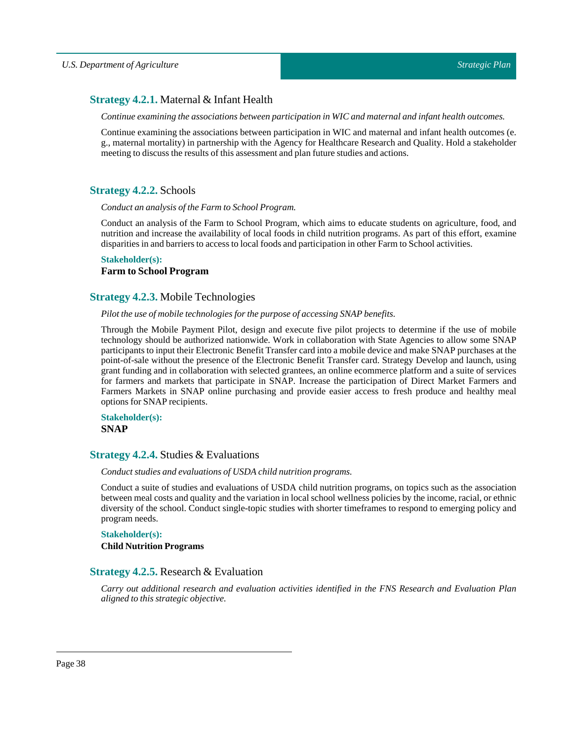### **Strategy 4.2.1.** Maternal & Infant Health

*Continue examining the associations between participation in WIC and maternal and infant health outcomes.*

Continue examining the associations between participation in WIC and maternal and infant health outcomes (e.g., maternal mortality) in partnership with the Agency for Healthcare Research and Quality. Hold a stakeholder meeting to discuss the results of this assessment and plan future studies and actions.

### **Strategy 4.2.2.** Schools

*Conduct an analysis of the Farm to School Program.*

Conduct an analysis of the Farm to School Program, which aims to educate students on agriculture, food, and nutrition and increase the availability of local foods in child nutrition programs. As part of this effort, examine disparities in and barriers to access to local foods and participation in other Farm to School activities.

**Stakeholder(s):**

**Farm to School Program**

### **Strategy 4.2.3.** Mobile Technologies

*Pilot the use of mobile technologies for the purpose of accessing SNAP benefits.*

Through the Mobile Payment Pilot, design and execute five pilot projects to determine if the use of mobile technology should be authorized nationwide. Work in collaboration with State Agencies to allow some SNAP participants to input their Electronic Benefit Transfer card into a mobile device and make SNAP purchases at the point-of-sale without the presence of the Electronic Benefit Transfer card. Strategy Develop and launch, using grant funding and in collaboration with selected grantees, an online ecommerce platform and a suite of services for farmers and markets that participate in SNAP. Increase the participation of Direct Market Farmers and Farmers Markets in SNAP online purchasing and provide easier access to fresh produce and healthy meal options for SNAP recipients.

**Stakeholder(s):**

**SNAP**

### **Strategy 4.2.4.** Studies & Evaluations

*Conduct studies and evaluations of USDA child nutrition programs.*

Conduct a suite of studies and evaluations of USDA child nutrition programs, on topics such as the association between meal costs and quality and the variation in local school wellness policies by the income, racial, or ethnic diversity of the school. Conduct single-topic studies with shorter timeframes to respond to emerging policy and program needs.

**Stakeholder(s):**

**Child Nutrition Programs**

### **Strategy 4.2.5.** Research & Evaluation

*Carry out additional research and evaluation activities identified in the FNS Research and Evaluation Plan aligned to this strategic objective.*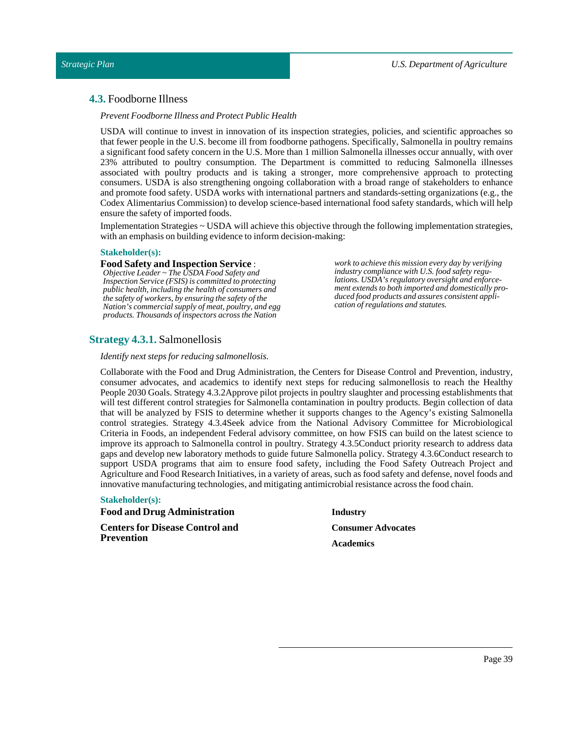## **4.3.** Foodborne Illness

*Prevent Foodborne Illness and Protect Public Health*

USDA will continue to invest in innovation of its inspection strategies, policies, and scientific approaches so that fewer people in the U.S. become ill from foodborne pathogens. Specifically, Salmonella in poultry remains a significant food safety concern in the U.S. More than 1 million Salmonella illnesses occur annually, with over 23% attributed to poultry consumption. The Department is committed to reducing Salmonella illnesses associated with poultry products and is taking a stronger, more comprehensive approach to protecting consumers. USDA is also strengthening ongoing collaboration with a broad range of stakeholders to enhance and promote food safety. USDA works with international partners and standards-setting organizations (e.g., the Codex Alimentarius Commission) to develop science-based international food safety standards, which will help ensure the safety of imported foods.

Implementation Strategies ~ USDA will achieve this objective through the following implementation strategies, with an emphasis on building evidence to inform decision-making:

**Stakeholder(s):**

**Food Safety and Inspection Service** :
*Objective Leader ~ The USDA Food Safety and Inspection Service (FSIS) is committed to protecting public health, including the health of consumers and the safety of workers, by ensuring the safety of the Nation's commercial supply of meat, poultry, and egg products. Thousands of inspectors across the Nation work to achieve this mission every day by verifying industry compliance with U.S. food safety regulations. USDA's regulatory oversight and enforcement extends to both imported and domestically produced food products and assures consistent application of regulations and statutes.*

## **Strategy 4.3.1.** Salmonellosis

*Identify next steps for reducing salmonellosis.*

Collaborate with the Food and Drug Administration, the Centers for Disease Control and Prevention, industry, consumer advocates, and academics to identify next steps for reducing salmonellosis to reach the Healthy People 2030 Goals. Strategy 4.3.2Approve pilot projects in poultry slaughter and processing establishments that will test different control strategies for Salmonella contamination in poultry products. Begin collection of data that will be analyzed by FSIS to determine whether it supports changes to the Agency's existing Salmonella control strategies. Strategy 4.3.4Seek advice from the National Advisory Committee for Microbiological Criteria in Foods, an independent Federal advisory committee, on how FSIS can build on the latest science to improve its approach to Salmonella control in poultry. Strategy 4.3.5Conduct priority research to address data gaps and develop new laboratory methods to guide future Salmonella policy. Strategy 4.3.6Conduct research to support USDA programs that aim to ensure food safety, including the Food Safety Outreach Project and Agriculture and Food Research Initiatives, in a variety of areas, such as food safety and defense, novel foods and innovative manufacturing technologies, and mitigating antimicrobial resistance across the food chain.

**Stakeholder(s):**

**Food and Drug Administration**

**Centers for Disease Control and Prevention**

**Industry**

**Consumer Advocates**

**Academics**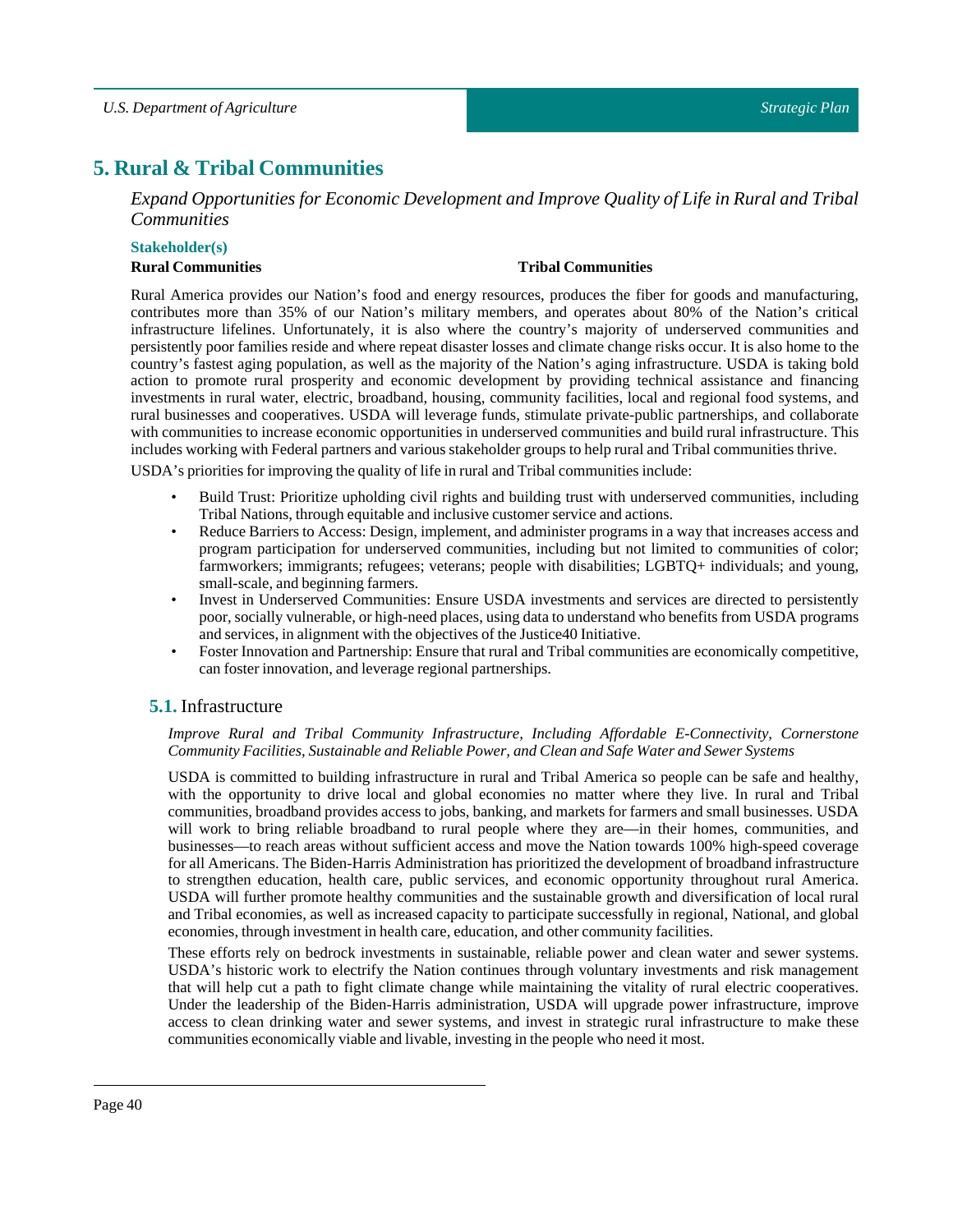# 5. Rural & Tribal Communities

*Expand Opportunities for Economic Development and Improve Quality of Life in Rural and Tribal Communities*

**Stakeholder(s)**

**Rural Communities**

**Tribal Communities**

Rural America provides our Nation's food and energy resources, produces the fiber for goods and manufacturing, contributes more than 35% of our Nation's military members, and operates about 80% of the Nation's critical infrastructure lifelines. Unfortunately, it is also where the country's majority of underserved communities and persistently poor families reside and where repeat disaster losses and climate change risks occur. It is also home to the country's fastest aging population, as well as the majority of the Nation's aging infrastructure. USDA is taking bold action to promote rural prosperity and economic development by providing technical assistance and financing investments in rural water, electric, broadband, housing, community facilities, local and regional food systems, and rural businesses and cooperatives. USDA will leverage funds, stimulate private-public partnerships, and collaborate with communities to increase economic opportunities in underserved communities and build rural infrastructure. This includes working with Federal partners and various stakeholder groups to help rural and Tribal communities thrive.

USDA's priorities for improving the quality of life in rural and Tribal communities include:

- Build Trust: Prioritize upholding civil rights and building trust with underserved communities, including Tribal Nations, through equitable and inclusive customer service and actions.
- Reduce Barriers to Access: Design, implement, and administer programs in a way that increases access and program participation for underserved communities, including but not limited to communities of color; farmworkers; immigrants; refugees; veterans; people with disabilities; LGBTQ+ individuals; and young, small-scale, and beginning farmers.
- Invest in Underserved Communities: Ensure USDA investments and services are directed to persistently poor, socially vulnerable, or high-need places, using data to understand who benefits from USDA programs and services, in alignment with the objectives of the Justice40 Initiative.
- Foster Innovation and Partnership: Ensure that rural and Tribal communities are economically competitive, can foster innovation, and leverage regional partnerships.

## 5.1. Infrastructure

*Improve Rural and Tribal Community Infrastructure, Including Affordable E-Connectivity, Cornerstone Community Facilities, Sustainable and Reliable Power, and Clean and Safe Water and Sewer Systems*

USDA is committed to building infrastructure in rural and Tribal America so people can be safe and healthy, with the opportunity to drive local and global economies no matter where they live. In rural and Tribal communities, broadband provides access to jobs, banking, and markets for farmers and small businesses. USDA will work to bring reliable broadband to rural people where they are—in their homes, communities, and businesses—to reach areas without sufficient access and move the Nation towards 100% high-speed coverage for all Americans. The Biden-Harris Administration has prioritized the development of broadband infrastructure to strengthen education, health care, public services, and economic opportunity throughout rural America. USDA will further promote healthy communities and the sustainable growth and diversification of local rural and Tribal economies, as well as increased capacity to participate successfully in regional, National, and global economies, through investment in health care, education, and other community facilities.

These efforts rely on bedrock investments in sustainable, reliable power and clean water and sewer systems. USDA's historic work to electrify the Nation continues through voluntary investments and risk management that will help cut a path to fight climate change while maintaining the vitality of rural electric cooperatives. Under the leadership of the Biden-Harris administration, USDA will upgrade power infrastructure, improve access to clean drinking water and sewer systems, and invest in strategic rural infrastructure to make these communities economically viable and livable, investing in the people who need it most.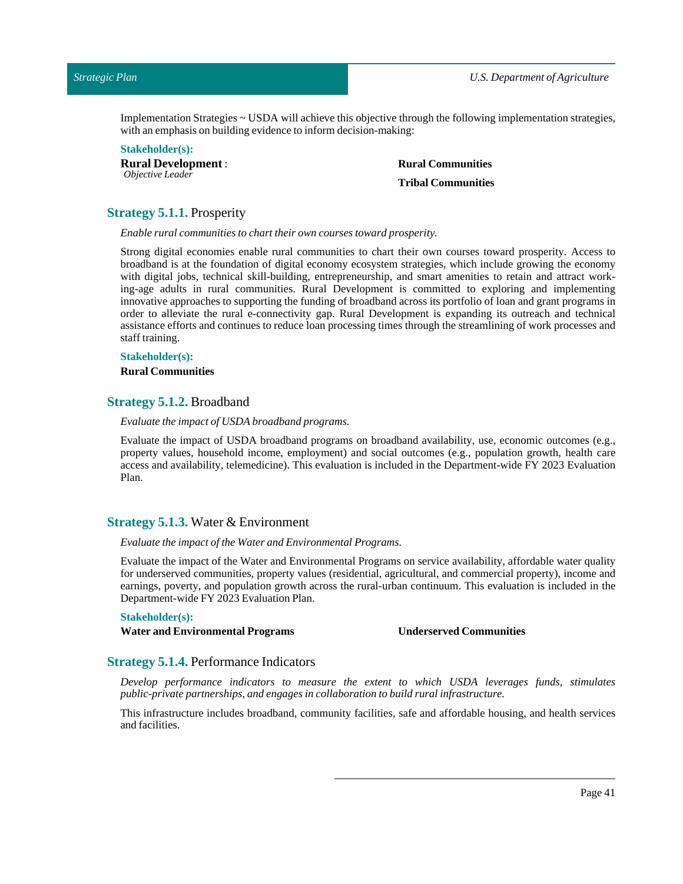Implementation Strategies ~ USDA will achieve this objective through the following implementation strategies, with an emphasis on building evidence to inform decision-making:

**Stakeholder(s):**

**Rural Development** : *Objective Leader*

**Rural Communities**

**Tribal Communities**

## **Strategy 5.1.1.** Prosperity

*Enable rural communities to chart their own courses toward prosperity.*

Strong digital economies enable rural communities to chart their own courses toward prosperity. Access to broadband is at the foundation of digital economy ecosystem strategies, which include growing the economy with digital jobs, technical skill-building, entrepreneurship, and smart amenities to retain and attract working-age adults in rural communities. Rural Development is committed to exploring and implementing innovative approaches to supporting the funding of broadband across its portfolio of loan and grant programs in order to alleviate the rural e-connectivity gap. Rural Development is expanding its outreach and technical assistance efforts and continues to reduce loan processing times through the streamlining of work processes and staff training.

**Stakeholder(s):**

**Rural Communities**

## **Strategy 5.1.2.** Broadband

*Evaluate the impact of USDA broadband programs.*

Evaluate the impact of USDA broadband programs on broadband availability, use, economic outcomes (e.g., property values, household income, employment) and social outcomes (e.g., population growth, health care access and availability, telemedicine). This evaluation is included in the Department-wide FY 2023 Evaluation Plan.

## **Strategy 5.1.3.** Water & Environment

*Evaluate the impact of the Water and Environmental Programs.*

Evaluate the impact of the Water and Environmental Programs on service availability, affordable water quality for underserved communities, property values (residential, agricultural, and commercial property), income and earnings, poverty, and population growth across the rural-urban continuum. This evaluation is included in the Department-wide FY 2023 Evaluation Plan.

**Stakeholder(s):**

**Water and Environmental Programs**

**Underserved Communities**

## **Strategy 5.1.4.** Performance Indicators

*Develop performance indicators to measure the extent to which USDA leverages funds, stimulates public-private partnerships, and engages in collaboration to build rural infrastructure.*

This infrastructure includes broadband, community facilities, safe and affordable housing, and health services and facilities.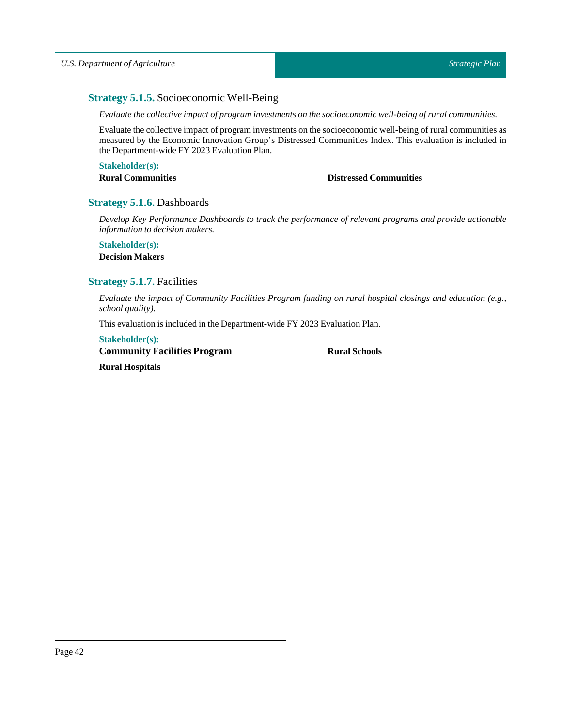### **Strategy 5.1.5.** Socioeconomic Well-Being

*Evaluate the collective impact of program investments on the socioeconomic well-being of rural communities.*

Evaluate the collective impact of program investments on the socioeconomic well-being of rural communities as measured by the Economic Innovation Group's Distressed Communities Index. This evaluation is included in the Department-wide FY 2023 Evaluation Plan.

**Stakeholder(s):**

**Rural Communities**

**Distressed Communities**

### **Strategy 5.1.6.** Dashboards

*Develop Key Performance Dashboards to track the performance of relevant programs and provide actionable information to decision makers.*

**Stakeholder(s):**

**Decision Makers**

### **Strategy 5.1.7.** Facilities

*Evaluate the impact of Community Facilities Program funding on rural hospital closings and education (e.g., school quality).*

This evaluation is included in the Department-wide FY 2023 Evaluation Plan.

**Stakeholder(s):**

**Community Facilities Program**

**Rural Schools**

**Rural Hospitals**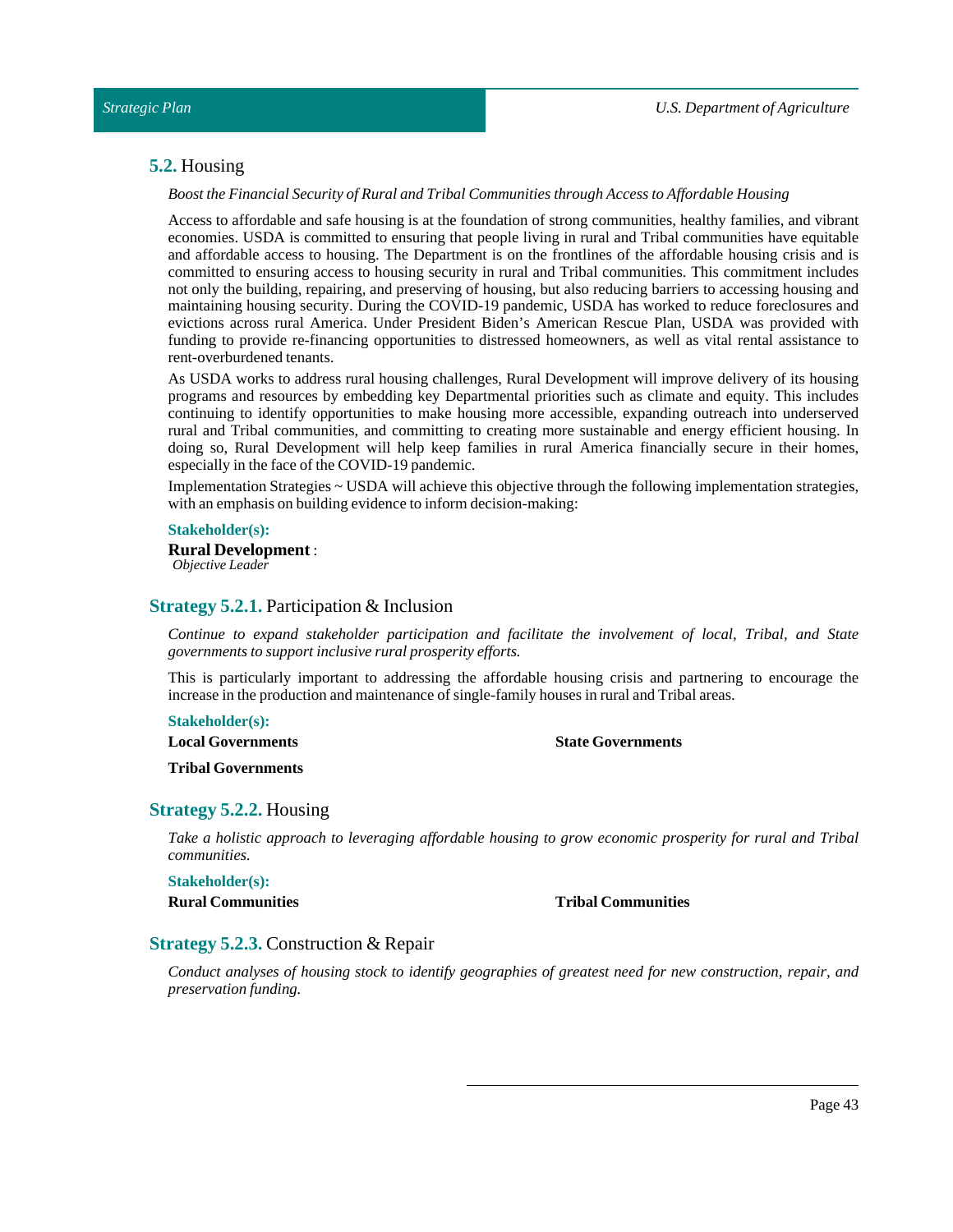## 5.2. Housing

*Boost the Financial Security of Rural and Tribal Communities through Access to Affordable Housing*

Access to affordable and safe housing is at the foundation of strong communities, healthy families, and vibrant economies. USDA is committed to ensuring that people living in rural and Tribal communities have equitable and affordable access to housing. The Department is on the frontlines of the affordable housing crisis and is committed to ensuring access to housing security in rural and Tribal communities. This commitment includes not only the building, repairing, and preserving of housing, but also reducing barriers to accessing housing and maintaining housing security. During the COVID-19 pandemic, USDA has worked to reduce foreclosures and evictions across rural America. Under President Biden's American Rescue Plan, USDA was provided with funding to provide re-financing opportunities to distressed homeowners, as well as vital rental assistance to rent-overburdened tenants.

As USDA works to address rural housing challenges, Rural Development will improve delivery of its housing programs and resources by embedding key Departmental priorities such as climate and equity. This includes continuing to identify opportunities to make housing more accessible, expanding outreach into underserved rural and Tribal communities, and committing to creating more sustainable and energy efficient housing. In doing so, Rural Development will help keep families in rural America financially secure in their homes, especially in the face of the COVID-19 pandemic.

Implementation Strategies ~ USDA will achieve this objective through the following implementation strategies, with an emphasis on building evidence to inform decision-making:

**Stakeholder(s):**

**Rural Development** :
*Objective Leader*

### Strategy 5.2.1. Participation & Inclusion

*Continue to expand stakeholder participation and facilitate the involvement of local, Tribal, and State governments to support inclusive rural prosperity efforts.*

This is particularly important to addressing the affordable housing crisis and partnering to encourage the increase in the production and maintenance of single-family houses in rural and Tribal areas.

**Stakeholder(s):**

**Local Governments**

**State Governments**

**Tribal Governments**

### Strategy 5.2.2. Housing

*Take a holistic approach to leveraging affordable housing to grow economic prosperity for rural and Tribal communities.*

**Stakeholder(s):**

**Rural Communities**

**Tribal Communities**

### Strategy 5.2.3. Construction & Repair

*Conduct analyses of housing stock to identify geographies of greatest need for new construction, repair, and preservation funding.*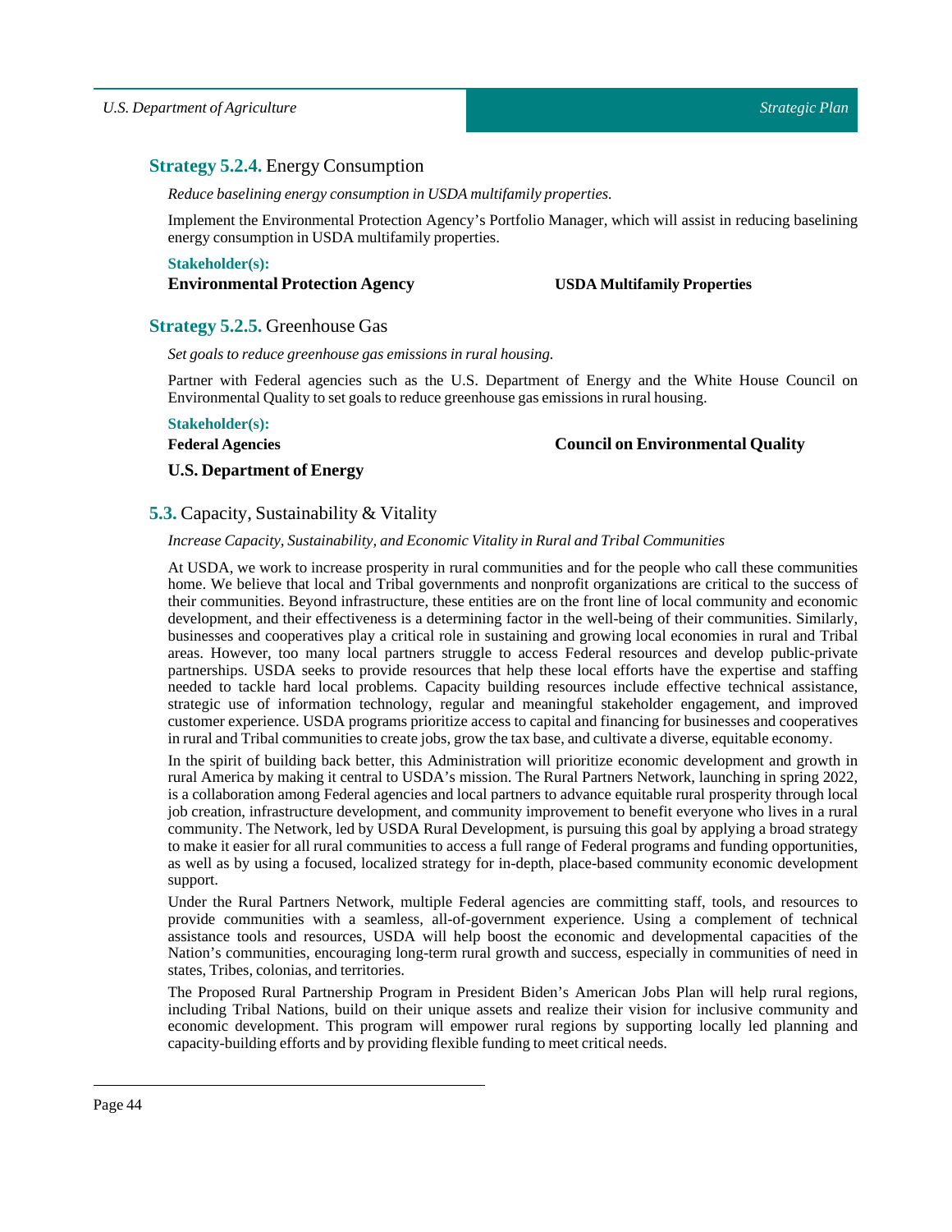### **Strategy 5.2.4.** Energy Consumption

*Reduce baselining energy consumption in USDA multifamily properties.*

Implement the Environmental Protection Agency's Portfolio Manager, which will assist in reducing baselining energy consumption in USDA multifamily properties.

**Stakeholder(s):**

**Environmental Protection Agency**

**USDA Multifamily Properties**

### **Strategy 5.2.5.** Greenhouse Gas

*Set goals to reduce greenhouse gas emissions in rural housing.*

Partner with Federal agencies such as the U.S. Department of Energy and the White House Council on Environmental Quality to set goals to reduce greenhouse gas emissions in rural housing.

**Stakeholder(s):**

**Federal Agencies**

**Council on Environmental Quality**

**U.S. Department of Energy**

## **5.3.** Capacity, Sustainability & Vitality

*Increase Capacity, Sustainability, and Economic Vitality in Rural and Tribal Communities*

At USDA, we work to increase prosperity in rural communities and for the people who call these communities home. We believe that local and Tribal governments and nonprofit organizations are critical to the success of their communities. Beyond infrastructure, these entities are on the front line of local community and economic development, and their effectiveness is a determining factor in the well-being of their communities. Similarly, businesses and cooperatives play a critical role in sustaining and growing local economies in rural and Tribal areas. However, too many local partners struggle to access Federal resources and develop public-private partnerships. USDA seeks to provide resources that help these local efforts have the expertise and staffing needed to tackle hard local problems. Capacity building resources include effective technical assistance, strategic use of information technology, regular and meaningful stakeholder engagement, and improved customer experience. USDA programs prioritize access to capital and financing for businesses and cooperatives in rural and Tribal communities to create jobs, grow the tax base, and cultivate a diverse, equitable economy.

In the spirit of building back better, this Administration will prioritize economic development and growth in rural America by making it central to USDA's mission. The Rural Partners Network, launching in spring 2022, is a collaboration among Federal agencies and local partners to advance equitable rural prosperity through local job creation, infrastructure development, and community improvement to benefit everyone who lives in a rural community. The Network, led by USDA Rural Development, is pursuing this goal by applying a broad strategy to make it easier for all rural communities to access a full range of Federal programs and funding opportunities, as well as by using a focused, localized strategy for in-depth, place-based community economic development support.

Under the Rural Partners Network, multiple Federal agencies are committing staff, tools, and resources to provide communities with a seamless, all-of-government experience. Using a complement of technical assistance tools and resources, USDA will help boost the economic and developmental capacities of the Nation's communities, encouraging long-term rural growth and success, especially in communities of need in states, Tribes, colonias, and territories.

The Proposed Rural Partnership Program in President Biden's American Jobs Plan will help rural regions, including Tribal Nations, build on their unique assets and realize their vision for inclusive community and economic development. This program will empower rural regions by supporting locally led planning and capacity-building efforts and by providing flexible funding to meet critical needs.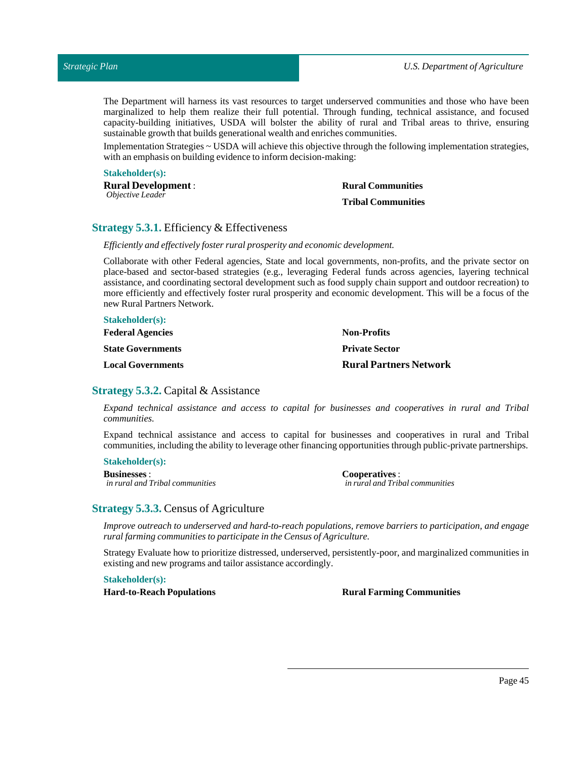The Department will harness its vast resources to target underserved communities and those who have been marginalized to help them realize their full potential. Through funding, technical assistance, and focused capacity-building initiatives, USDA will bolster the ability of rural and Tribal areas to thrive, ensuring sustainable growth that builds generational wealth and enriches communities.

Implementation Strategies ~ USDA will achieve this objective through the following implementation strategies, with an emphasis on building evidence to inform decision-making:

**Stakeholder(s):**

**Rural Development** :
*Objective Leader*

**Rural Communities**

**Tribal Communities**

## Strategy 5.3.1. Efficiency & Effectiveness

*Efficiently and effectively foster rural prosperity and economic development.*

Collaborate with other Federal agencies, State and local governments, non-profits, and the private sector on place-based and sector-based strategies (e.g., leveraging Federal funds across agencies, layering technical assistance, and coordinating sectoral development such as food supply chain support and outdoor recreation) to more efficiently and effectively foster rural prosperity and economic development. This will be a focus of the new Rural Partners Network.

**Stakeholder(s):**

**Federal Agencies**

**State Governments**

**Local Governments**

**Non-Profits**

**Private Sector**

**Rural Partners Network**

## Strategy 5.3.2. Capital & Assistance

*Expand technical assistance and access to capital for businesses and cooperatives in rural and Tribal communities.*

Expand technical assistance and access to capital for businesses and cooperatives in rural and Tribal communities, including the ability to leverage other financing opportunities through public-private partnerships.

**Stakeholder(s):**

**Businesses** :
*in rural and Tribal communities*

**Cooperatives** :
*in rural and Tribal communities*

## Strategy 5.3.3. Census of Agriculture

*Improve outreach to underserved and hard-to-reach populations, remove barriers to participation, and engage rural farming communities to participate in the Census of Agriculture.*

Strategy Evaluate how to prioritize distressed, underserved, persistently-poor, and marginalized communities in existing and new programs and tailor assistance accordingly.

**Stakeholder(s):**

**Hard-to-Reach Populations**

**Rural Farming Communities**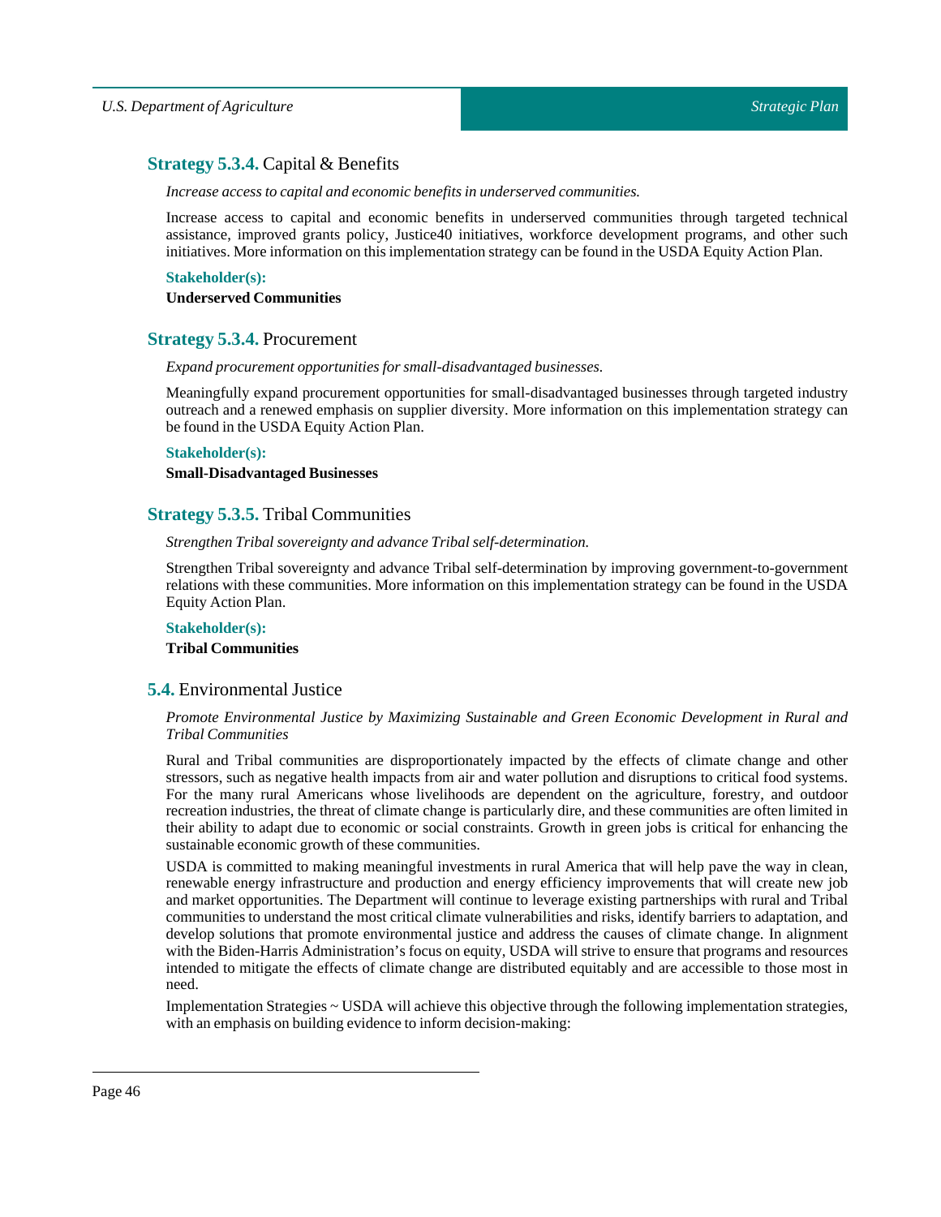### **Strategy 5.3.4.** Capital & Benefits

*Increase access to capital and economic benefits in underserved communities.*

Increase access to capital and economic benefits in underserved communities through targeted technical assistance, improved grants policy, Justice40 initiatives, workforce development programs, and other such initiatives. More information on this implementation strategy can be found in the USDA Equity Action Plan.

**Stakeholder(s):**

**Underserved Communities**

### **Strategy 5.3.4.** Procurement

*Expand procurement opportunities for small-disadvantaged businesses.*

Meaningfully expand procurement opportunities for small-disadvantaged businesses through targeted industry outreach and a renewed emphasis on supplier diversity. More information on this implementation strategy can be found in the USDA Equity Action Plan.

**Stakeholder(s):**

**Small-Disadvantaged Businesses**

### **Strategy 5.3.5.** Tribal Communities

*Strengthen Tribal sovereignty and advance Tribal self-determination.*

Strengthen Tribal sovereignty and advance Tribal self-determination by improving government-to-government relations with these communities. More information on this implementation strategy can be found in the USDA Equity Action Plan.

**Stakeholder(s):**

**Tribal Communities**

## **5.4.** Environmental Justice

*Promote Environmental Justice by Maximizing Sustainable and Green Economic Development in Rural and Tribal Communities*

Rural and Tribal communities are disproportionately impacted by the effects of climate change and other stressors, such as negative health impacts from air and water pollution and disruptions to critical food systems. For the many rural Americans whose livelihoods are dependent on the agriculture, forestry, and outdoor recreation industries, the threat of climate change is particularly dire, and these communities are often limited in their ability to adapt due to economic or social constraints. Growth in green jobs is critical for enhancing the sustainable economic growth of these communities.

USDA is committed to making meaningful investments in rural America that will help pave the way in clean, renewable energy infrastructure and production and energy efficiency improvements that will create new job and market opportunities. The Department will continue to leverage existing partnerships with rural and Tribal communities to understand the most critical climate vulnerabilities and risks, identify barriers to adaptation, and develop solutions that promote environmental justice and address the causes of climate change. In alignment with the Biden-Harris Administration's focus on equity, USDA will strive to ensure that programs and resources intended to mitigate the effects of climate change are distributed equitably and are accessible to those most in need.

Implementation Strategies ~ USDA will achieve this objective through the following implementation strategies, with an emphasis on building evidence to inform decision-making: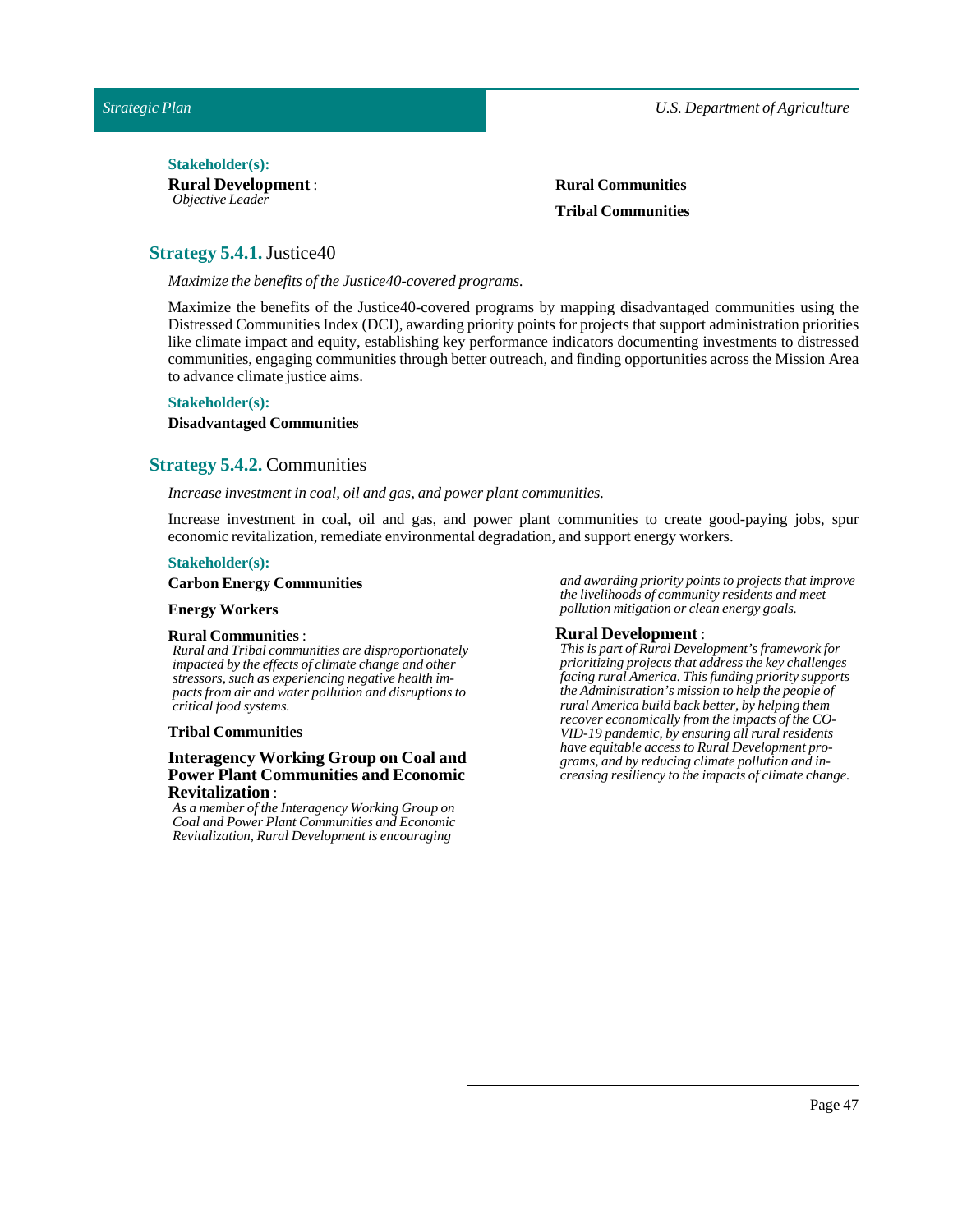**Stakeholder(s):**

**Rural Development** :
*Objective Leader*

**Rural Communities**

**Tribal Communities**

## Strategy 5.4.1. Justice40

*Maximize the benefits of the Justice40-covered programs.*

Maximize the benefits of the Justice40-covered programs by mapping disadvantaged communities using the Distressed Communities Index (DCI), awarding priority points for projects that support administration priorities like climate impact and equity, establishing key performance indicators documenting investments to distressed communities, engaging communities through better outreach, and finding opportunities across the Mission Area to advance climate justice aims.

**Stakeholder(s):**

**Disadvantaged Communities**

## Strategy 5.4.2. Communities

*Increase investment in coal, oil and gas, and power plant communities.*

Increase investment in coal, oil and gas, and power plant communities to create good-paying jobs, spur economic revitalization, remediate environmental degradation, and support energy workers.

**Stakeholder(s):**

**Carbon Energy Communities**

**Energy Workers**

**Rural Communities** :
*Rural and Tribal communities are disproportionately impacted by the effects of climate change and other stressors, such as experiencing negative health impacts from air and water pollution and disruptions to critical food systems.*

**Tribal Communities**

**Interagency Working Group on Coal and Power Plant Communities and Economic Revitalization** :
*As a member of the Interagency Working Group on Coal and Power Plant Communities and Economic Revitalization, Rural Development is encouraging and awarding priority points to projects that improve the livelihoods of community residents and meet pollution mitigation or clean energy goals.*

**Rural Development** :
*This is part of Rural Development's framework for prioritizing projects that address the key challenges facing rural America. This funding priority supports the Administration's mission to help the people of rural America build back better, by helping them recover economically from the impacts of the COVID-19 pandemic, by ensuring all rural residents have equitable access to Rural Development programs, and by reducing climate pollution and increasing resiliency to the impacts of climate change.*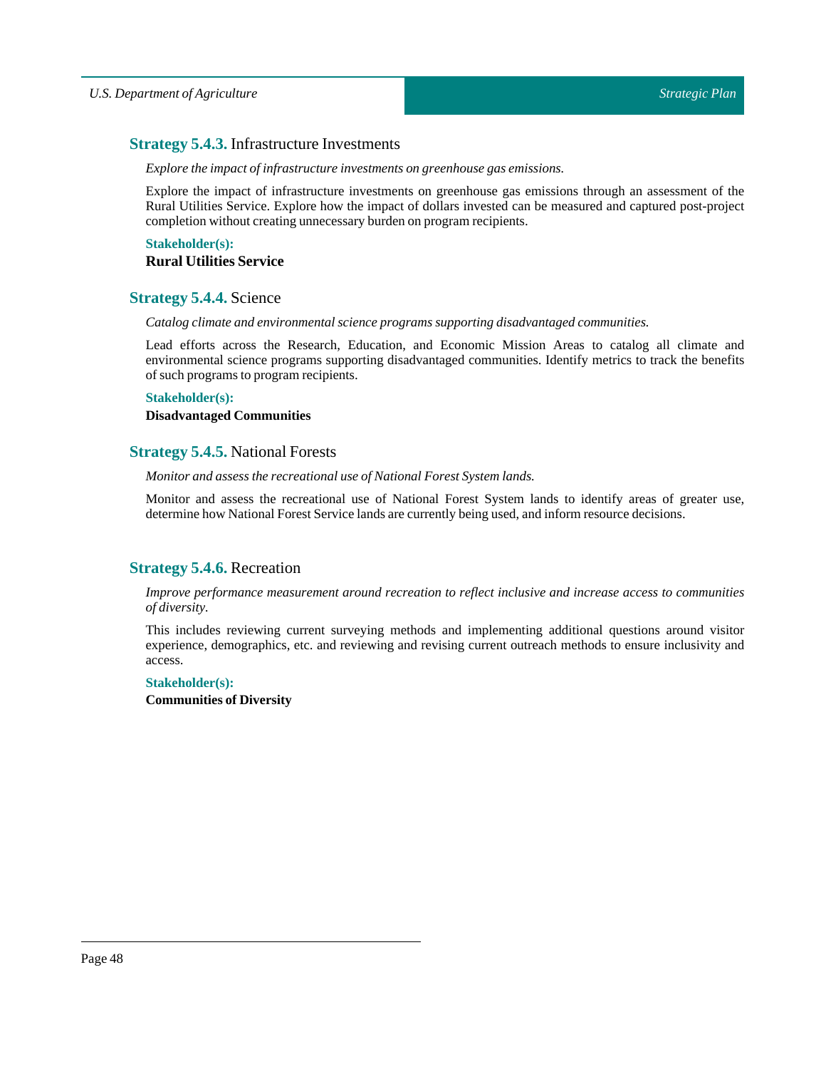### **Strategy 5.4.3.** Infrastructure Investments

*Explore the impact of infrastructure investments on greenhouse gas emissions.*

Explore the impact of infrastructure investments on greenhouse gas emissions through an assessment of the Rural Utilities Service. Explore how the impact of dollars invested can be measured and captured post-project completion without creating unnecessary burden on program recipients.

**Stakeholder(s):**

**Rural Utilities Service**

### **Strategy 5.4.4.** Science

*Catalog climate and environmental science programs supporting disadvantaged communities.*

Lead efforts across the Research, Education, and Economic Mission Areas to catalog all climate and environmental science programs supporting disadvantaged communities. Identify metrics to track the benefits of such programs to program recipients.

**Stakeholder(s):**

**Disadvantaged Communities**

### **Strategy 5.4.5.** National Forests

*Monitor and assess the recreational use of National Forest System lands.*

Monitor and assess the recreational use of National Forest System lands to identify areas of greater use, determine how National Forest Service lands are currently being used, and inform resource decisions.

### **Strategy 5.4.6.** Recreation

*Improve performance measurement around recreation to reflect inclusive and increase access to communities of diversity.*

This includes reviewing current surveying methods and implementing additional questions around visitor experience, demographics, etc. and reviewing and revising current outreach methods to ensure inclusivity and access.

**Stakeholder(s):**

**Communities of Diversity**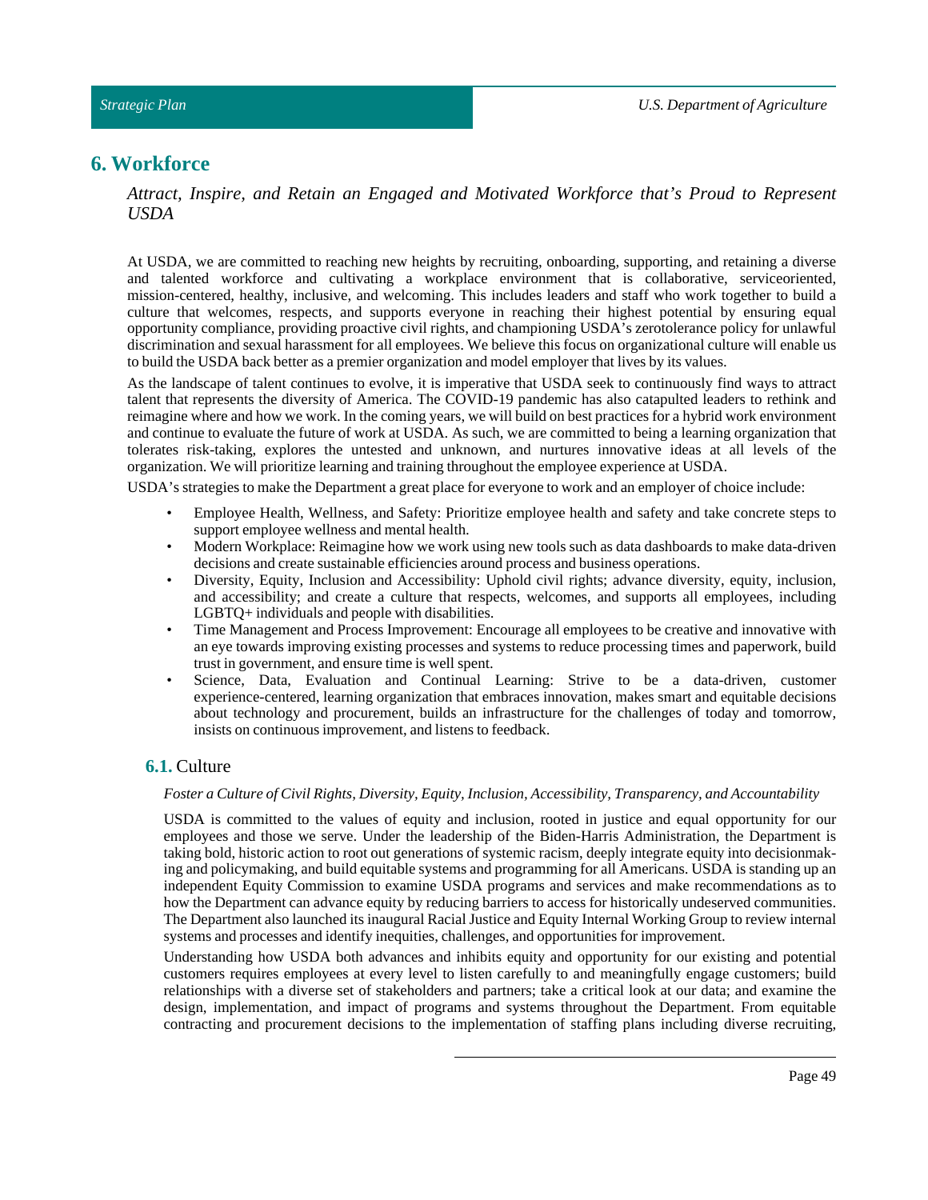# 6. Workforce

*Attract, Inspire, and Retain an Engaged and Motivated Workforce that's Proud to Represent USDA*

At USDA, we are committed to reaching new heights by recruiting, onboarding, supporting, and retaining a diverse and talented workforce and cultivating a workplace environment that is collaborative, serviceoriented, mission-centered, healthy, inclusive, and welcoming. This includes leaders and staff who work together to build a culture that welcomes, respects, and supports everyone in reaching their highest potential by ensuring equal opportunity compliance, providing proactive civil rights, and championing USDA's zerotolerance policy for unlawful discrimination and sexual harassment for all employees. We believe this focus on organizational culture will enable us to build the USDA back better as a premier organization and model employer that lives by its values.

As the landscape of talent continues to evolve, it is imperative that USDA seek to continuously find ways to attract talent that represents the diversity of America. The COVID-19 pandemic has also catapulted leaders to rethink and reimagine where and how we work. In the coming years, we will build on best practices for a hybrid work environment and continue to evaluate the future of work at USDA. As such, we are committed to being a learning organization that tolerates risk-taking, explores the untested and unknown, and nurtures innovative ideas at all levels of the organization. We will prioritize learning and training throughout the employee experience at USDA.

USDA's strategies to make the Department a great place for everyone to work and an employer of choice include:

- Employee Health, Wellness, and Safety: Prioritize employee health and safety and take concrete steps to support employee wellness and mental health.
- Modern Workplace: Reimagine how we work using new tools such as data dashboards to make data-driven decisions and create sustainable efficiencies around process and business operations.
- Diversity, Equity, Inclusion and Accessibility: Uphold civil rights; advance diversity, equity, inclusion, and accessibility; and create a culture that respects, welcomes, and supports all employees, including LGBTQ+ individuals and people with disabilities.
- Time Management and Process Improvement: Encourage all employees to be creative and innovative with an eye towards improving existing processes and systems to reduce processing times and paperwork, build trust in government, and ensure time is well spent.
- Science, Data, Evaluation and Continual Learning: Strive to be a data-driven, customer experience-centered, learning organization that embraces innovation, makes smart and equitable decisions about technology and procurement, builds an infrastructure for the challenges of today and tomorrow, insists on continuous improvement, and listens to feedback.

## 6.1. Culture

*Foster a Culture of Civil Rights, Diversity, Equity, Inclusion, Accessibility, Transparency, and Accountability*

USDA is committed to the values of equity and inclusion, rooted in justice and equal opportunity for our employees and those we serve. Under the leadership of the Biden-Harris Administration, the Department is taking bold, historic action to root out generations of systemic racism, deeply integrate equity into decisionmaking and policymaking, and build equitable systems and programming for all Americans. USDA is standing up an independent Equity Commission to examine USDA programs and services and make recommendations as to how the Department can advance equity by reducing barriers to access for historically undeserved communities. The Department also launched its inaugural Racial Justice and Equity Internal Working Group to review internal systems and processes and identify inequities, challenges, and opportunities for improvement.

Understanding how USDA both advances and inhibits equity and opportunity for our existing and potential customers requires employees at every level to listen carefully to and meaningfully engage customers; build relationships with a diverse set of stakeholders and partners; take a critical look at our data; and examine the design, implementation, and impact of programs and systems throughout the Department. From equitable contracting and procurement decisions to the implementation of staffing plans including diverse recruiting,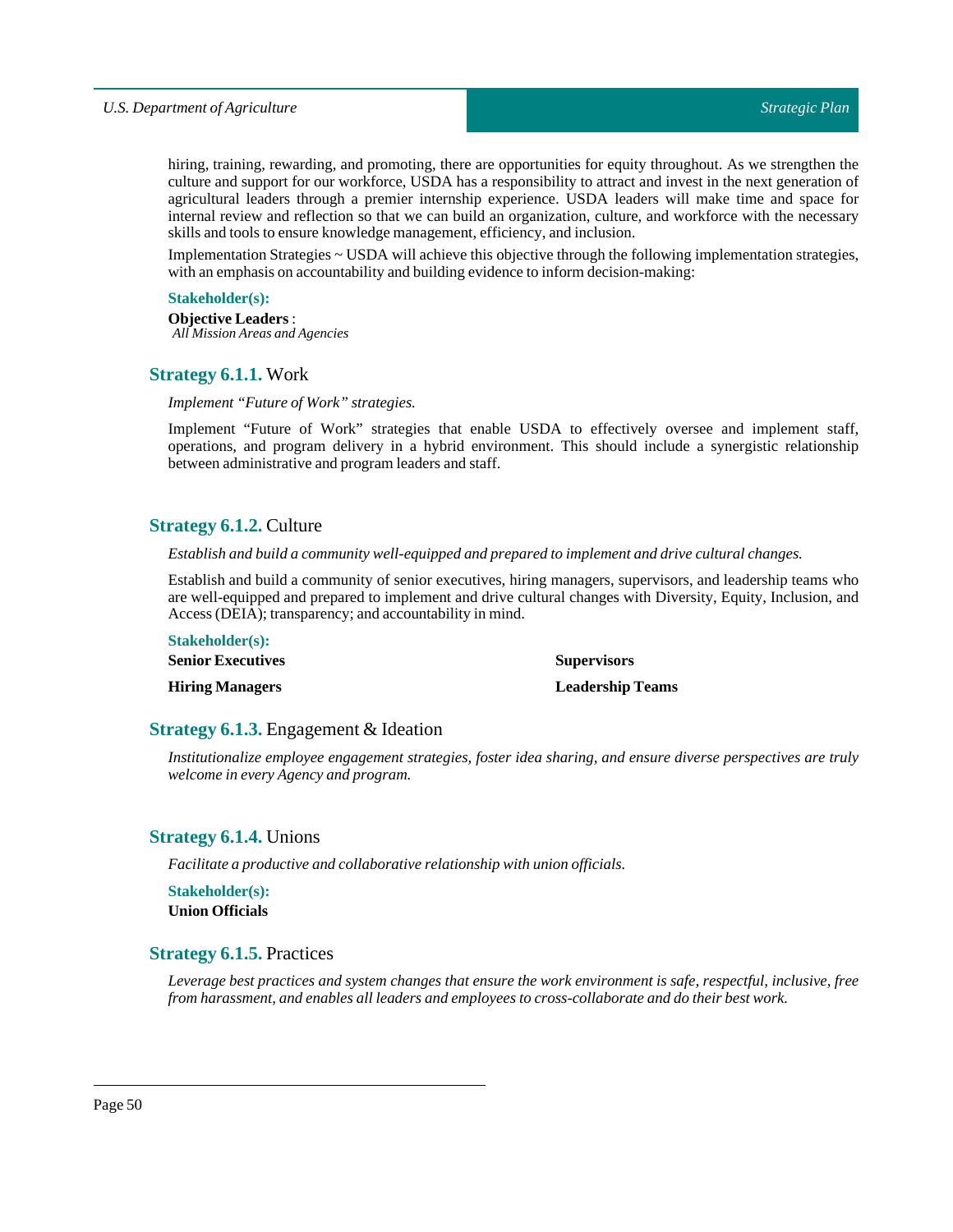hiring, training, rewarding, and promoting, there are opportunities for equity throughout. As we strengthen the culture and support for our workforce, USDA has a responsibility to attract and invest in the next generation of agricultural leaders through a premier internship experience. USDA leaders will make time and space for internal review and reflection so that we can build an organization, culture, and workforce with the necessary skills and tools to ensure knowledge management, efficiency, and inclusion.

Implementation Strategies ~ USDA will achieve this objective through the following implementation strategies, with an emphasis on accountability and building evidence to inform decision-making:

**Stakeholder(s):**

**Objective Leaders** :
*All Mission Areas and Agencies*

## Strategy 6.1.1. Work

*Implement "Future of Work" strategies.*

Implement "Future of Work" strategies that enable USDA to effectively oversee and implement staff, operations, and program delivery in a hybrid environment. This should include a synergistic relationship between administrative and program leaders and staff.

## Strategy 6.1.2. Culture

*Establish and build a community well-equipped and prepared to implement and drive cultural changes.*

Establish and build a community of senior executives, hiring managers, supervisors, and leadership teams who are well-equipped and prepared to implement and drive cultural changes with Diversity, Equity, Inclusion, and Access (DEIA); transparency; and accountability in mind.

**Stakeholder(s):**

**Senior Executives**

**Supervisors**

**Hiring Managers**

**Leadership Teams**

## Strategy 6.1.3. Engagement & Ideation

*Institutionalize employee engagement strategies, foster idea sharing, and ensure diverse perspectives are truly welcome in every Agency and program.*

## Strategy 6.1.4. Unions

*Facilitate a productive and collaborative relationship with union officials.*

**Stakeholder(s):**

**Union Officials**

## Strategy 6.1.5. Practices

*Leverage best practices and system changes that ensure the work environment is safe, respectful, inclusive, free from harassment, and enables all leaders and employees to cross-collaborate and do their best work.*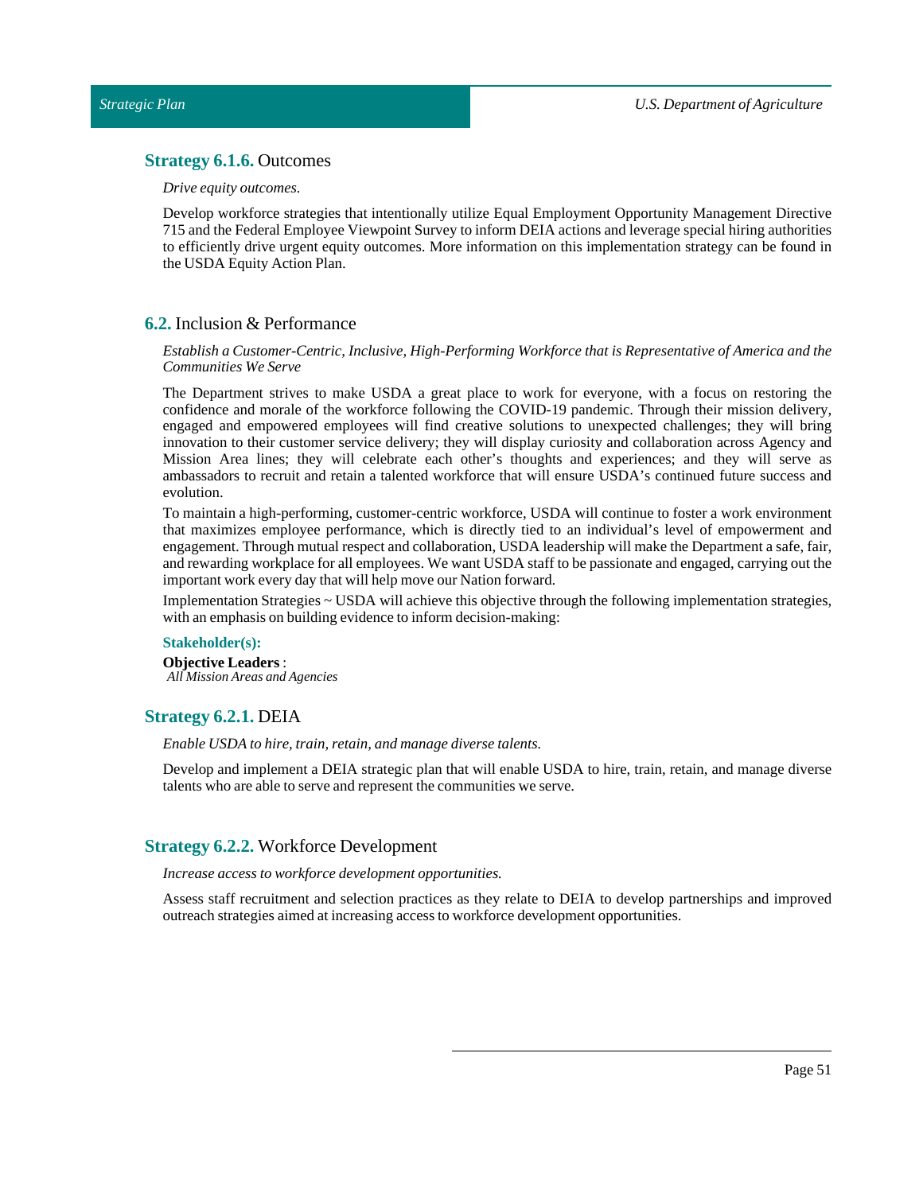### **Strategy 6.1.6.** Outcomes

*Drive equity outcomes.*

Develop workforce strategies that intentionally utilize Equal Employment Opportunity Management Directive 715 and the Federal Employee Viewpoint Survey to inform DEIA actions and leverage special hiring authorities to efficiently drive urgent equity outcomes. More information on this implementation strategy can be found in the USDA Equity Action Plan.

## **6.2.** Inclusion & Performance

*Establish a Customer-Centric, Inclusive, High-Performing Workforce that is Representative of America and the Communities We Serve*

The Department strives to make USDA a great place to work for everyone, with a focus on restoring the confidence and morale of the workforce following the COVID-19 pandemic. Through their mission delivery, engaged and empowered employees will find creative solutions to unexpected challenges; they will bring innovation to their customer service delivery; they will display curiosity and collaboration across Agency and Mission Area lines; they will celebrate each other's thoughts and experiences; and they will serve as ambassadors to recruit and retain a talented workforce that will ensure USDA's continued future success and evolution.

To maintain a high-performing, customer-centric workforce, USDA will continue to foster a work environment that maximizes employee performance, which is directly tied to an individual's level of empowerment and engagement. Through mutual respect and collaboration, USDA leadership will make the Department a safe, fair, and rewarding workplace for all employees. We want USDA staff to be passionate and engaged, carrying out the important work every day that will help move our Nation forward.

Implementation Strategies ~ USDA will achieve this objective through the following implementation strategies, with an emphasis on building evidence to inform decision-making:

**Stakeholder(s):**

**Objective Leaders** :
*All Mission Areas and Agencies*

### **Strategy 6.2.1.** DEIA

*Enable USDA to hire, train, retain, and manage diverse talents.*

Develop and implement a DEIA strategic plan that will enable USDA to hire, train, retain, and manage diverse talents who are able to serve and represent the communities we serve.

### **Strategy 6.2.2.** Workforce Development

*Increase access to workforce development opportunities.*

Assess staff recruitment and selection practices as they relate to DEIA to develop partnerships and improved outreach strategies aimed at increasing access to workforce development opportunities.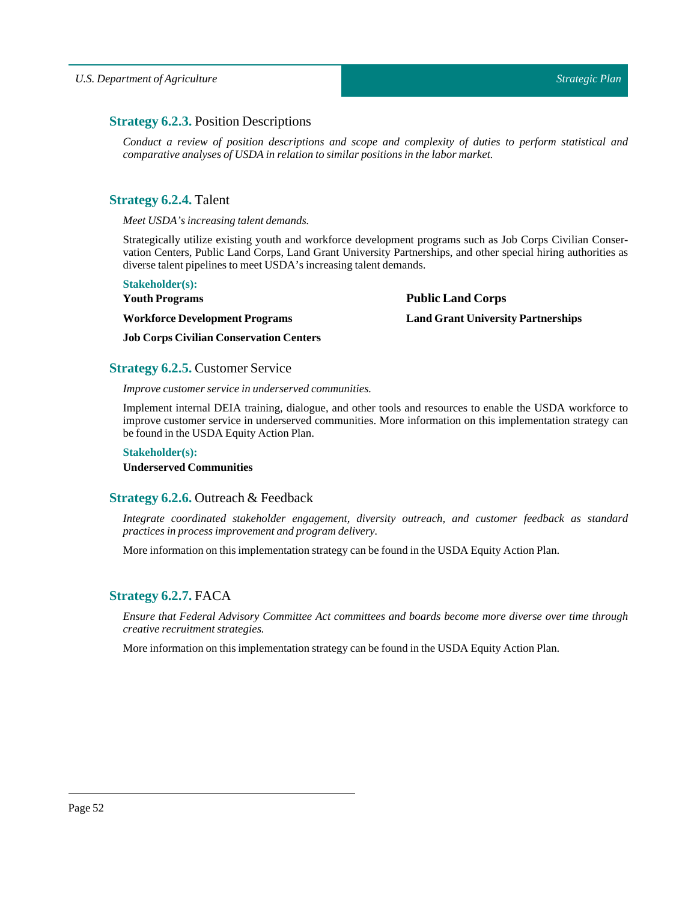### **Strategy 6.2.3.** Position Descriptions

*Conduct a review of position descriptions and scope and complexity of duties to perform statistical and comparative analyses of USDA in relation to similar positions in the labor market.*

### **Strategy 6.2.4.** Talent

*Meet USDA's increasing talent demands.*

Strategically utilize existing youth and workforce development programs such as Job Corps Civilian Conservation Centers, Public Land Corps, Land Grant University Partnerships, and other special hiring authorities as diverse talent pipelines to meet USDA's increasing talent demands.

**Stakeholder(s):**

**Youth Programs**

**Workforce Development Programs**

**Job Corps Civilian Conservation Centers**

**Public Land Corps**

**Land Grant University Partnerships**

### **Strategy 6.2.5.** Customer Service

*Improve customer service in underserved communities.*

Implement internal DEIA training, dialogue, and other tools and resources to enable the USDA workforce to improve customer service in underserved communities. More information on this implementation strategy can be found in the USDA Equity Action Plan.

**Stakeholder(s):**

**Underserved Communities**

### **Strategy 6.2.6.** Outreach & Feedback

*Integrate coordinated stakeholder engagement, diversity outreach, and customer feedback as standard practices in process improvement and program delivery.*

More information on this implementation strategy can be found in the USDA Equity Action Plan.

### **Strategy 6.2.7.** FACA

*Ensure that Federal Advisory Committee Act committees and boards become more diverse over time through creative recruitment strategies.*

More information on this implementation strategy can be found in the USDA Equity Action Plan.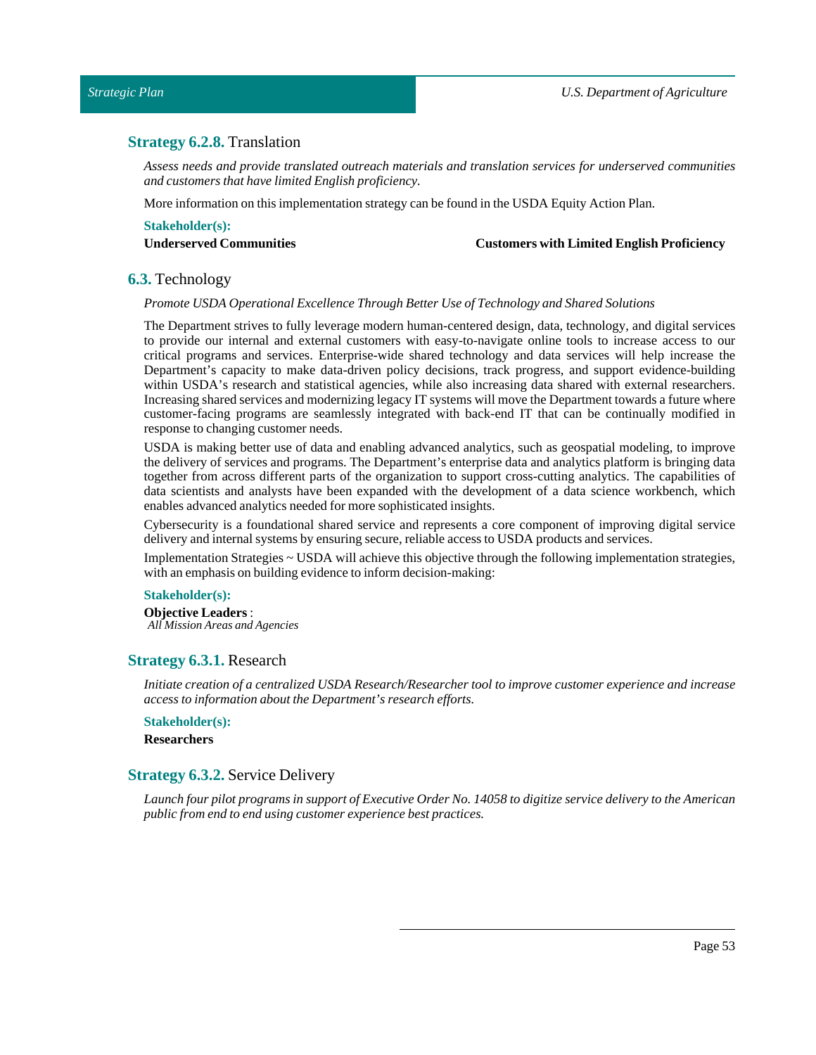### **Strategy 6.2.8.** Translation

*Assess needs and provide translated outreach materials and translation services for underserved communities and customers that have limited English proficiency.*

More information on this implementation strategy can be found in the USDA Equity Action Plan.

**Stakeholder(s):**

**Underserved Communities**

**Customers with Limited English Proficiency**

## **6.3.** Technology

*Promote USDA Operational Excellence Through Better Use of Technology and Shared Solutions*

The Department strives to fully leverage modern human-centered design, data, technology, and digital services to provide our internal and external customers with easy-to-navigate online tools to increase access to our critical programs and services. Enterprise-wide shared technology and data services will help increase the Department's capacity to make data-driven policy decisions, track progress, and support evidence-building within USDA's research and statistical agencies, while also increasing data shared with external researchers. Increasing shared services and modernizing legacy IT systems will move the Department towards a future where customer-facing programs are seamlessly integrated with back-end IT that can be continually modified in response to changing customer needs.

USDA is making better use of data and enabling advanced analytics, such as geospatial modeling, to improve the delivery of services and programs. The Department's enterprise data and analytics platform is bringing data together from across different parts of the organization to support cross-cutting analytics. The capabilities of data scientists and analysts have been expanded with the development of a data science workbench, which enables advanced analytics needed for more sophisticated insights.

Cybersecurity is a foundational shared service and represents a core component of improving digital service delivery and internal systems by ensuring secure, reliable access to USDA products and services.

Implementation Strategies ~ USDA will achieve this objective through the following implementation strategies, with an emphasis on building evidence to inform decision-making:

**Stakeholder(s):**

**Objective Leaders** :
*All Mission Areas and Agencies*

### **Strategy 6.3.1.** Research

*Initiate creation of a centralized USDA Research/Researcher tool to improve customer experience and increase access to information about the Department's research efforts.*

**Stakeholder(s):**

**Researchers**

### **Strategy 6.3.2.** Service Delivery

*Launch four pilot programs in support of Executive Order No. 14058 to digitize service delivery to the American public from end to end using customer experience best practices.*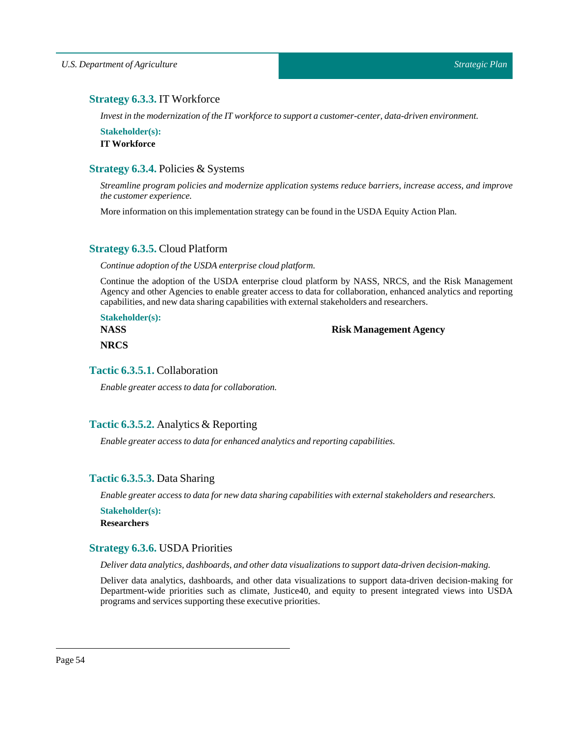### **Strategy 6.3.3.** IT Workforce

*Invest in the modernization of the IT workforce to support a customer-center, data-driven environment.*

**Stakeholder(s):**

**IT Workforce**

### **Strategy 6.3.4.** Policies & Systems

*Streamline program policies and modernize application systems reduce barriers, increase access, and improve the customer experience.*

More information on this implementation strategy can be found in the USDA Equity Action Plan.

### **Strategy 6.3.5.** Cloud Platform

*Continue adoption of the USDA enterprise cloud platform.*

Continue the adoption of the USDA enterprise cloud platform by NASS, NRCS, and the Risk Management Agency and other Agencies to enable greater access to data for collaboration, enhanced analytics and reporting capabilities, and new data sharing capabilities with external stakeholders and researchers.

**Stakeholder(s):**

**NASS**

**NRCS**

**Risk Management Agency**

#### **Tactic 6.3.5.1.** Collaboration

*Enable greater access to data for collaboration.*

#### **Tactic 6.3.5.2.** Analytics & Reporting

*Enable greater access to data for enhanced analytics and reporting capabilities.*

#### **Tactic 6.3.5.3.** Data Sharing

*Enable greater access to data for new data sharing capabilities with external stakeholders and researchers.*

**Stakeholder(s):**

**Researchers**

### **Strategy 6.3.6.** USDA Priorities

*Deliver data analytics, dashboards, and other data visualizations to support data-driven decision-making.*

Deliver data analytics, dashboards, and other data visualizations to support data-driven decision-making for Department-wide priorities such as climate, Justice40, and equity to present integrated views into USDA programs and services supporting these executive priorities.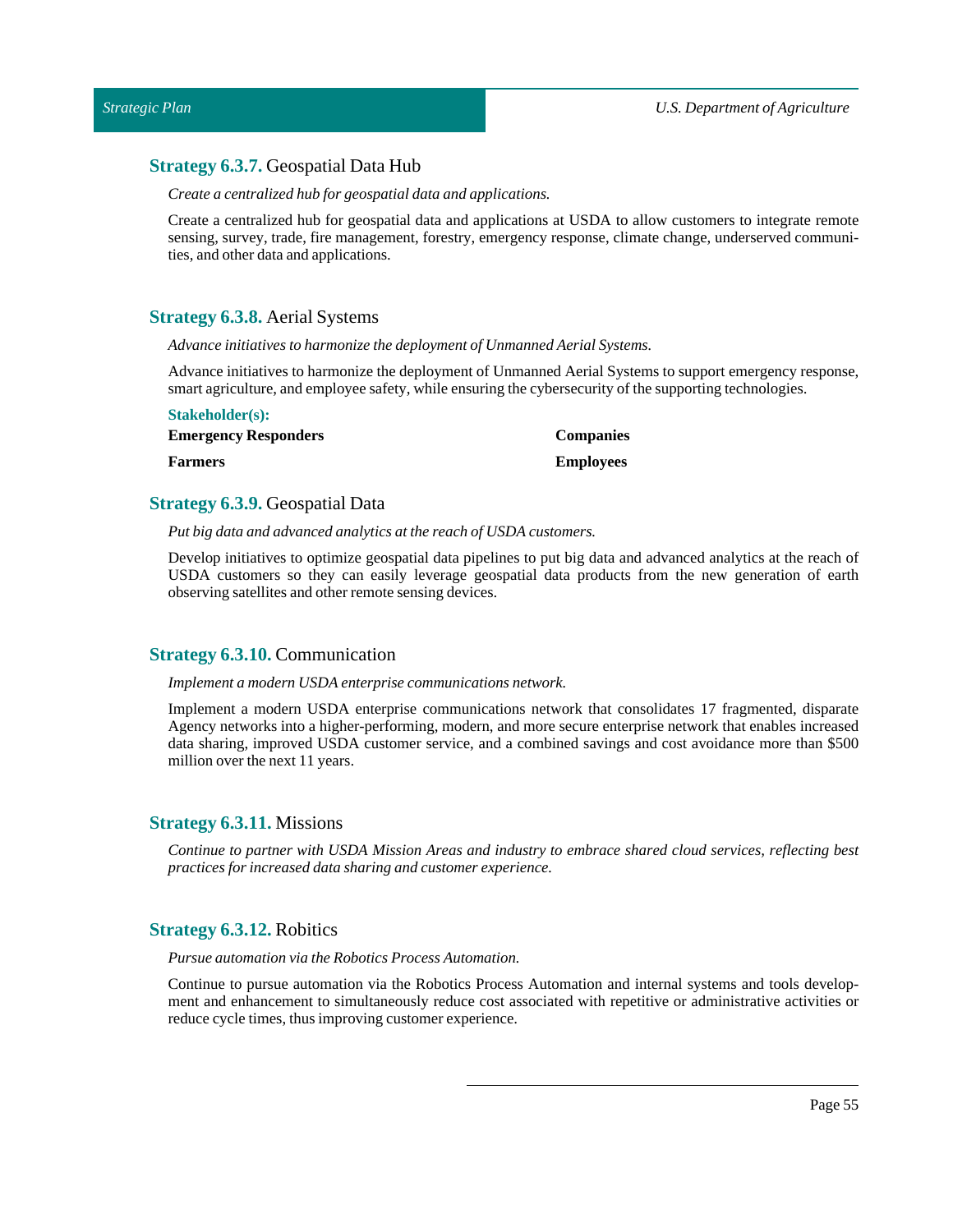### **Strategy 6.3.7.** Geospatial Data Hub

*Create a centralized hub for geospatial data and applications.*

Create a centralized hub for geospatial data and applications at USDA to allow customers to integrate remote sensing, survey, trade, fire management, forestry, emergency response, climate change, underserved communities, and other data and applications.

### **Strategy 6.3.8.** Aerial Systems

*Advance initiatives to harmonize the deployment of Unmanned Aerial Systems.*

Advance initiatives to harmonize the deployment of Unmanned Aerial Systems to support emergency response, smart agriculture, and employee safety, while ensuring the cybersecurity of the supporting technologies.

**Stakeholder(s):**

**Emergency Responders**

**Companies**

**Farmers**

**Employees**

### **Strategy 6.3.9.** Geospatial Data

*Put big data and advanced analytics at the reach of USDA customers.*

Develop initiatives to optimize geospatial data pipelines to put big data and advanced analytics at the reach of USDA customers so they can easily leverage geospatial data products from the new generation of earth observing satellites and other remote sensing devices.

### **Strategy 6.3.10.** Communication

*Implement a modern USDA enterprise communications network.*

Implement a modern USDA enterprise communications network that consolidates 17 fragmented, disparate Agency networks into a higher-performing, modern, and more secure enterprise network that enables increased data sharing, improved USDA customer service, and a combined savings and cost avoidance more than $500 million over the next 11 years.

### **Strategy 6.3.11.** Missions

*Continue to partner with USDA Mission Areas and industry to embrace shared cloud services, reflecting best practices for increased data sharing and customer experience.*

### **Strategy 6.3.12.** Robitics

*Pursue automation via the Robotics Process Automation.*

Continue to pursue automation via the Robotics Process Automation and internal systems and tools development and enhancement to simultaneously reduce cost associated with repetitive or administrative activities or reduce cycle times, thus improving customer experience.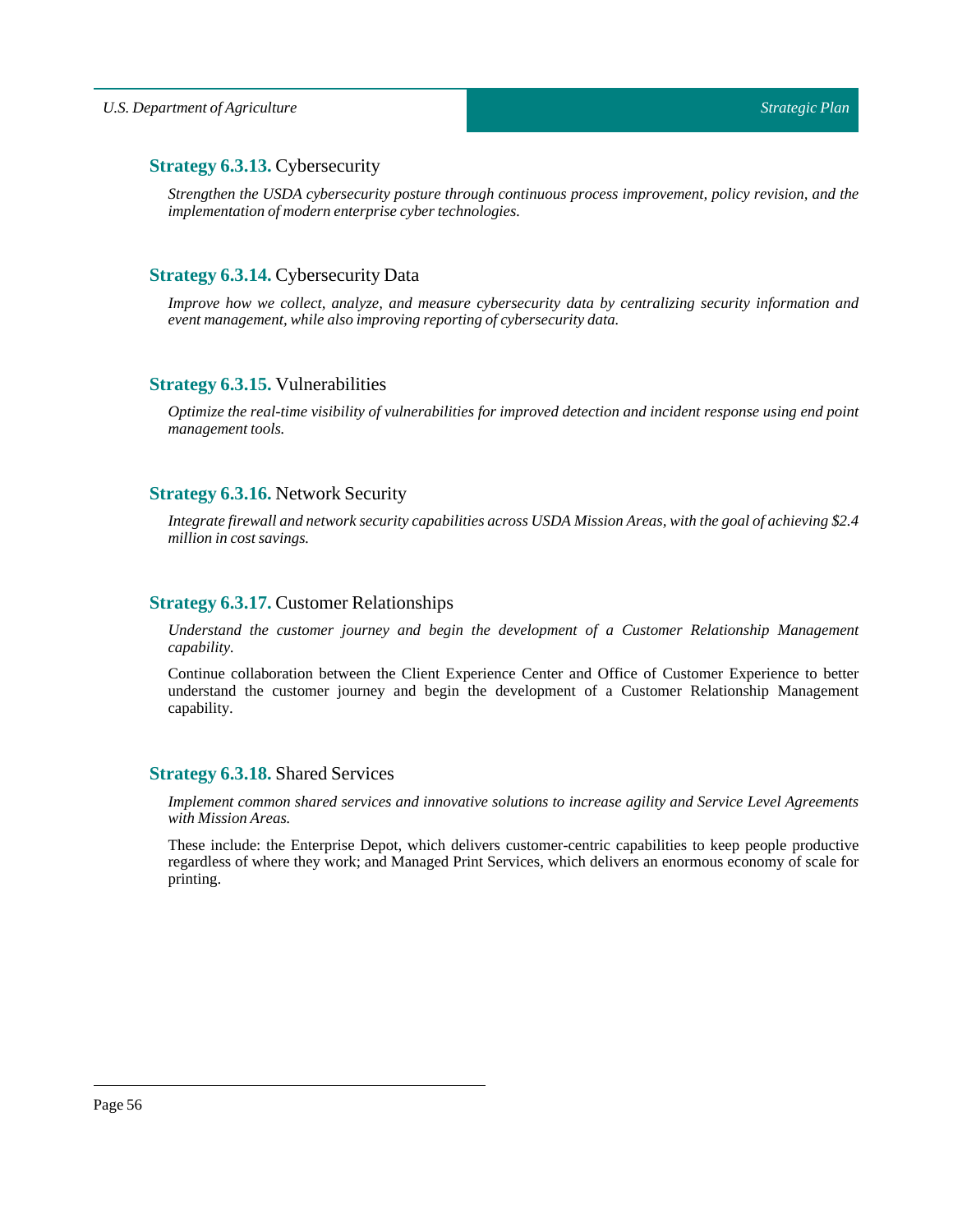### **Strategy 6.3.13.** Cybersecurity

*Strengthen the USDA cybersecurity posture through continuous process improvement, policy revision, and the implementation of modern enterprise cyber technologies.*

### **Strategy 6.3.14.** Cybersecurity Data

*Improve how we collect, analyze, and measure cybersecurity data by centralizing security information and event management, while also improving reporting of cybersecurity data.*

### **Strategy 6.3.15.** Vulnerabilities

*Optimize the real-time visibility of vulnerabilities for improved detection and incident response using end point management tools.*

### **Strategy 6.3.16.** Network Security

*Integrate firewall and network security capabilities across USDA Mission Areas, with the goal of achieving $2.4 million in cost savings.*

### **Strategy 6.3.17.** Customer Relationships

*Understand the customer journey and begin the development of a Customer Relationship Management capability.*

Continue collaboration between the Client Experience Center and Office of Customer Experience to better understand the customer journey and begin the development of a Customer Relationship Management capability.

### **Strategy 6.3.18.** Shared Services

*Implement common shared services and innovative solutions to increase agility and Service Level Agreements with Mission Areas.*

These include: the Enterprise Depot, which delivers customer-centric capabilities to keep people productive regardless of where they work; and Managed Print Services, which delivers an enormous economy of scale for printing.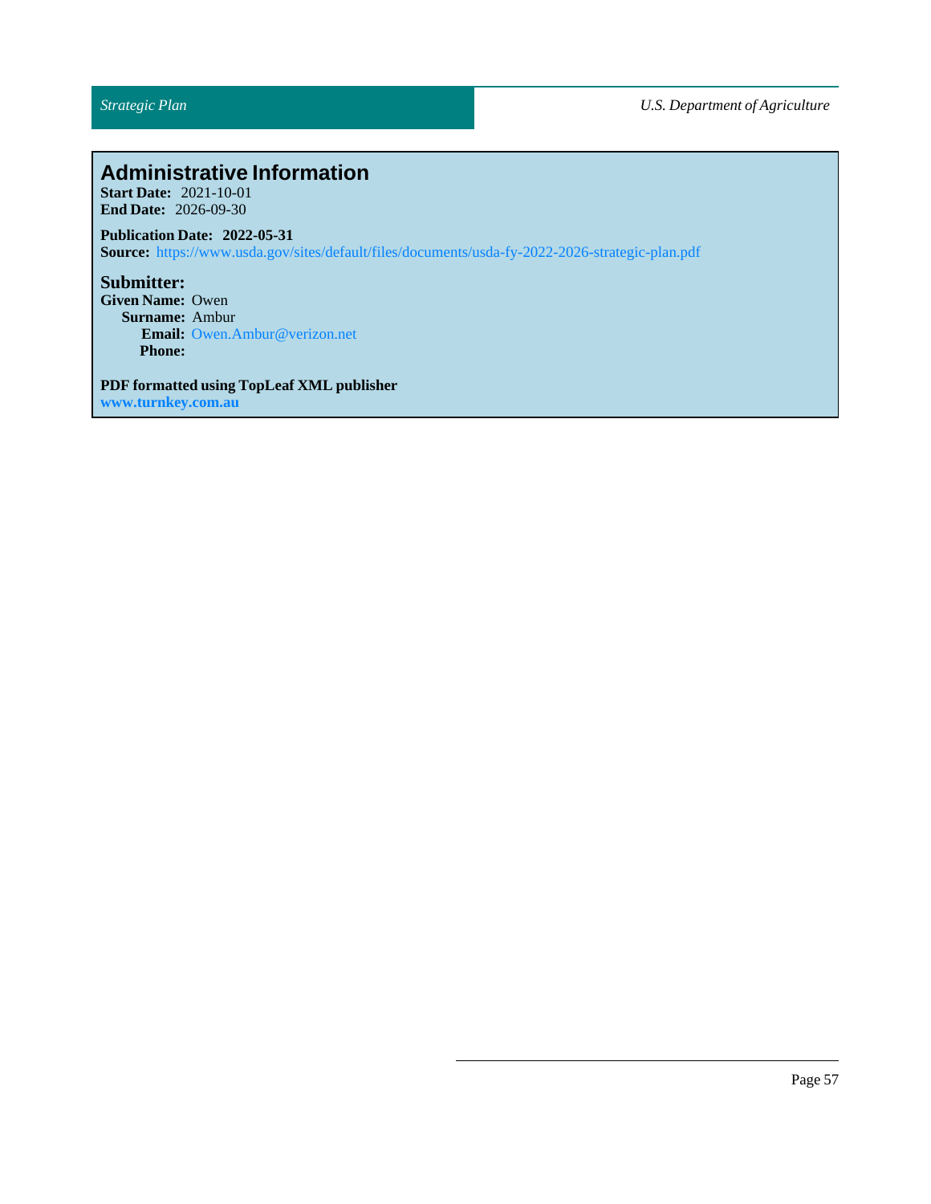## Administrative Information

**Start Date:** 2021-10-01
**End Date:** 2026-09-30

**Publication Date:** **2022-05-31**
**Source:** https://www.usda.gov/sites/default/files/documents/usda-fy-2022-2026-strategic-plan.pdf

### Submitter:

**Given Name:** Owen
**Surname:** Ambur
**Email:** Owen.Ambur@verizon.net
**Phone:**

**PDF formatted using TopLeaf XML publisher**
**www.turnkey.com.au**